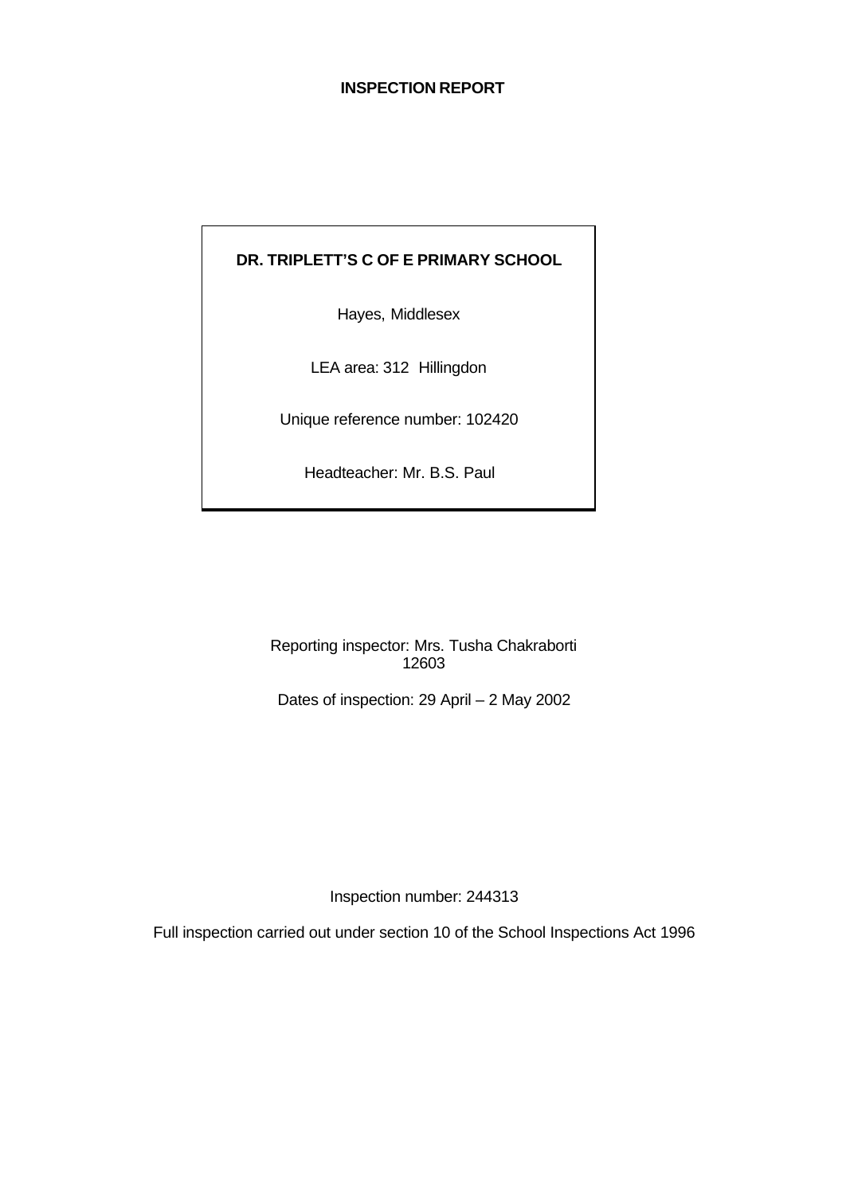# INSPECTION REPORT

**DR. TRIPLETT'S C OF E PRIMARY SCHOOL**

Hayes, Middlesex

LEA area: 312 Hillingdon

Unique reference number: 102420

Headteacher: Mr. B.S. Paul

Reporting inspector: Mrs. Tusha Chakraborti
12603

Dates of inspection: 29 April – 2 May 2002

Inspection number: 244313

Full inspection carried out under section 10 of the School Inspections Act 1996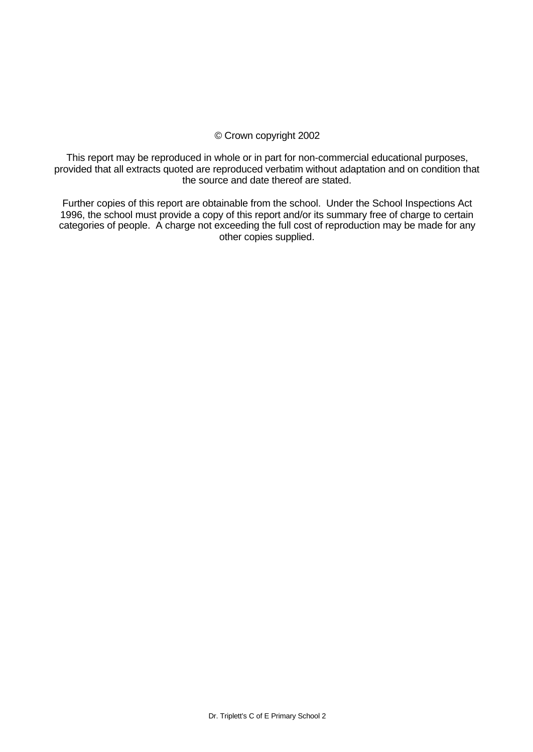© Crown copyright 2002

This report may be reproduced in whole or in part for non-commercial educational purposes, provided that all extracts quoted are reproduced verbatim without adaptation and on condition that the source and date thereof are stated.

Further copies of this report are obtainable from the school. Under the School Inspections Act 1996, the school must provide a copy of this report and/or its summary free of charge to certain categories of people. A charge not exceeding the full cost of reproduction may be made for any other copies supplied.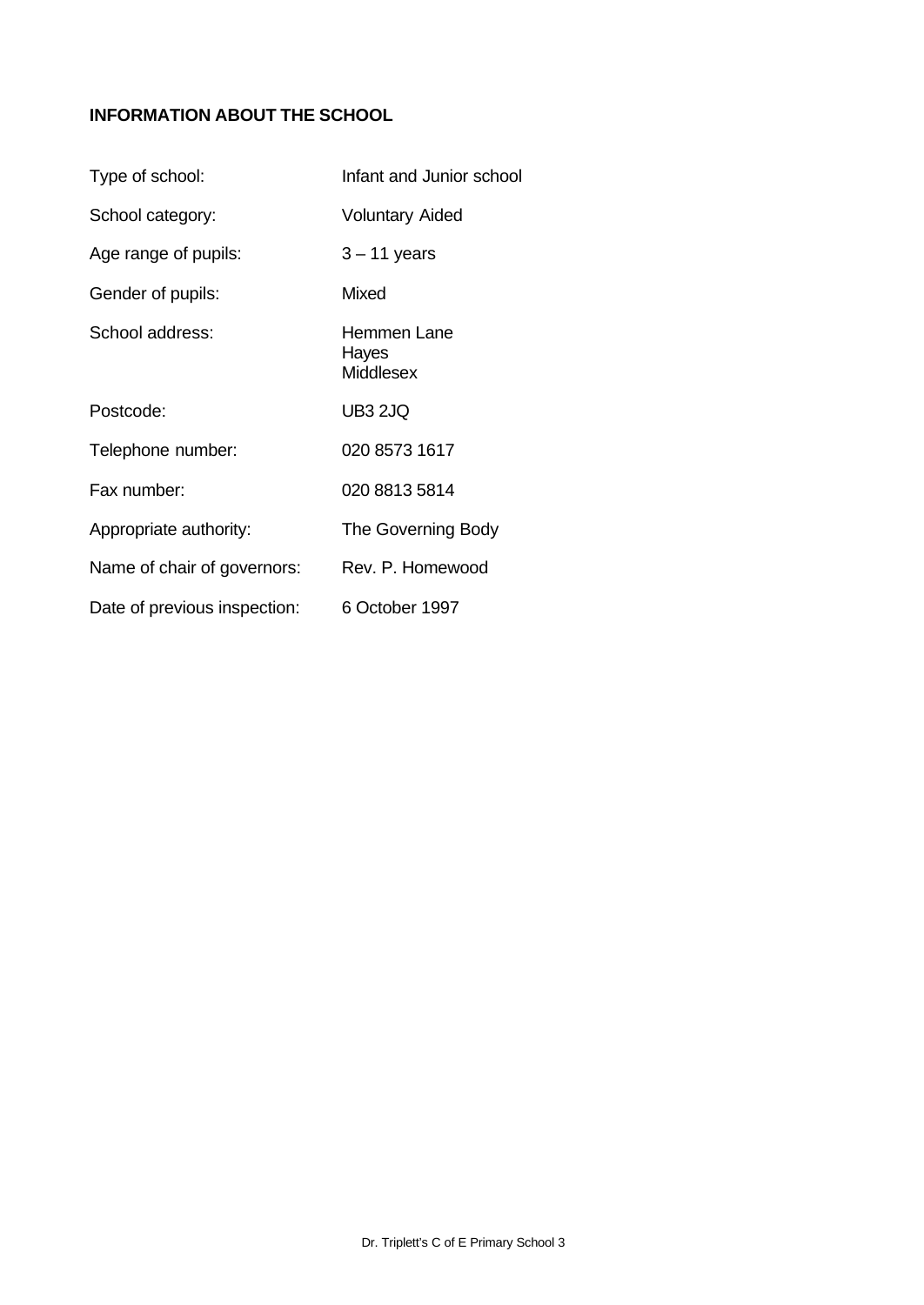## INFORMATION ABOUT THE SCHOOL

| | |
|---|---|
| Type of school: | Infant and Junior school |
| School category: | Voluntary Aided |
| Age range of pupils: | 3 – 11 years |
| Gender of pupils: | Mixed |
| School address: | Hemmen Lane<br>Hayes<br>Middlesex |
| Postcode: | UB3 2JQ |
| Telephone number: | 020 8573 1617 |
| Fax number: | 020 8813 5814 |
| Appropriate authority: | The Governing Body |
| Name of chair of governors: | Rev. P. Homewood |
| Date of previous inspection: | 6 October 1997 |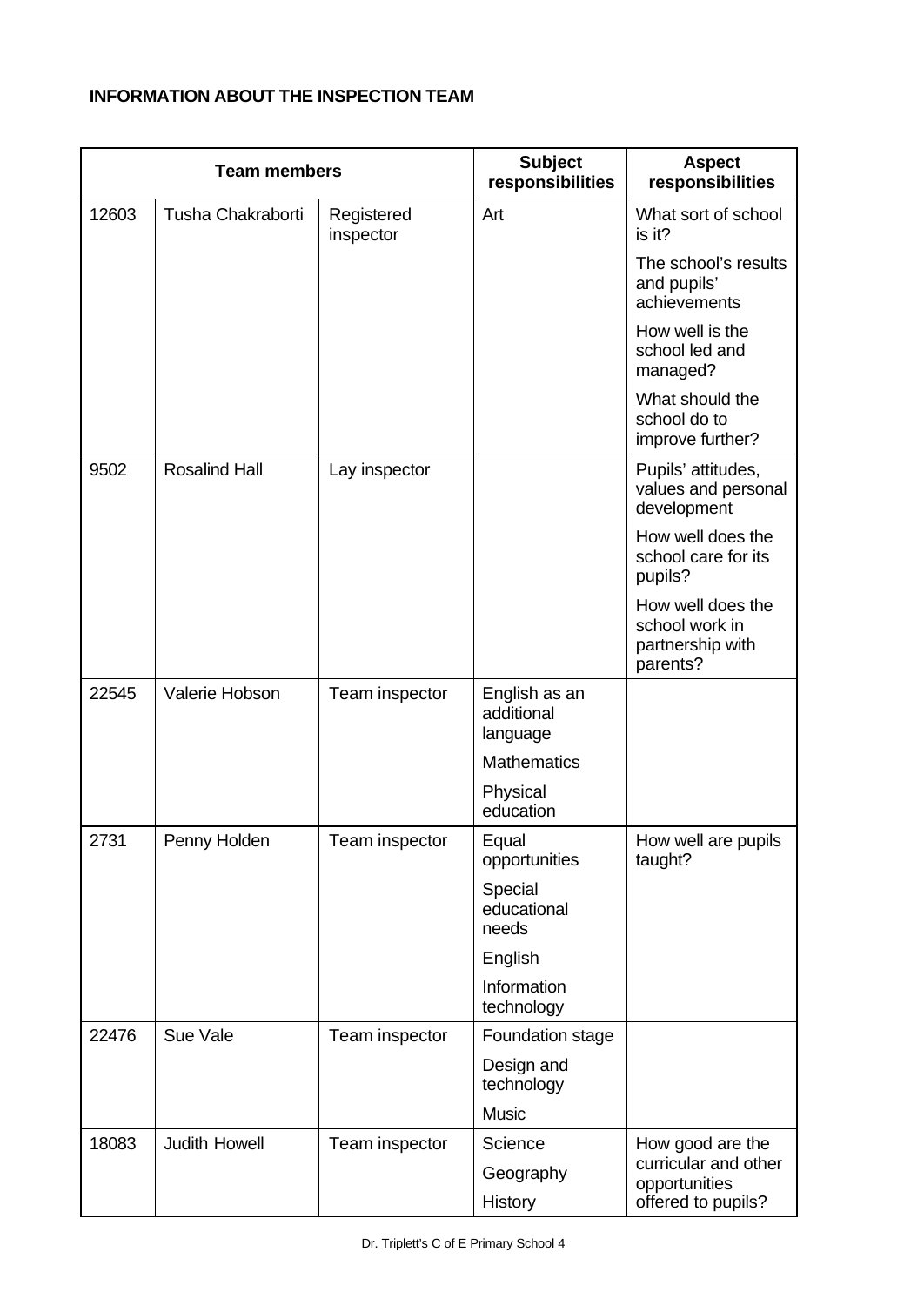**INFORMATION ABOUT THE INSPECTION TEAM**

| Team members | | | Subject responsibilities | Aspect responsibilities |
|---|---|---|---|---|
| 12603 | Tusha Chakraborti | Registered inspector | Art | What sort of school is it? |
| | | | | The school's results and pupils' achievements |
| | | | | How well is the school led and managed? |
| | | | | What should the school do to improve further? |
| 9502 | Rosalind Hall | Lay inspector | | Pupils' attitudes, values and personal development |
| | | | | How well does the school care for its pupils? |
| | | | | How well does the school work in partnership with parents? |
| 22545 | Valerie Hobson | Team inspector | English as an additional language | |
| | | | Mathematics | |
| | | | Physical education | |
| 2731 | Penny Holden | Team inspector | Equal opportunities | How well are pupils taught? |
| | | | Special educational needs | |
| | | | English | |
| | | | Information technology | |
| 22476 | Sue Vale | Team inspector | Foundation stage | |
| | | | Design and technology | |
| | | | Music | |
| 18083 | Judith Howell | Team inspector | Science | How good are the curricular and other opportunities offered to pupils? |
| | | | Geography | |
| | | | History | |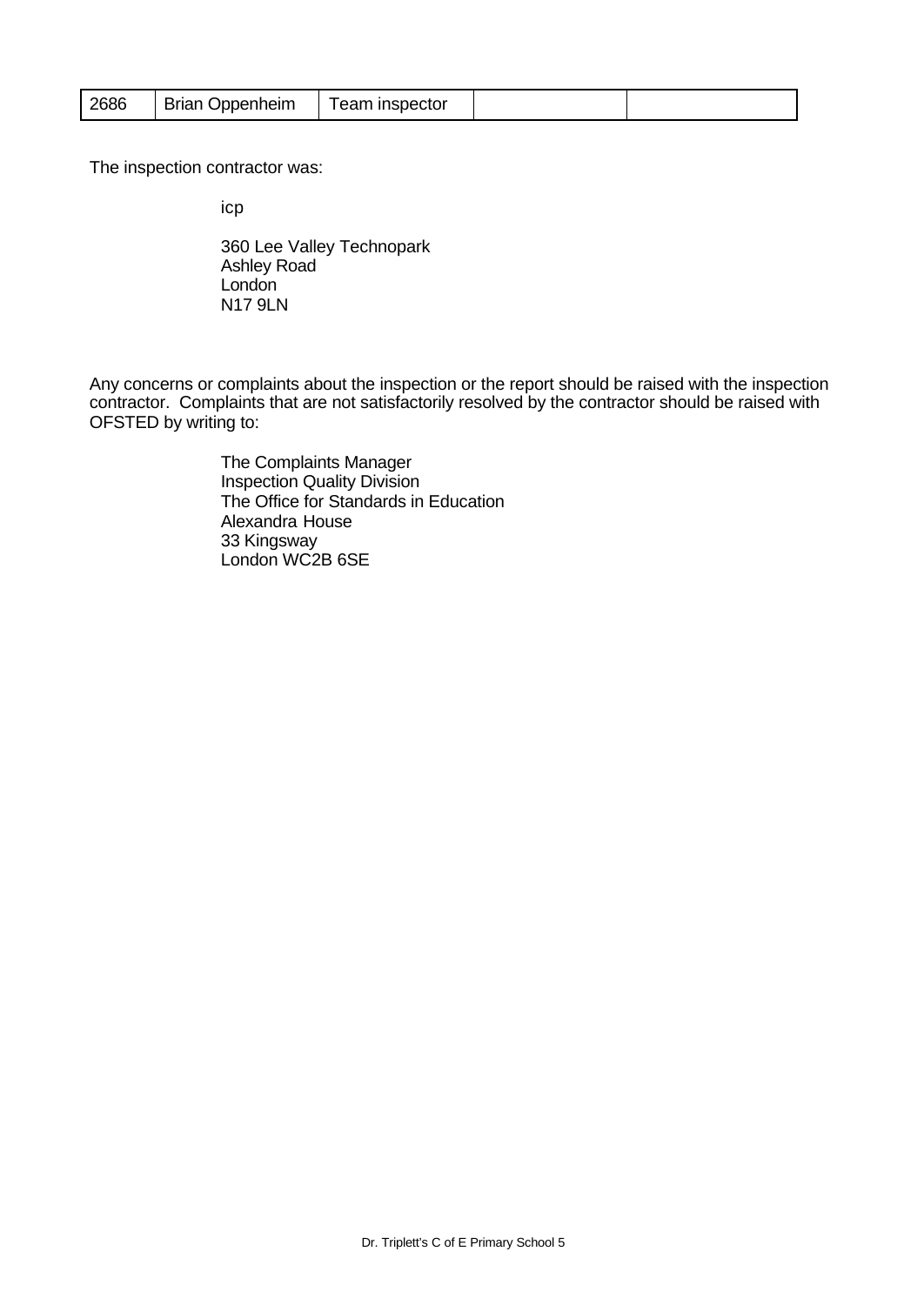| 2686 | Brian Oppenheim | Team inspector | | |
|---|---|---|---|---|

The inspection contractor was:

icp

360 Lee Valley Technopark
Ashley Road
London
N17 9LN

Any concerns or complaints about the inspection or the report should be raised with the inspection contractor. Complaints that are not satisfactorily resolved by the contractor should be raised with OFSTED by writing to:

The Complaints Manager
Inspection Quality Division
The Office for Standards in Education
Alexandra House
33 Kingsway
London WC2B 6SE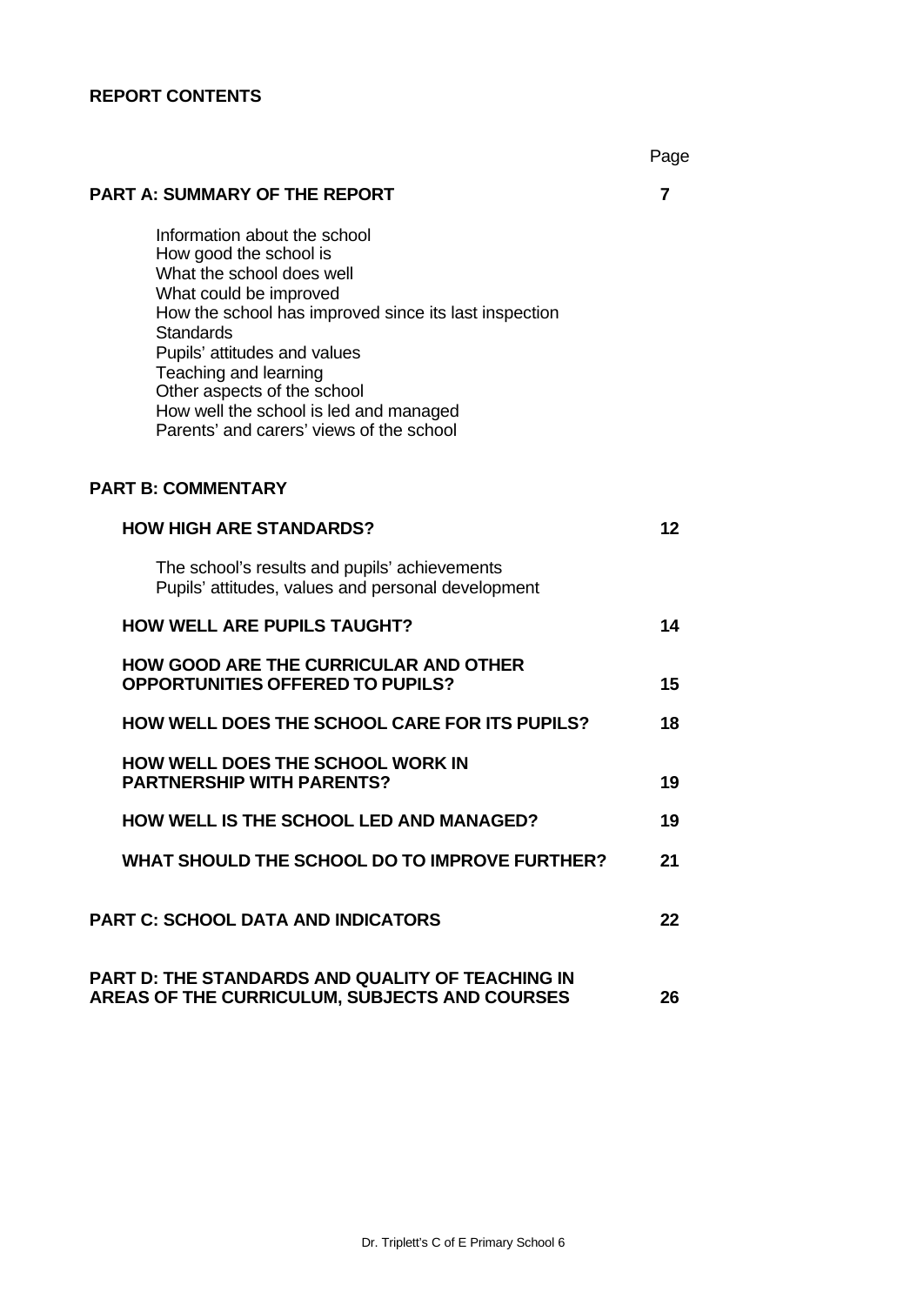**REPORT CONTENTS**

| | Page |
|---|---|
| **PART A: SUMMARY OF THE REPORT** | **7** |
| Information about the school<br>How good the school is<br>What the school does well<br>What could be improved<br>How the school has improved since its last inspection<br>Standards<br>Pupils' attitudes and values<br>Teaching and learning<br>Other aspects of the school<br>How well the school is led and managed<br>Parents' and carers' views of the school | |
| **PART B: COMMENTARY** | |
| **HOW HIGH ARE STANDARDS?** | **12** |
| The school's results and pupils' achievements<br>Pupils' attitudes, values and personal development | |
| **HOW WELL ARE PUPILS TAUGHT?** | **14** |
| **HOW GOOD ARE THE CURRICULAR AND OTHER OPPORTUNITIES OFFERED TO PUPILS?** | **15** |
| **HOW WELL DOES THE SCHOOL CARE FOR ITS PUPILS?** | **18** |
| **HOW WELL DOES THE SCHOOL WORK IN PARTNERSHIP WITH PARENTS?** | **19** |
| **HOW WELL IS THE SCHOOL LED AND MANAGED?** | **19** |
| **WHAT SHOULD THE SCHOOL DO TO IMPROVE FURTHER?** | **21** |
| **PART C: SCHOOL DATA AND INDICATORS** | **22** |
| **PART D: THE STANDARDS AND QUALITY OF TEACHING IN AREAS OF THE CURRICULUM, SUBJECTS AND COURSES** | **26** |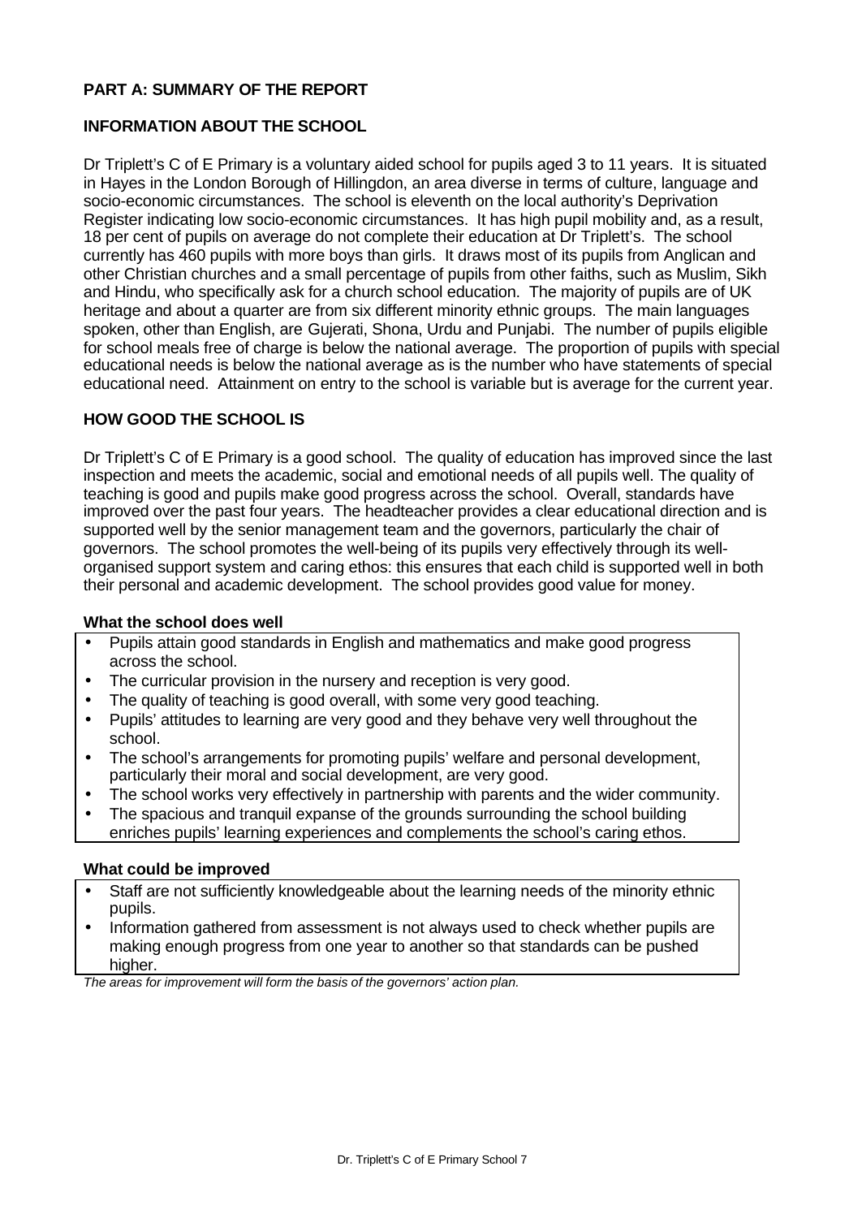## PART A: SUMMARY OF THE REPORT

### INFORMATION ABOUT THE SCHOOL

Dr Triplett's C of E Primary is a voluntary aided school for pupils aged 3 to 11 years. It is situated in Hayes in the London Borough of Hillingdon, an area diverse in terms of culture, language and socio-economic circumstances. The school is eleventh on the local authority's Deprivation Register indicating low socio-economic circumstances. It has high pupil mobility and, as a result, 18 per cent of pupils on average do not complete their education at Dr Triplett's. The school currently has 460 pupils with more boys than girls. It draws most of its pupils from Anglican and other Christian churches and a small percentage of pupils from other faiths, such as Muslim, Sikh and Hindu, who specifically ask for a church school education. The majority of pupils are of UK heritage and about a quarter are from six different minority ethnic groups. The main languages spoken, other than English, are Gujerati, Shona, Urdu and Punjabi. The number of pupils eligible for school meals free of charge is below the national average. The proportion of pupils with special educational needs is below the national average as is the number who have statements of special educational need. Attainment on entry to the school is variable but is average for the current year.

### HOW GOOD THE SCHOOL IS

Dr Triplett's C of E Primary is a good school. The quality of education has improved since the last inspection and meets the academic, social and emotional needs of all pupils well. The quality of teaching is good and pupils make good progress across the school. Overall, standards have improved over the past four years. The headteacher provides a clear educational direction and is supported well by the senior management team and the governors, particularly the chair of governors. The school promotes the well-being of its pupils very effectively through its well-organised support system and caring ethos: this ensures that each child is supported well in both their personal and academic development. The school provides good value for money.

**What the school does well**

- Pupils attain good standards in English and mathematics and make good progress across the school.
- The curricular provision in the nursery and reception is very good.
- The quality of teaching is good overall, with some very good teaching.
- Pupils' attitudes to learning are very good and they behave very well throughout the school.
- The school's arrangements for promoting pupils' welfare and personal development, particularly their moral and social development, are very good.
- The school works very effectively in partnership with parents and the wider community.
- The spacious and tranquil expanse of the grounds surrounding the school building enriches pupils' learning experiences and complements the school's caring ethos.

**What could be improved**

- Staff are not sufficiently knowledgeable about the learning needs of the minority ethnic pupils.
- Information gathered from assessment is not always used to check whether pupils are making enough progress from one year to another so that standards can be pushed higher.

*The areas for improvement will form the basis of the governors' action plan.*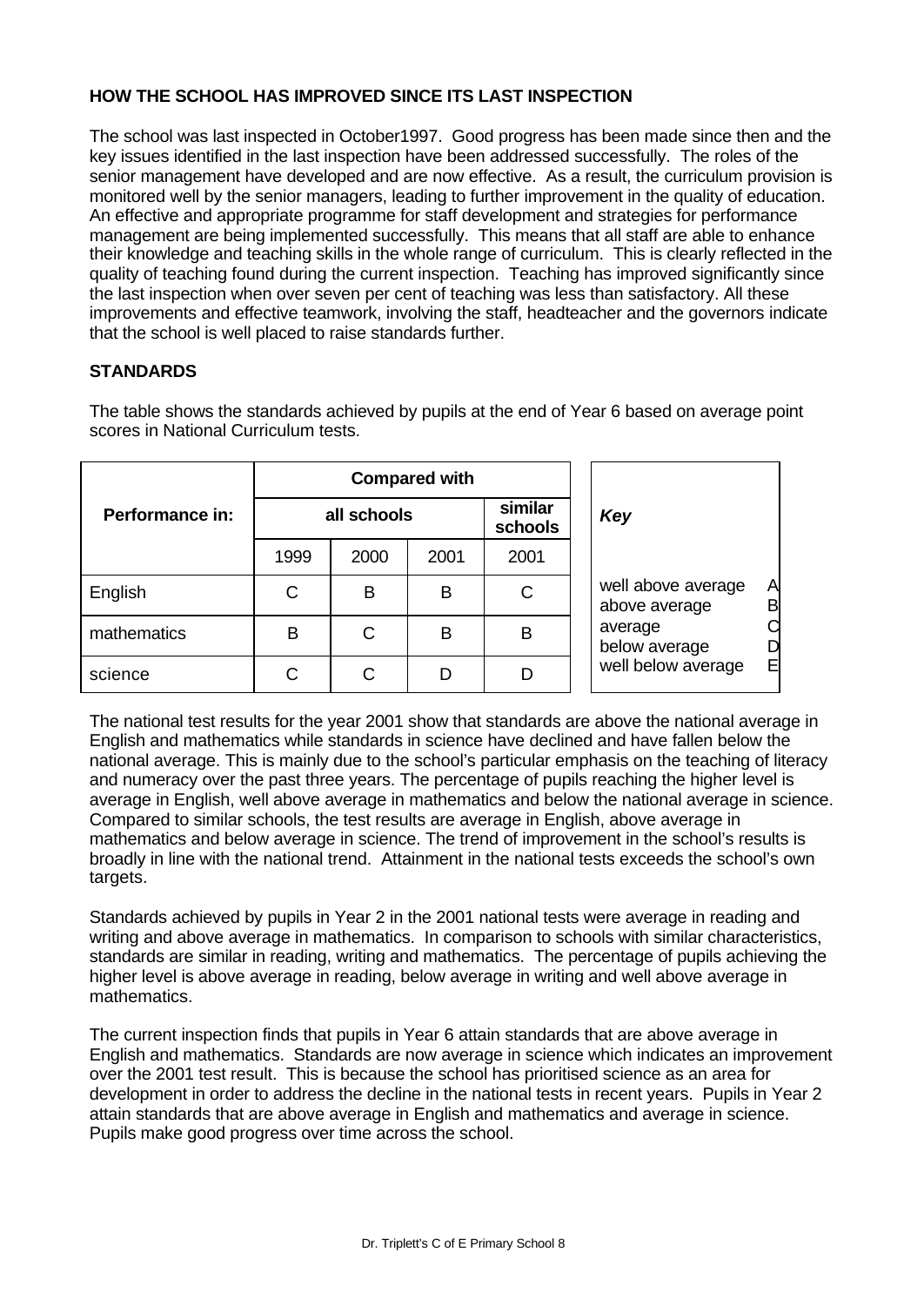## HOW THE SCHOOL HAS IMPROVED SINCE ITS LAST INSPECTION

The school was last inspected in October1997. Good progress has been made since then and the key issues identified in the last inspection have been addressed successfully. The roles of the senior management have developed and are now effective. As a result, the curriculum provision is monitored well by the senior managers, leading to further improvement in the quality of education. An effective and appropriate programme for staff development and strategies for performance management are being implemented successfully. This means that all staff are able to enhance their knowledge and teaching skills in the whole range of curriculum. This is clearly reflected in the quality of teaching found during the current inspection. Teaching has improved significantly since the last inspection when over seven per cent of teaching was less than satisfactory. All these improvements and effective teamwork, involving the staff, headteacher and the governors indicate that the school is well placed to raise standards further.

## STANDARDS

The table shows the standards achieved by pupils at the end of Year 6 based on average point scores in National Curriculum tests.

| Performance in: | Compared with | | | |
|---|---|---|---|---|
| | all schools | | | similar schools |
| | 1999 | 2000 | 2001 | 2001 |
| English | C | B | B | C |
| mathematics | B | C | B | B |
| science | C | C | D | D |

| *Key* | |
|---|---|
| well above average | A |
| above average | B |
| average | C |
| below average | D |
| well below average | E |

The national test results for the year 2001 show that standards are above the national average in English and mathematics while standards in science have declined and have fallen below the national average. This is mainly due to the school's particular emphasis on the teaching of literacy and numeracy over the past three years. The percentage of pupils reaching the higher level is average in English, well above average in mathematics and below the national average in science. Compared to similar schools, the test results are average in English, above average in mathematics and below average in science. The trend of improvement in the school's results is broadly in line with the national trend. Attainment in the national tests exceeds the school's own targets.

Standards achieved by pupils in Year 2 in the 2001 national tests were average in reading and writing and above average in mathematics. In comparison to schools with similar characteristics, standards are similar in reading, writing and mathematics. The percentage of pupils achieving the higher level is above average in reading, below average in writing and well above average in mathematics.

The current inspection finds that pupils in Year 6 attain standards that are above average in English and mathematics. Standards are now average in science which indicates an improvement over the 2001 test result. This is because the school has prioritised science as an area for development in order to address the decline in the national tests in recent years. Pupils in Year 2 attain standards that are above average in English and mathematics and average in science. Pupils make good progress over time across the school.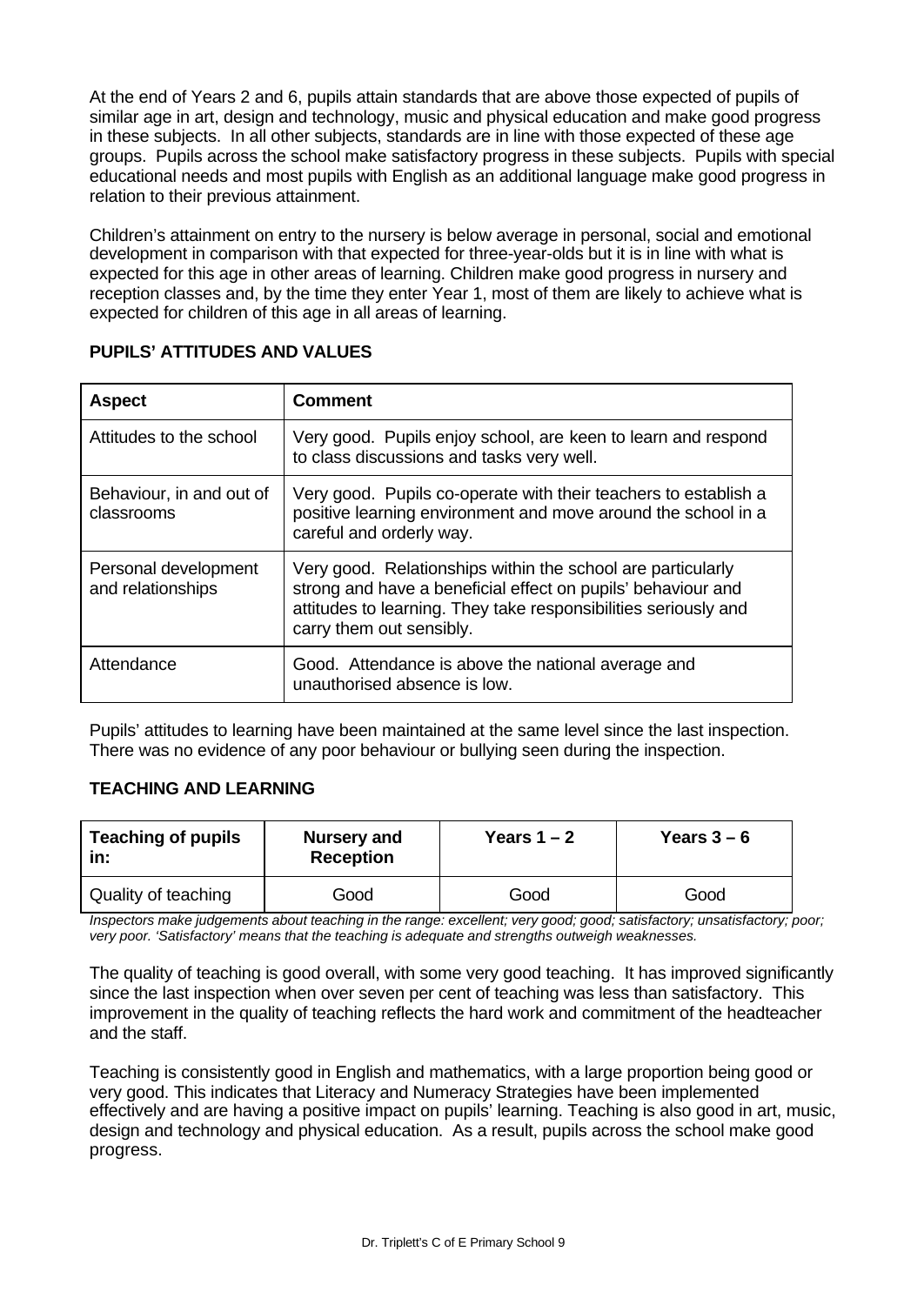At the end of Years 2 and 6, pupils attain standards that are above those expected of pupils of similar age in art, design and technology, music and physical education and make good progress in these subjects. In all other subjects, standards are in line with those expected of these age groups. Pupils across the school make satisfactory progress in these subjects. Pupils with special educational needs and most pupils with English as an additional language make good progress in relation to their previous attainment.

Children's attainment on entry to the nursery is below average in personal, social and emotional development in comparison with that expected for three-year-olds but it is in line with what is expected for this age in other areas of learning. Children make good progress in nursery and reception classes and, by the time they enter Year 1, most of them are likely to achieve what is expected for children of this age in all areas of learning.

**PUPILS' ATTITUDES AND VALUES**

| Aspect | Comment |
|---|---|
| Attitudes to the school | Very good. Pupils enjoy school, are keen to learn and respond to class discussions and tasks very well. |
| Behaviour, in and out of classrooms | Very good. Pupils co-operate with their teachers to establish a positive learning environment and move around the school in a careful and orderly way. |
| Personal development and relationships | Very good. Relationships within the school are particularly strong and have a beneficial effect on pupils' behaviour and attitudes to learning. They take responsibilities seriously and carry them out sensibly. |
| Attendance | Good. Attendance is above the national average and unauthorised absence is low. |

Pupils' attitudes to learning have been maintained at the same level since the last inspection. There was no evidence of any poor behaviour or bullying seen during the inspection.

**TEACHING AND LEARNING**

| Teaching of pupils in: | Nursery and Reception | Years 1 – 2 | Years 3 – 6 |
|---|---|---|---|
| Quality of teaching | Good | Good | Good |

*Inspectors make judgements about teaching in the range: excellent; very good; good; satisfactory; unsatisfactory; poor; very poor. 'Satisfactory' means that the teaching is adequate and strengths outweigh weaknesses.*

The quality of teaching is good overall, with some very good teaching. It has improved significantly since the last inspection when over seven per cent of teaching was less than satisfactory. This improvement in the quality of teaching reflects the hard work and commitment of the headteacher and the staff.

Teaching is consistently good in English and mathematics, with a large proportion being good or very good. This indicates that Literacy and Numeracy Strategies have been implemented effectively and are having a positive impact on pupils' learning. Teaching is also good in art, music, design and technology and physical education. As a result, pupils across the school make good progress.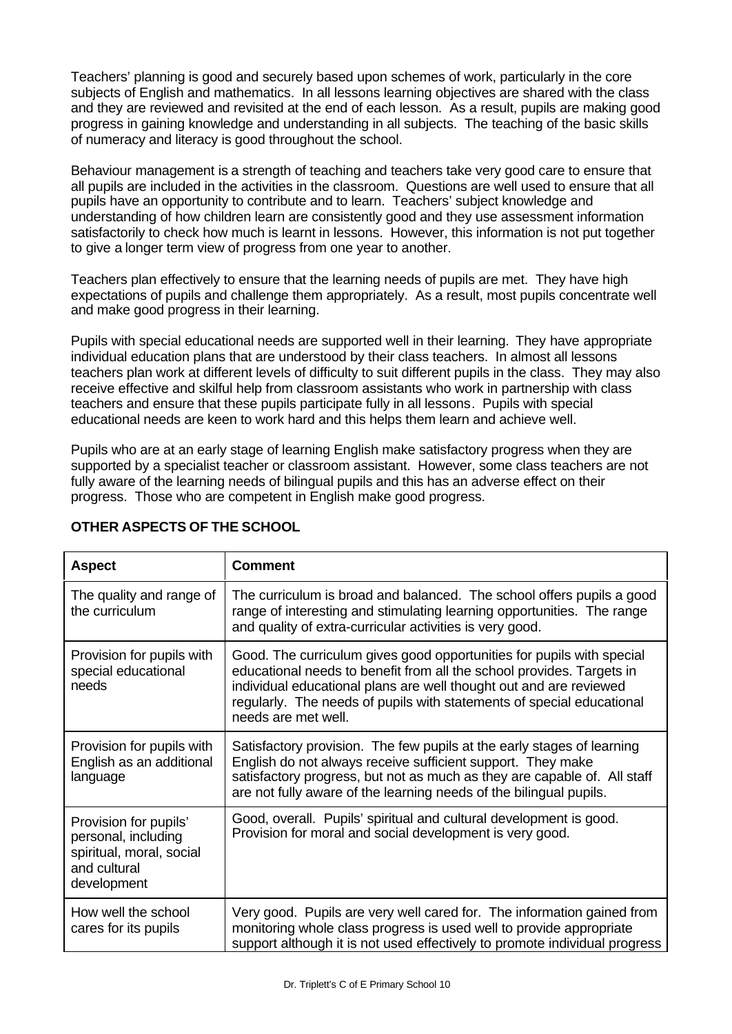Teachers' planning is good and securely based upon schemes of work, particularly in the core subjects of English and mathematics. In all lessons learning objectives are shared with the class and they are reviewed and revisited at the end of each lesson. As a result, pupils are making good progress in gaining knowledge and understanding in all subjects. The teaching of the basic skills of numeracy and literacy is good throughout the school.

Behaviour management is a strength of teaching and teachers take very good care to ensure that all pupils are included in the activities in the classroom. Questions are well used to ensure that all pupils have an opportunity to contribute and to learn. Teachers' subject knowledge and understanding of how children learn are consistently good and they use assessment information satisfactorily to check how much is learnt in lessons. However, this information is not put together to give a longer term view of progress from one year to another.

Teachers plan effectively to ensure that the learning needs of pupils are met. They have high expectations of pupils and challenge them appropriately. As a result, most pupils concentrate well and make good progress in their learning.

Pupils with special educational needs are supported well in their learning. They have appropriate individual education plans that are understood by their class teachers. In almost all lessons teachers plan work at different levels of difficulty to suit different pupils in the class. They may also receive effective and skilful help from classroom assistants who work in partnership with class teachers and ensure that these pupils participate fully in all lessons. Pupils with special educational needs are keen to work hard and this helps them learn and achieve well.

Pupils who are at an early stage of learning English make satisfactory progress when they are supported by a specialist teacher or classroom assistant. However, some class teachers are not fully aware of the learning needs of bilingual pupils and this has an adverse effect on their progress. Those who are competent in English make good progress.

## OTHER ASPECTS OF THE SCHOOL

| Aspect | Comment |
|---|---|
| The quality and range of the curriculum | The curriculum is broad and balanced. The school offers pupils a good range of interesting and stimulating learning opportunities. The range and quality of extra-curricular activities is very good. |
| Provision for pupils with special educational needs | Good. The curriculum gives good opportunities for pupils with special educational needs to benefit from all the school provides. Targets in individual educational plans are well thought out and are reviewed regularly. The needs of pupils with statements of special educational needs are met well. |
| Provision for pupils with English as an additional language | Satisfactory provision. The few pupils at the early stages of learning English do not always receive sufficient support. They make satisfactory progress, but not as much as they are capable of. All staff are not fully aware of the learning needs of the bilingual pupils. |
| Provision for pupils' personal, including spiritual, moral, social and cultural development | Good, overall. Pupils' spiritual and cultural development is good. Provision for moral and social development is very good. |
| How well the school cares for its pupils | Very good. Pupils are very well cared for. The information gained from monitoring whole class progress is used well to provide appropriate support although it is not used effectively to promote individual progress |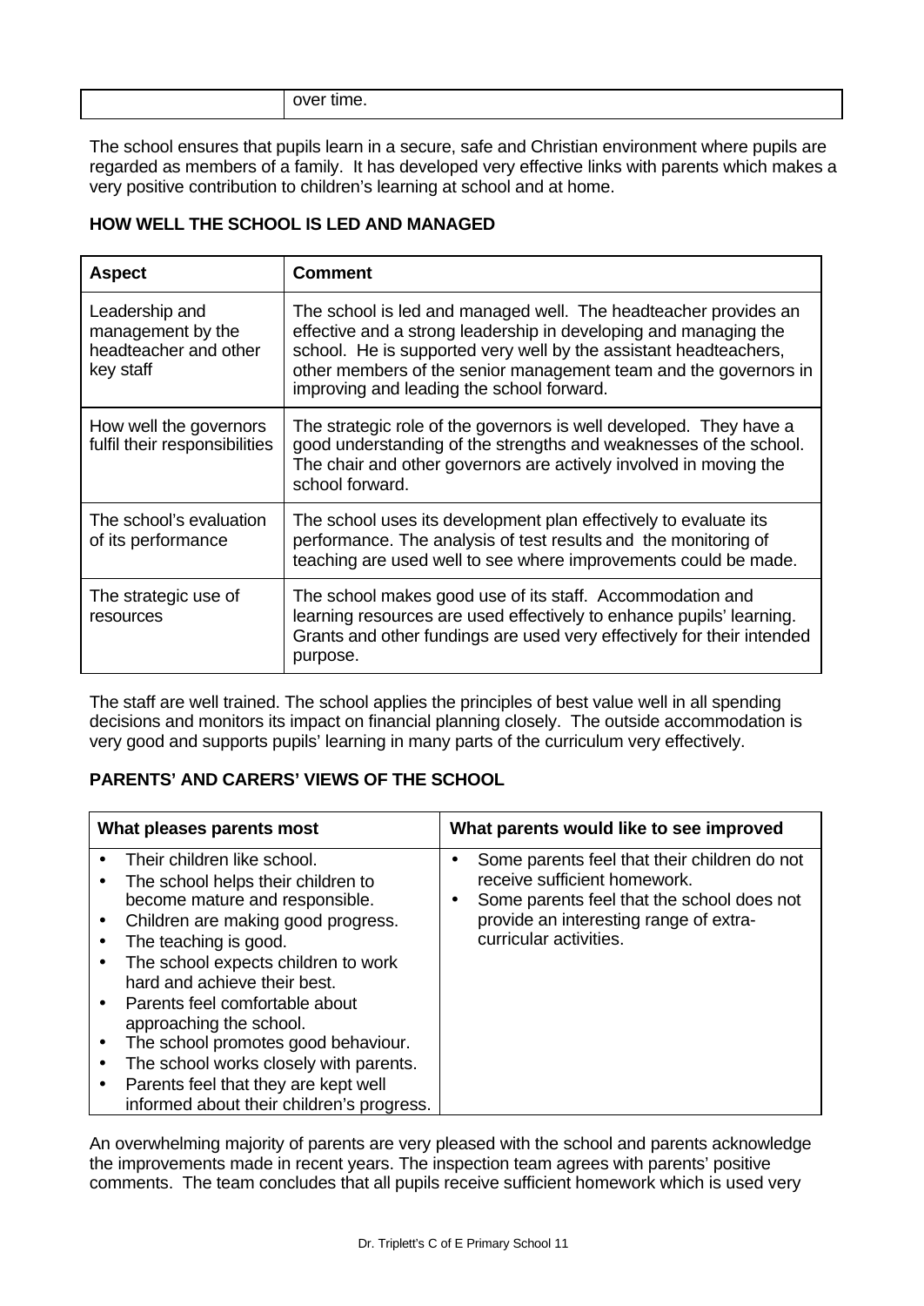| | over time. |
|---|---|

The school ensures that pupils learn in a secure, safe and Christian environment where pupils are regarded as members of a family. It has developed very effective links with parents which makes a very positive contribution to children's learning at school and at home.

**HOW WELL THE SCHOOL IS LED AND MANAGED**

| Aspect | Comment |
|---|---|
| Leadership and management by the headteacher and other key staff | The school is led and managed well. The headteacher provides an effective and a strong leadership in developing and managing the school. He is supported very well by the assistant headteachers, other members of the senior management team and the governors in improving and leading the school forward. |
| How well the governors fulfil their responsibilities | The strategic role of the governors is well developed. They have a good understanding of the strengths and weaknesses of the school. The chair and other governors are actively involved in moving the school forward. |
| The school's evaluation of its performance | The school uses its development plan effectively to evaluate its performance. The analysis of test results and the monitoring of teaching are used well to see where improvements could be made. |
| The strategic use of resources | The school makes good use of its staff. Accommodation and learning resources are used effectively to enhance pupils' learning. Grants and other fundings are used very effectively for their intended purpose. |

The staff are well trained. The school applies the principles of best value well in all spending decisions and monitors its impact on financial planning closely. The outside accommodation is very good and supports pupils' learning in many parts of the curriculum very effectively.

**PARENTS' AND CARERS' VIEWS OF THE SCHOOL**

| What pleases parents most | What parents would like to see improved |
|---|---|
| • Their children like school.<br>• The school helps their children to become mature and responsible.<br>• Children are making good progress.<br>• The teaching is good.<br>• The school expects children to work hard and achieve their best.<br>• Parents feel comfortable about approaching the school.<br>• The school promotes good behaviour.<br>• The school works closely with parents.<br>• Parents feel that they are kept well informed about their children's progress. | • Some parents feel that their children do not receive sufficient homework.<br>• Some parents feel that the school does not provide an interesting range of extra-curricular activities. |

An overwhelming majority of parents are very pleased with the school and parents acknowledge the improvements made in recent years. The inspection team agrees with parents' positive comments. The team concludes that all pupils receive sufficient homework which is used very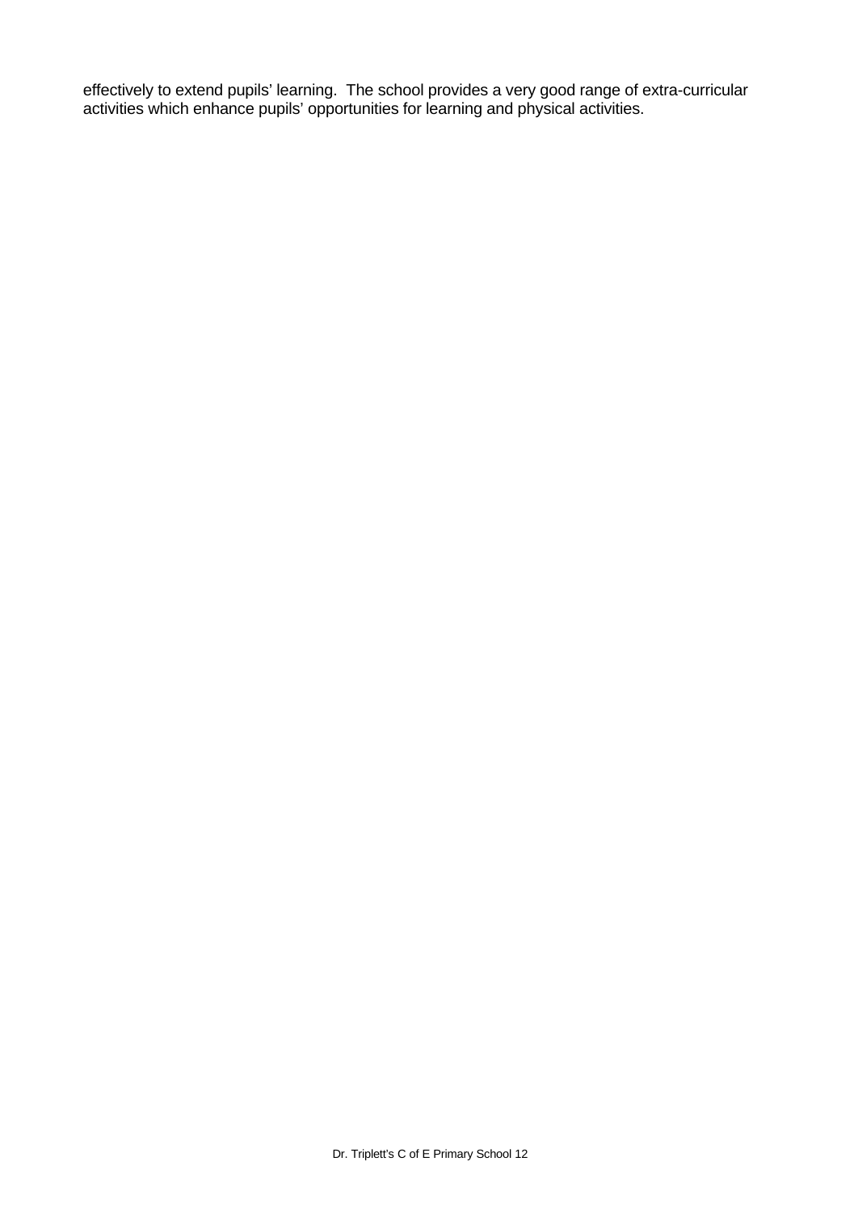effectively to extend pupils' learning.  The school provides a very good range of extra-curricular activities which enhance pupils' opportunities for learning and physical activities.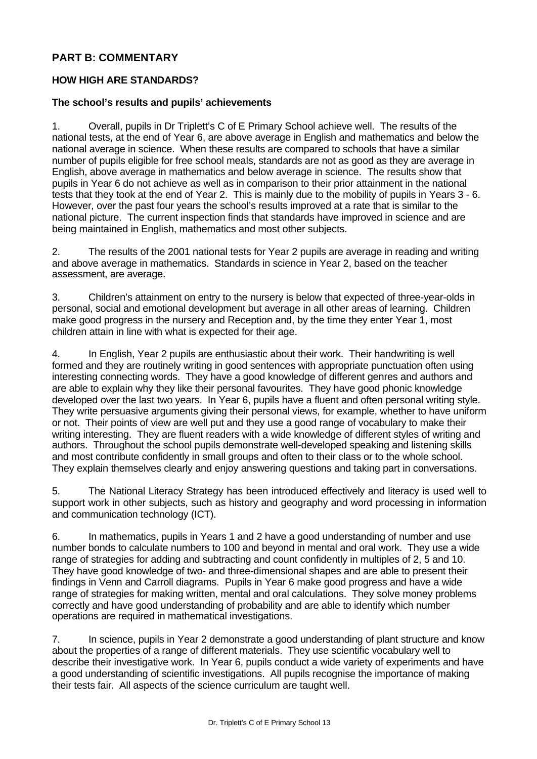## PART B: COMMENTARY

### HOW HIGH ARE STANDARDS?

#### The school's results and pupils' achievements

1. Overall, pupils in Dr Triplett's C of E Primary School achieve well. The results of the national tests, at the end of Year 6, are above average in English and mathematics and below the national average in science. When these results are compared to schools that have a similar number of pupils eligible for free school meals, standards are not as good as they are average in English, above average in mathematics and below average in science. The results show that pupils in Year 6 do not achieve as well as in comparison to their prior attainment in the national tests that they took at the end of Year 2. This is mainly due to the mobility of pupils in Years 3 - 6. However, over the past four years the school's results improved at a rate that is similar to the national picture. The current inspection finds that standards have improved in science and are being maintained in English, mathematics and most other subjects.

2. The results of the 2001 national tests for Year 2 pupils are average in reading and writing and above average in mathematics. Standards in science in Year 2, based on the teacher assessment, are average.

3. Children's attainment on entry to the nursery is below that expected of three-year-olds in personal, social and emotional development but average in all other areas of learning. Children make good progress in the nursery and Reception and, by the time they enter Year 1, most children attain in line with what is expected for their age.

4. In English, Year 2 pupils are enthusiastic about their work. Their handwriting is well formed and they are routinely writing in good sentences with appropriate punctuation often using interesting connecting words. They have a good knowledge of different genres and authors and are able to explain why they like their personal favourites. They have good phonic knowledge developed over the last two years. In Year 6, pupils have a fluent and often personal writing style. They write persuasive arguments giving their personal views, for example, whether to have uniform or not. Their points of view are well put and they use a good range of vocabulary to make their writing interesting. They are fluent readers with a wide knowledge of different styles of writing and authors. Throughout the school pupils demonstrate well-developed speaking and listening skills and most contribute confidently in small groups and often to their class or to the whole school. They explain themselves clearly and enjoy answering questions and taking part in conversations.

5. The National Literacy Strategy has been introduced effectively and literacy is used well to support work in other subjects, such as history and geography and word processing in information and communication technology (ICT).

6. In mathematics, pupils in Years 1 and 2 have a good understanding of number and use number bonds to calculate numbers to 100 and beyond in mental and oral work. They use a wide range of strategies for adding and subtracting and count confidently in multiples of 2, 5 and 10. They have good knowledge of two- and three-dimensional shapes and are able to present their findings in Venn and Carroll diagrams. Pupils in Year 6 make good progress and have a wide range of strategies for making written, mental and oral calculations. They solve money problems correctly and have good understanding of probability and are able to identify which number operations are required in mathematical investigations.

7. In science, pupils in Year 2 demonstrate a good understanding of plant structure and know about the properties of a range of different materials. They use scientific vocabulary well to describe their investigative work. In Year 6, pupils conduct a wide variety of experiments and have a good understanding of scientific investigations. All pupils recognise the importance of making their tests fair. All aspects of the science curriculum are taught well.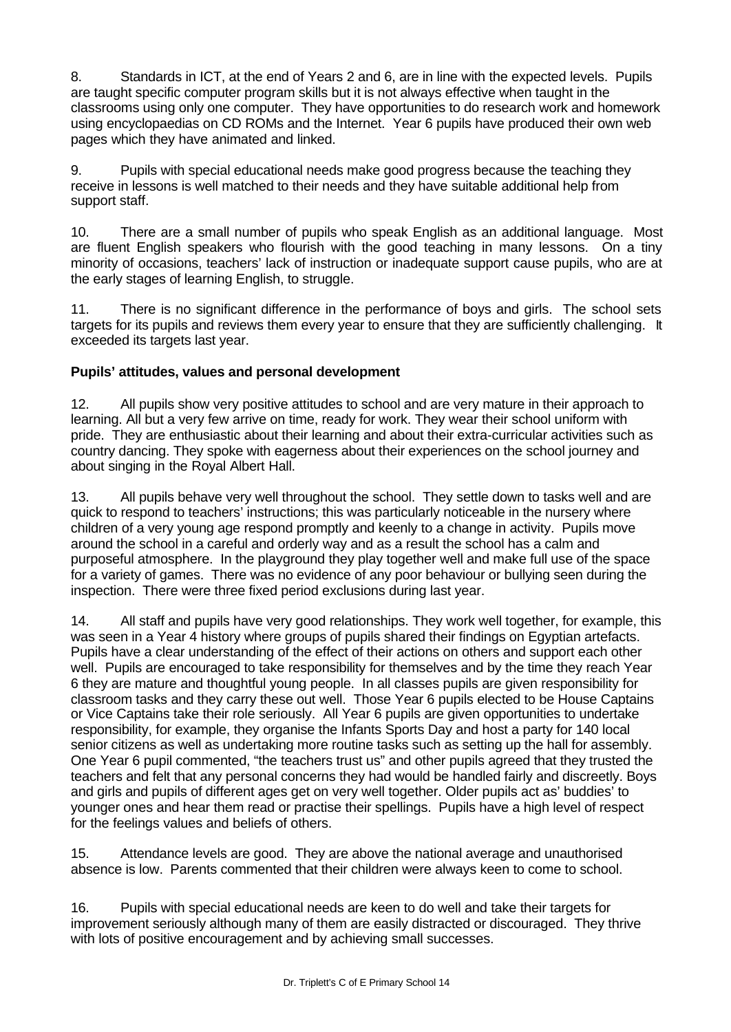8. Standards in ICT, at the end of Years 2 and 6, are in line with the expected levels. Pupils are taught specific computer program skills but it is not always effective when taught in the classrooms using only one computer. They have opportunities to do research work and homework using encyclopaedias on CD ROMs and the Internet. Year 6 pupils have produced their own web pages which they have animated and linked.

9. Pupils with special educational needs make good progress because the teaching they receive in lessons is well matched to their needs and they have suitable additional help from support staff.

10. There are a small number of pupils who speak English as an additional language. Most are fluent English speakers who flourish with the good teaching in many lessons. On a tiny minority of occasions, teachers' lack of instruction or inadequate support cause pupils, who are at the early stages of learning English, to struggle.

11. There is no significant difference in the performance of boys and girls. The school sets targets for its pupils and reviews them every year to ensure that they are sufficiently challenging. It exceeded its targets last year.

**Pupils' attitudes, values and personal development**

12. All pupils show very positive attitudes to school and are very mature in their approach to learning. All but a very few arrive on time, ready for work. They wear their school uniform with pride. They are enthusiastic about their learning and about their extra-curricular activities such as country dancing. They spoke with eagerness about their experiences on the school journey and about singing in the Royal Albert Hall.

13. All pupils behave very well throughout the school. They settle down to tasks well and are quick to respond to teachers' instructions; this was particularly noticeable in the nursery where children of a very young age respond promptly and keenly to a change in activity. Pupils move around the school in a careful and orderly way and as a result the school has a calm and purposeful atmosphere. In the playground they play together well and make full use of the space for a variety of games. There was no evidence of any poor behaviour or bullying seen during the inspection. There were three fixed period exclusions during last year.

14. All staff and pupils have very good relationships. They work well together, for example, this was seen in a Year 4 history where groups of pupils shared their findings on Egyptian artefacts. Pupils have a clear understanding of the effect of their actions on others and support each other well. Pupils are encouraged to take responsibility for themselves and by the time they reach Year 6 they are mature and thoughtful young people. In all classes pupils are given responsibility for classroom tasks and they carry these out well. Those Year 6 pupils elected to be House Captains or Vice Captains take their role seriously. All Year 6 pupils are given opportunities to undertake responsibility, for example, they organise the Infants Sports Day and host a party for 140 local senior citizens as well as undertaking more routine tasks such as setting up the hall for assembly. One Year 6 pupil commented, "the teachers trust us" and other pupils agreed that they trusted the teachers and felt that any personal concerns they had would be handled fairly and discreetly. Boys and girls and pupils of different ages get on very well together. Older pupils act as' buddies' to younger ones and hear them read or practise their spellings. Pupils have a high level of respect for the feelings values and beliefs of others.

15. Attendance levels are good. They are above the national average and unauthorised absence is low. Parents commented that their children were always keen to come to school.

16. Pupils with special educational needs are keen to do well and take their targets for improvement seriously although many of them are easily distracted or discouraged. They thrive with lots of positive encouragement and by achieving small successes.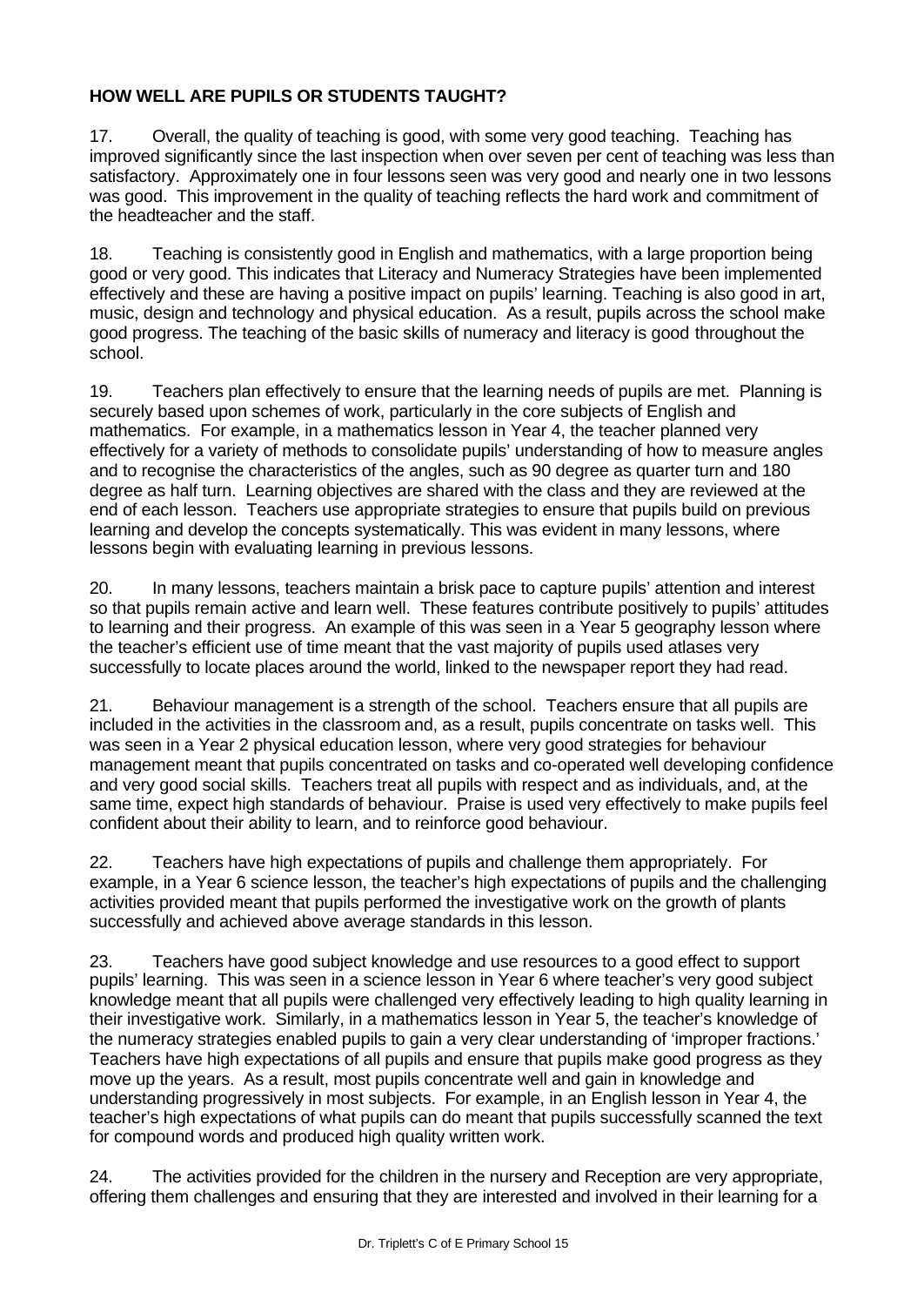## HOW WELL ARE PUPILS OR STUDENTS TAUGHT?

17. Overall, the quality of teaching is good, with some very good teaching. Teaching has improved significantly since the last inspection when over seven per cent of teaching was less than satisfactory. Approximately one in four lessons seen was very good and nearly one in two lessons was good. This improvement in the quality of teaching reflects the hard work and commitment of the headteacher and the staff.

18. Teaching is consistently good in English and mathematics, with a large proportion being good or very good. This indicates that Literacy and Numeracy Strategies have been implemented effectively and these are having a positive impact on pupils' learning. Teaching is also good in art, music, design and technology and physical education. As a result, pupils across the school make good progress. The teaching of the basic skills of numeracy and literacy is good throughout the school.

19. Teachers plan effectively to ensure that the learning needs of pupils are met. Planning is securely based upon schemes of work, particularly in the core subjects of English and mathematics. For example, in a mathematics lesson in Year 4, the teacher planned very effectively for a variety of methods to consolidate pupils' understanding of how to measure angles and to recognise the characteristics of the angles, such as 90 degree as quarter turn and 180 degree as half turn. Learning objectives are shared with the class and they are reviewed at the end of each lesson. Teachers use appropriate strategies to ensure that pupils build on previous learning and develop the concepts systematically. This was evident in many lessons, where lessons begin with evaluating learning in previous lessons.

20. In many lessons, teachers maintain a brisk pace to capture pupils' attention and interest so that pupils remain active and learn well. These features contribute positively to pupils' attitudes to learning and their progress. An example of this was seen in a Year 5 geography lesson where the teacher's efficient use of time meant that the vast majority of pupils used atlases very successfully to locate places around the world, linked to the newspaper report they had read.

21. Behaviour management is a strength of the school. Teachers ensure that all pupils are included in the activities in the classroom and, as a result, pupils concentrate on tasks well. This was seen in a Year 2 physical education lesson, where very good strategies for behaviour management meant that pupils concentrated on tasks and co-operated well developing confidence and very good social skills. Teachers treat all pupils with respect and as individuals, and, at the same time, expect high standards of behaviour. Praise is used very effectively to make pupils feel confident about their ability to learn, and to reinforce good behaviour.

22. Teachers have high expectations of pupils and challenge them appropriately. For example, in a Year 6 science lesson, the teacher's high expectations of pupils and the challenging activities provided meant that pupils performed the investigative work on the growth of plants successfully and achieved above average standards in this lesson.

23. Teachers have good subject knowledge and use resources to a good effect to support pupils' learning. This was seen in a science lesson in Year 6 where teacher's very good subject knowledge meant that all pupils were challenged very effectively leading to high quality learning in their investigative work. Similarly, in a mathematics lesson in Year 5, the teacher's knowledge of the numeracy strategies enabled pupils to gain a very clear understanding of 'improper fractions.' Teachers have high expectations of all pupils and ensure that pupils make good progress as they move up the years. As a result, most pupils concentrate well and gain in knowledge and understanding progressively in most subjects. For example, in an English lesson in Year 4, the teacher's high expectations of what pupils can do meant that pupils successfully scanned the text for compound words and produced high quality written work.

24. The activities provided for the children in the nursery and Reception are very appropriate, offering them challenges and ensuring that they are interested and involved in their learning for a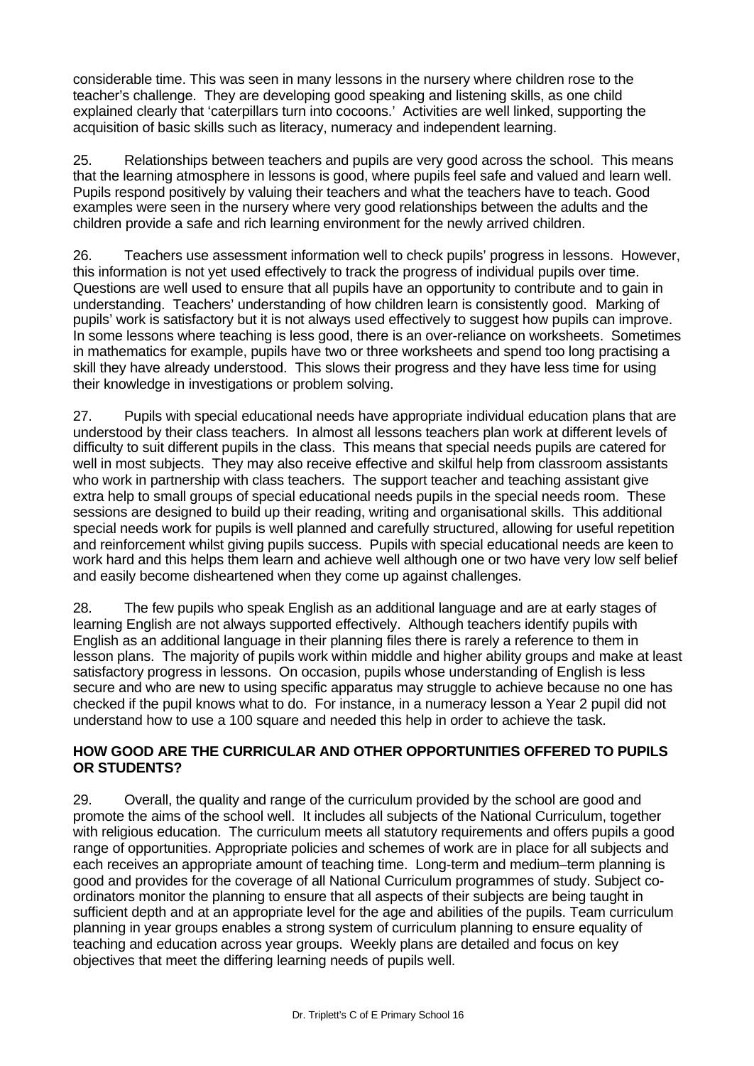considerable time. This was seen in many lessons in the nursery where children rose to the teacher's challenge. They are developing good speaking and listening skills, as one child explained clearly that 'caterpillars turn into cocoons.' Activities are well linked, supporting the acquisition of basic skills such as literacy, numeracy and independent learning.

25. Relationships between teachers and pupils are very good across the school. This means that the learning atmosphere in lessons is good, where pupils feel safe and valued and learn well. Pupils respond positively by valuing their teachers and what the teachers have to teach. Good examples were seen in the nursery where very good relationships between the adults and the children provide a safe and rich learning environment for the newly arrived children.

26. Teachers use assessment information well to check pupils' progress in lessons. However, this information is not yet used effectively to track the progress of individual pupils over time. Questions are well used to ensure that all pupils have an opportunity to contribute and to gain in understanding. Teachers' understanding of how children learn is consistently good. Marking of pupils' work is satisfactory but it is not always used effectively to suggest how pupils can improve. In some lessons where teaching is less good, there is an over-reliance on worksheets. Sometimes in mathematics for example, pupils have two or three worksheets and spend too long practising a skill they have already understood. This slows their progress and they have less time for using their knowledge in investigations or problem solving.

27. Pupils with special educational needs have appropriate individual education plans that are understood by their class teachers. In almost all lessons teachers plan work at different levels of difficulty to suit different pupils in the class. This means that special needs pupils are catered for well in most subjects. They may also receive effective and skilful help from classroom assistants who work in partnership with class teachers. The support teacher and teaching assistant give extra help to small groups of special educational needs pupils in the special needs room. These sessions are designed to build up their reading, writing and organisational skills. This additional special needs work for pupils is well planned and carefully structured, allowing for useful repetition and reinforcement whilst giving pupils success. Pupils with special educational needs are keen to work hard and this helps them learn and achieve well although one or two have very low self belief and easily become disheartened when they come up against challenges.

28. The few pupils who speak English as an additional language and are at early stages of learning English are not always supported effectively. Although teachers identify pupils with English as an additional language in their planning files there is rarely a reference to them in lesson plans. The majority of pupils work within middle and higher ability groups and make at least satisfactory progress in lessons. On occasion, pupils whose understanding of English is less secure and who are new to using specific apparatus may struggle to achieve because no one has checked if the pupil knows what to do. For instance, in a numeracy lesson a Year 2 pupil did not understand how to use a 100 square and needed this help in order to achieve the task.

## HOW GOOD ARE THE CURRICULAR AND OTHER OPPORTUNITIES OFFERED TO PUPILS OR STUDENTS?

29. Overall, the quality and range of the curriculum provided by the school are good and promote the aims of the school well. It includes all subjects of the National Curriculum, together with religious education. The curriculum meets all statutory requirements and offers pupils a good range of opportunities. Appropriate policies and schemes of work are in place for all subjects and each receives an appropriate amount of teaching time. Long-term and medium–term planning is good and provides for the coverage of all National Curriculum programmes of study. Subject co-ordinators monitor the planning to ensure that all aspects of their subjects are being taught in sufficient depth and at an appropriate level for the age and abilities of the pupils. Team curriculum planning in year groups enables a strong system of curriculum planning to ensure equality of teaching and education across year groups. Weekly plans are detailed and focus on key objectives that meet the differing learning needs of pupils well.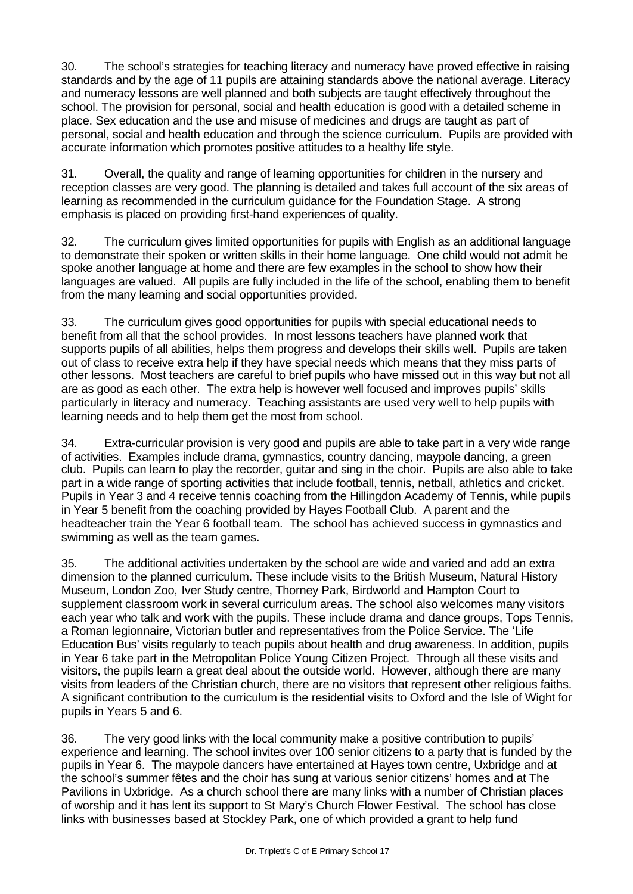30. The school's strategies for teaching literacy and numeracy have proved effective in raising standards and by the age of 11 pupils are attaining standards above the national average. Literacy and numeracy lessons are well planned and both subjects are taught effectively throughout the school. The provision for personal, social and health education is good with a detailed scheme in place. Sex education and the use and misuse of medicines and drugs are taught as part of personal, social and health education and through the science curriculum. Pupils are provided with accurate information which promotes positive attitudes to a healthy life style.

31. Overall, the quality and range of learning opportunities for children in the nursery and reception classes are very good. The planning is detailed and takes full account of the six areas of learning as recommended in the curriculum guidance for the Foundation Stage. A strong emphasis is placed on providing first-hand experiences of quality.

32. The curriculum gives limited opportunities for pupils with English as an additional language to demonstrate their spoken or written skills in their home language. One child would not admit he spoke another language at home and there are few examples in the school to show how their languages are valued. All pupils are fully included in the life of the school, enabling them to benefit from the many learning and social opportunities provided.

33. The curriculum gives good opportunities for pupils with special educational needs to benefit from all that the school provides. In most lessons teachers have planned work that supports pupils of all abilities, helps them progress and develops their skills well. Pupils are taken out of class to receive extra help if they have special needs which means that they miss parts of other lessons. Most teachers are careful to brief pupils who have missed out in this way but not all are as good as each other. The extra help is however well focused and improves pupils' skills particularly in literacy and numeracy. Teaching assistants are used very well to help pupils with learning needs and to help them get the most from school.

34. Extra-curricular provision is very good and pupils are able to take part in a very wide range of activities. Examples include drama, gymnastics, country dancing, maypole dancing, a green club. Pupils can learn to play the recorder, guitar and sing in the choir. Pupils are also able to take part in a wide range of sporting activities that include football, tennis, netball, athletics and cricket. Pupils in Year 3 and 4 receive tennis coaching from the Hillingdon Academy of Tennis, while pupils in Year 5 benefit from the coaching provided by Hayes Football Club. A parent and the headteacher train the Year 6 football team. The school has achieved success in gymnastics and swimming as well as the team games.

35. The additional activities undertaken by the school are wide and varied and add an extra dimension to the planned curriculum. These include visits to the British Museum, Natural History Museum, London Zoo, Iver Study centre, Thorney Park, Birdworld and Hampton Court to supplement classroom work in several curriculum areas. The school also welcomes many visitors each year who talk and work with the pupils. These include drama and dance groups, Tops Tennis, a Roman legionnaire, Victorian butler and representatives from the Police Service. The 'Life Education Bus' visits regularly to teach pupils about health and drug awareness. In addition, pupils in Year 6 take part in the Metropolitan Police Young Citizen Project. Through all these visits and visitors, the pupils learn a great deal about the outside world. However, although there are many visits from leaders of the Christian church, there are no visitors that represent other religious faiths. A significant contribution to the curriculum is the residential visits to Oxford and the Isle of Wight for pupils in Years 5 and 6.

36. The very good links with the local community make a positive contribution to pupils' experience and learning. The school invites over 100 senior citizens to a party that is funded by the pupils in Year 6. The maypole dancers have entertained at Hayes town centre, Uxbridge and at the school's summer fêtes and the choir has sung at various senior citizens' homes and at The Pavilions in Uxbridge. As a church school there are many links with a number of Christian places of worship and it has lent its support to St Mary's Church Flower Festival. The school has close links with businesses based at Stockley Park, one of which provided a grant to help fund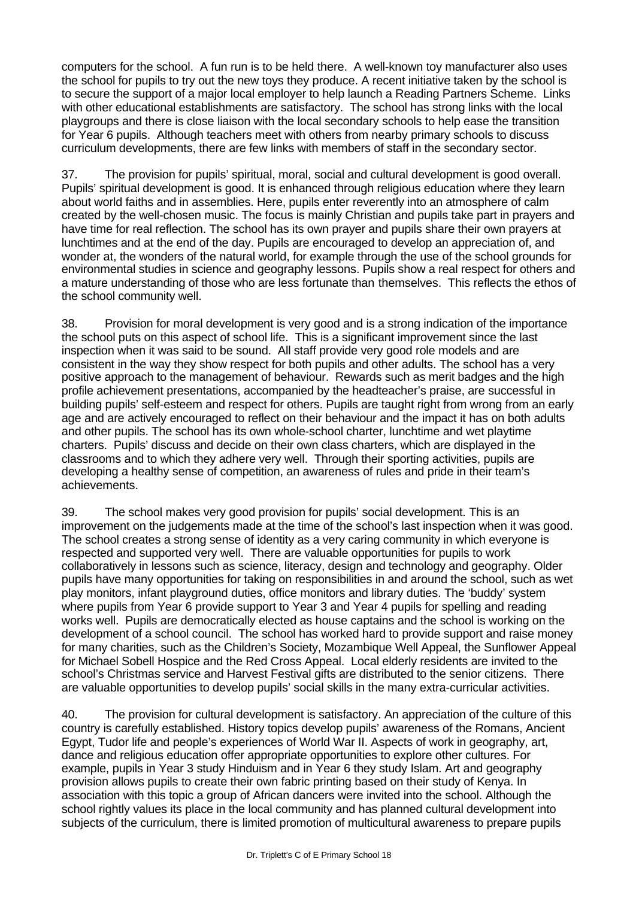computers for the school. A fun run is to be held there. A well-known toy manufacturer also uses the school for pupils to try out the new toys they produce. A recent initiative taken by the school is to secure the support of a major local employer to help launch a Reading Partners Scheme. Links with other educational establishments are satisfactory. The school has strong links with the local playgroups and there is close liaison with the local secondary schools to help ease the transition for Year 6 pupils. Although teachers meet with others from nearby primary schools to discuss curriculum developments, there are few links with members of staff in the secondary sector.

37. The provision for pupils' spiritual, moral, social and cultural development is good overall. Pupils' spiritual development is good. It is enhanced through religious education where they learn about world faiths and in assemblies. Here, pupils enter reverently into an atmosphere of calm created by the well-chosen music. The focus is mainly Christian and pupils take part in prayers and have time for real reflection. The school has its own prayer and pupils share their own prayers at lunchtimes and at the end of the day. Pupils are encouraged to develop an appreciation of, and wonder at, the wonders of the natural world, for example through the use of the school grounds for environmental studies in science and geography lessons. Pupils show a real respect for others and a mature understanding of those who are less fortunate than themselves. This reflects the ethos of the school community well.

38. Provision for moral development is very good and is a strong indication of the importance the school puts on this aspect of school life. This is a significant improvement since the last inspection when it was said to be sound. All staff provide very good role models and are consistent in the way they show respect for both pupils and other adults. The school has a very positive approach to the management of behaviour. Rewards such as merit badges and the high profile achievement presentations, accompanied by the headteacher's praise, are successful in building pupils' self-esteem and respect for others. Pupils are taught right from wrong from an early age and are actively encouraged to reflect on their behaviour and the impact it has on both adults and other pupils. The school has its own whole-school charter, lunchtime and wet playtime charters. Pupils' discuss and decide on their own class charters, which are displayed in the classrooms and to which they adhere very well. Through their sporting activities, pupils are developing a healthy sense of competition, an awareness of rules and pride in their team's achievements.

39. The school makes very good provision for pupils' social development. This is an improvement on the judgements made at the time of the school's last inspection when it was good. The school creates a strong sense of identity as a very caring community in which everyone is respected and supported very well. There are valuable opportunities for pupils to work collaboratively in lessons such as science, literacy, design and technology and geography. Older pupils have many opportunities for taking on responsibilities in and around the school, such as wet play monitors, infant playground duties, office monitors and library duties. The 'buddy' system where pupils from Year 6 provide support to Year 3 and Year 4 pupils for spelling and reading works well. Pupils are democratically elected as house captains and the school is working on the development of a school council. The school has worked hard to provide support and raise money for many charities, such as the Children's Society, Mozambique Well Appeal, the Sunflower Appeal for Michael Sobell Hospice and the Red Cross Appeal. Local elderly residents are invited to the school's Christmas service and Harvest Festival gifts are distributed to the senior citizens. There are valuable opportunities to develop pupils' social skills in the many extra-curricular activities.

40. The provision for cultural development is satisfactory. An appreciation of the culture of this country is carefully established. History topics develop pupils' awareness of the Romans, Ancient Egypt, Tudor life and people's experiences of World War II. Aspects of work in geography, art, dance and religious education offer appropriate opportunities to explore other cultures. For example, pupils in Year 3 study Hinduism and in Year 6 they study Islam. Art and geography provision allows pupils to create their own fabric printing based on their study of Kenya. In association with this topic a group of African dancers were invited into the school. Although the school rightly values its place in the local community and has planned cultural development into subjects of the curriculum, there is limited promotion of multicultural awareness to prepare pupils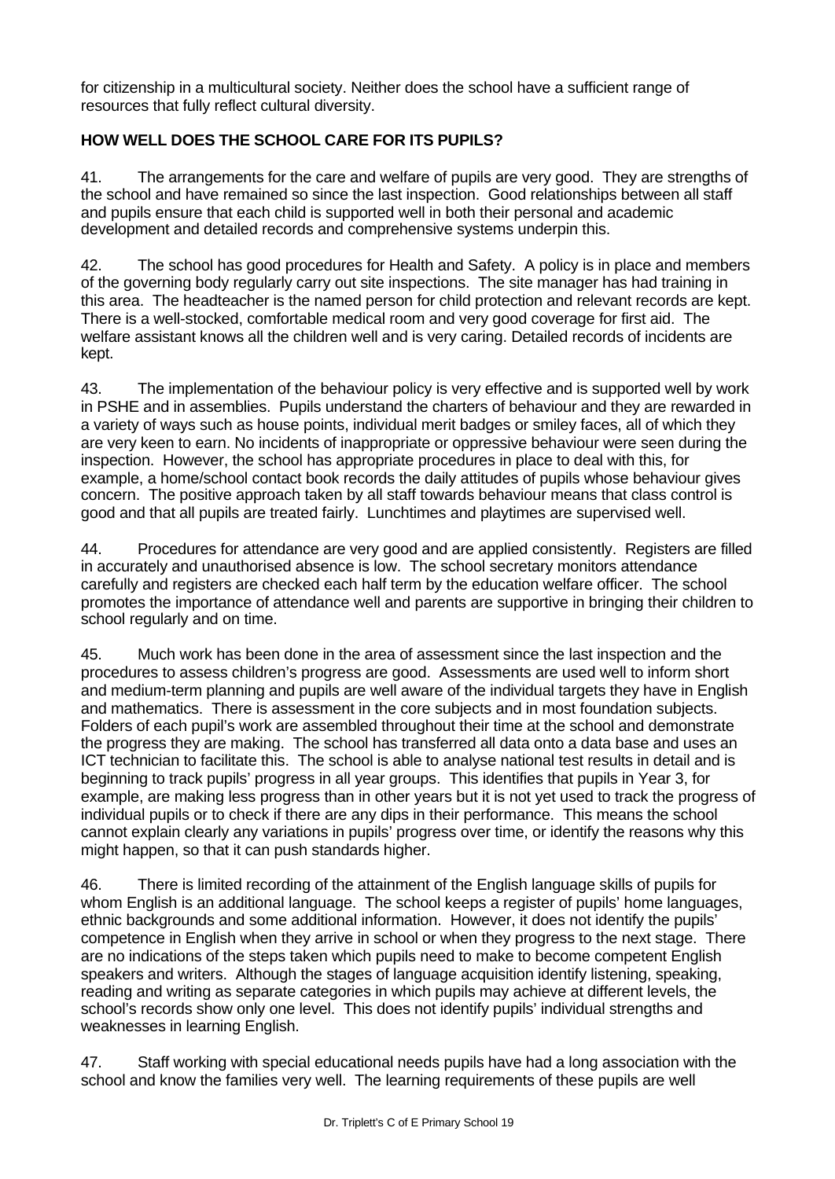for citizenship in a multicultural society. Neither does the school have a sufficient range of resources that fully reflect cultural diversity.

## HOW WELL DOES THE SCHOOL CARE FOR ITS PUPILS?

41. The arrangements for the care and welfare of pupils are very good. They are strengths of the school and have remained so since the last inspection. Good relationships between all staff and pupils ensure that each child is supported well in both their personal and academic development and detailed records and comprehensive systems underpin this.

42. The school has good procedures for Health and Safety. A policy is in place and members of the governing body regularly carry out site inspections. The site manager has had training in this area. The headteacher is the named person for child protection and relevant records are kept. There is a well-stocked, comfortable medical room and very good coverage for first aid. The welfare assistant knows all the children well and is very caring. Detailed records of incidents are kept.

43. The implementation of the behaviour policy is very effective and is supported well by work in PSHE and in assemblies. Pupils understand the charters of behaviour and they are rewarded in a variety of ways such as house points, individual merit badges or smiley faces, all of which they are very keen to earn. No incidents of inappropriate or oppressive behaviour were seen during the inspection. However, the school has appropriate procedures in place to deal with this, for example, a home/school contact book records the daily attitudes of pupils whose behaviour gives concern. The positive approach taken by all staff towards behaviour means that class control is good and that all pupils are treated fairly. Lunchtimes and playtimes are supervised well.

44. Procedures for attendance are very good and are applied consistently. Registers are filled in accurately and unauthorised absence is low. The school secretary monitors attendance carefully and registers are checked each half term by the education welfare officer. The school promotes the importance of attendance well and parents are supportive in bringing their children to school regularly and on time.

45. Much work has been done in the area of assessment since the last inspection and the procedures to assess children's progress are good. Assessments are used well to inform short and medium-term planning and pupils are well aware of the individual targets they have in English and mathematics. There is assessment in the core subjects and in most foundation subjects. Folders of each pupil's work are assembled throughout their time at the school and demonstrate the progress they are making. The school has transferred all data onto a data base and uses an ICT technician to facilitate this. The school is able to analyse national test results in detail and is beginning to track pupils' progress in all year groups. This identifies that pupils in Year 3, for example, are making less progress than in other years but it is not yet used to track the progress of individual pupils or to check if there are any dips in their performance. This means the school cannot explain clearly any variations in pupils' progress over time, or identify the reasons why this might happen, so that it can push standards higher.

46. There is limited recording of the attainment of the English language skills of pupils for whom English is an additional language. The school keeps a register of pupils' home languages, ethnic backgrounds and some additional information. However, it does not identify the pupils' competence in English when they arrive in school or when they progress to the next stage. There are no indications of the steps taken which pupils need to make to become competent English speakers and writers. Although the stages of language acquisition identify listening, speaking, reading and writing as separate categories in which pupils may achieve at different levels, the school's records show only one level. This does not identify pupils' individual strengths and weaknesses in learning English.

47. Staff working with special educational needs pupils have had a long association with the school and know the families very well. The learning requirements of these pupils are well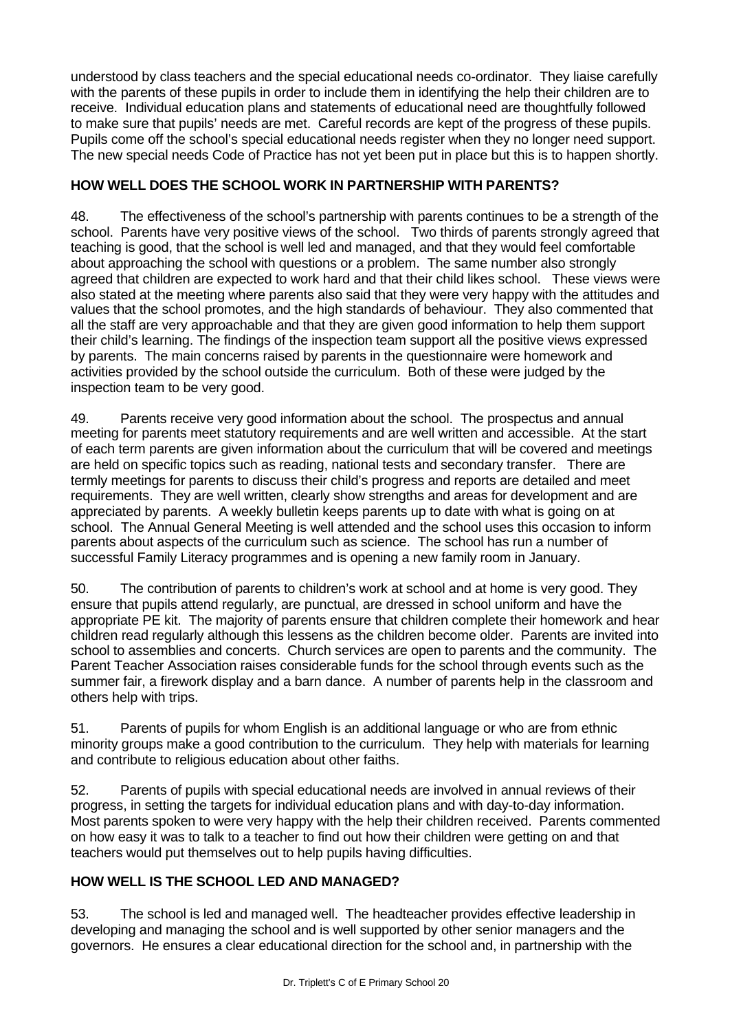understood by class teachers and the special educational needs co-ordinator. They liaise carefully with the parents of these pupils in order to include them in identifying the help their children are to receive. Individual education plans and statements of educational need are thoughtfully followed to make sure that pupils' needs are met. Careful records are kept of the progress of these pupils. Pupils come off the school's special educational needs register when they no longer need support. The new special needs Code of Practice has not yet been put in place but this is to happen shortly.

## HOW WELL DOES THE SCHOOL WORK IN PARTNERSHIP WITH PARENTS?

48. The effectiveness of the school's partnership with parents continues to be a strength of the school. Parents have very positive views of the school. Two thirds of parents strongly agreed that teaching is good, that the school is well led and managed, and that they would feel comfortable about approaching the school with questions or a problem. The same number also strongly agreed that children are expected to work hard and that their child likes school. These views were also stated at the meeting where parents also said that they were very happy with the attitudes and values that the school promotes, and the high standards of behaviour. They also commented that all the staff are very approachable and that they are given good information to help them support their child's learning. The findings of the inspection team support all the positive views expressed by parents. The main concerns raised by parents in the questionnaire were homework and activities provided by the school outside the curriculum. Both of these were judged by the inspection team to be very good.

49. Parents receive very good information about the school. The prospectus and annual meeting for parents meet statutory requirements and are well written and accessible. At the start of each term parents are given information about the curriculum that will be covered and meetings are held on specific topics such as reading, national tests and secondary transfer. There are termly meetings for parents to discuss their child's progress and reports are detailed and meet requirements. They are well written, clearly show strengths and areas for development and are appreciated by parents. A weekly bulletin keeps parents up to date with what is going on at school. The Annual General Meeting is well attended and the school uses this occasion to inform parents about aspects of the curriculum such as science. The school has run a number of successful Family Literacy programmes and is opening a new family room in January.

50. The contribution of parents to children's work at school and at home is very good. They ensure that pupils attend regularly, are punctual, are dressed in school uniform and have the appropriate PE kit. The majority of parents ensure that children complete their homework and hear children read regularly although this lessens as the children become older. Parents are invited into school to assemblies and concerts. Church services are open to parents and the community. The Parent Teacher Association raises considerable funds for the school through events such as the summer fair, a firework display and a barn dance. A number of parents help in the classroom and others help with trips.

51. Parents of pupils for whom English is an additional language or who are from ethnic minority groups make a good contribution to the curriculum. They help with materials for learning and contribute to religious education about other faiths.

52. Parents of pupils with special educational needs are involved in annual reviews of their progress, in setting the targets for individual education plans and with day-to-day information. Most parents spoken to were very happy with the help their children received. Parents commented on how easy it was to talk to a teacher to find out how their children were getting on and that teachers would put themselves out to help pupils having difficulties.

## HOW WELL IS THE SCHOOL LED AND MANAGED?

53. The school is led and managed well. The headteacher provides effective leadership in developing and managing the school and is well supported by other senior managers and the governors. He ensures a clear educational direction for the school and, in partnership with the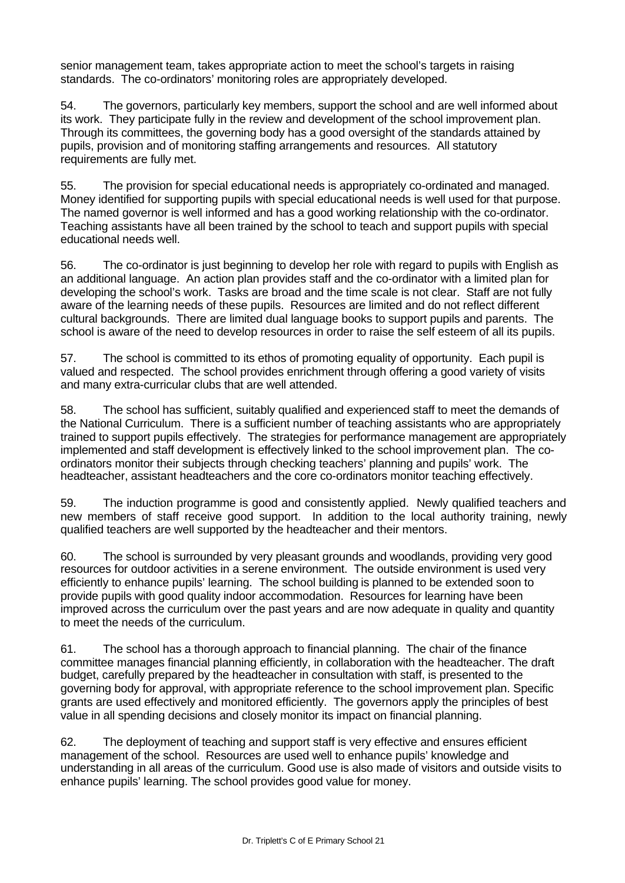senior management team, takes appropriate action to meet the school's targets in raising standards. The co-ordinators' monitoring roles are appropriately developed.

54. The governors, particularly key members, support the school and are well informed about its work. They participate fully in the review and development of the school improvement plan. Through its committees, the governing body has a good oversight of the standards attained by pupils, provision and of monitoring staffing arrangements and resources. All statutory requirements are fully met.

55. The provision for special educational needs is appropriately co-ordinated and managed. Money identified for supporting pupils with special educational needs is well used for that purpose. The named governor is well informed and has a good working relationship with the co-ordinator. Teaching assistants have all been trained by the school to teach and support pupils with special educational needs well.

56. The co-ordinator is just beginning to develop her role with regard to pupils with English as an additional language. An action plan provides staff and the co-ordinator with a limited plan for developing the school's work. Tasks are broad and the time scale is not clear. Staff are not fully aware of the learning needs of these pupils. Resources are limited and do not reflect different cultural backgrounds. There are limited dual language books to support pupils and parents. The school is aware of the need to develop resources in order to raise the self esteem of all its pupils.

57. The school is committed to its ethos of promoting equality of opportunity. Each pupil is valued and respected. The school provides enrichment through offering a good variety of visits and many extra-curricular clubs that are well attended.

58. The school has sufficient, suitably qualified and experienced staff to meet the demands of the National Curriculum. There is a sufficient number of teaching assistants who are appropriately trained to support pupils effectively. The strategies for performance management are appropriately implemented and staff development is effectively linked to the school improvement plan. The co-ordinators monitor their subjects through checking teachers' planning and pupils' work. The headteacher, assistant headteachers and the core co-ordinators monitor teaching effectively.

59. The induction programme is good and consistently applied. Newly qualified teachers and new members of staff receive good support. In addition to the local authority training, newly qualified teachers are well supported by the headteacher and their mentors.

60. The school is surrounded by very pleasant grounds and woodlands, providing very good resources for outdoor activities in a serene environment. The outside environment is used very efficiently to enhance pupils' learning. The school building is planned to be extended soon to provide pupils with good quality indoor accommodation. Resources for learning have been improved across the curriculum over the past years and are now adequate in quality and quantity to meet the needs of the curriculum.

61. The school has a thorough approach to financial planning. The chair of the finance committee manages financial planning efficiently, in collaboration with the headteacher. The draft budget, carefully prepared by the headteacher in consultation with staff, is presented to the governing body for approval, with appropriate reference to the school improvement plan. Specific grants are used effectively and monitored efficiently. The governors apply the principles of best value in all spending decisions and closely monitor its impact on financial planning.

62. The deployment of teaching and support staff is very effective and ensures efficient management of the school. Resources are used well to enhance pupils' knowledge and understanding in all areas of the curriculum. Good use is also made of visitors and outside visits to enhance pupils' learning. The school provides good value for money.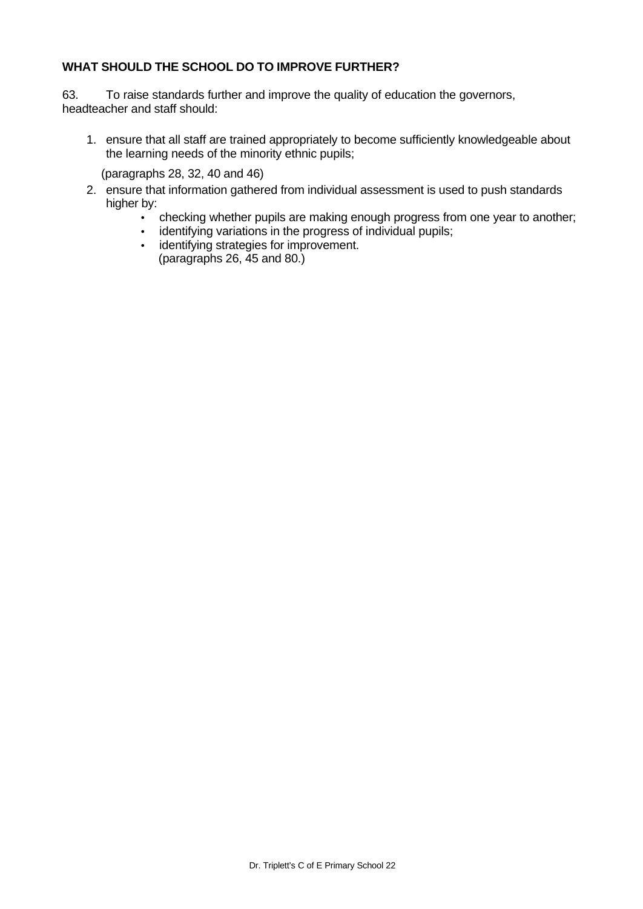**WHAT SHOULD THE SCHOOL DO TO IMPROVE FURTHER?**

63. To raise standards further and improve the quality of education the governors, headteacher and staff should:

1. ensure that all staff are trained appropriately to become sufficiently knowledgeable about the learning needs of the minority ethnic pupils;

   (paragraphs 28, 32, 40 and 46)

2. ensure that information gathered from individual assessment is used to push standards higher by:
   - checking whether pupils are making enough progress from one year to another;
   - identifying variations in the progress of individual pupils;
   - identifying strategies for improvement.
     (paragraphs 26, 45 and 80.)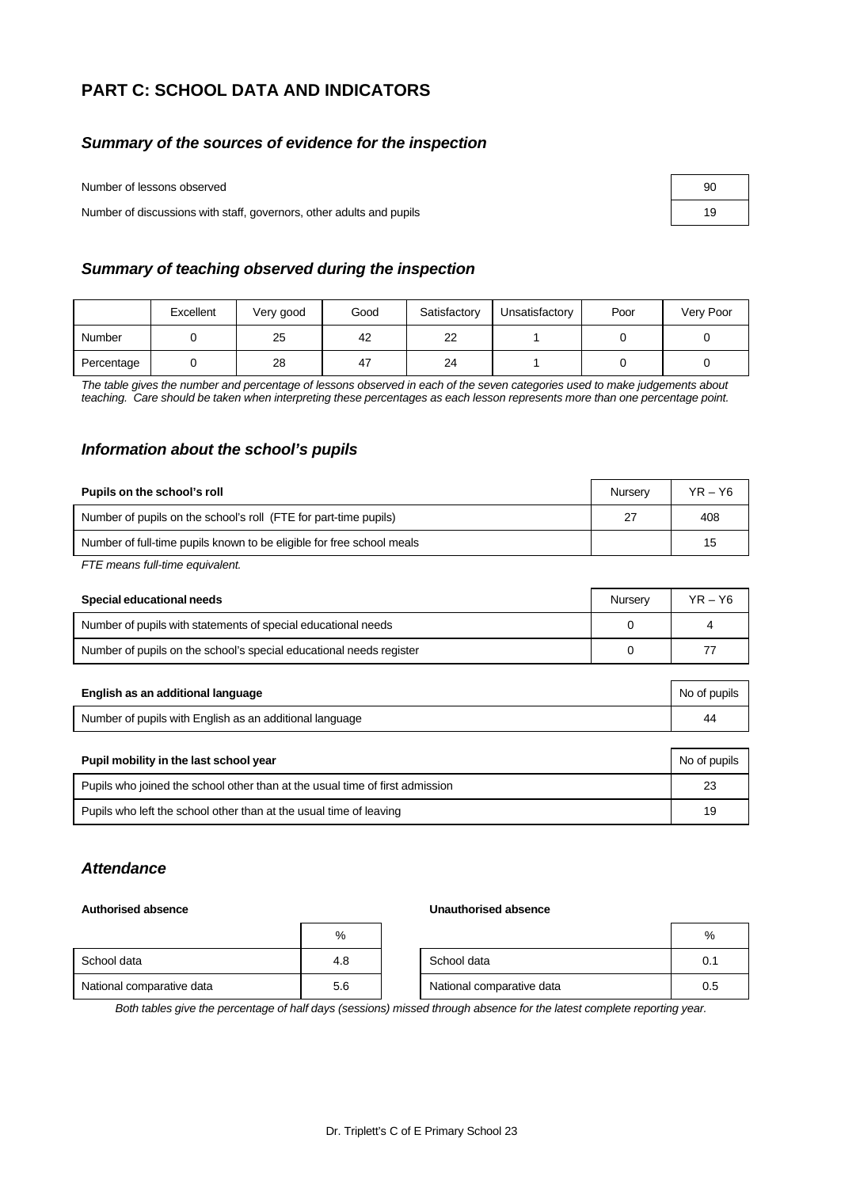## PART C: SCHOOL DATA AND INDICATORS

### *Summary of the sources of evidence for the inspection*

| | |
|---|---|
| Number of lessons observed | 90 |
| Number of discussions with staff, governors, other adults and pupils | 19 |

### *Summary of teaching observed during the inspection*

| | Excellent | Very good | Good | Satisfactory | Unsatisfactory | Poor | Very Poor |
|---|---|---|---|---|---|---|---|
| Number | 0 | 25 | 42 | 22 | 1 | 0 | 0 |
| Percentage | 0 | 28 | 47 | 24 | 1 | 0 | 0 |

*The table gives the number and percentage of lessons observed in each of the seven categories used to make judgements about teaching. Care should be taken when interpreting these percentages as each lesson represents more than one percentage point.*

### *Information about the school's pupils*

| **Pupils on the school's roll** | Nursery | YR – Y6 |
|---|---|---|
| Number of pupils on the school's roll (FTE for part-time pupils) | 27 | 408 |
| Number of full-time pupils known to be eligible for free school meals | | 15 |

*FTE means full-time equivalent.*

| **Special educational needs** | Nursery | YR – Y6 |
|---|---|---|
| Number of pupils with statements of special educational needs | 0 | 4 |
| Number of pupils on the school's special educational needs register | 0 | 77 |

| **English as an additional language** | No of pupils |
|---|---|
| Number of pupils with English as an additional language | 44 |

| **Pupil mobility in the last school year** | No of pupils |
|---|---|
| Pupils who joined the school other than at the usual time of first admission | 23 |
| Pupils who left the school other than at the usual time of leaving | 19 |

### *Attendance*

**Authorised absence**

| | % |
|---|---|
| School data | 4.8 |
| National comparative data | 5.6 |

**Unauthorised absence**

| | % |
|---|---|
| School data | 0.1 |
| National comparative data | 0.5 |

*Both tables give the percentage of half days (sessions) missed through absence for the latest complete reporting year.*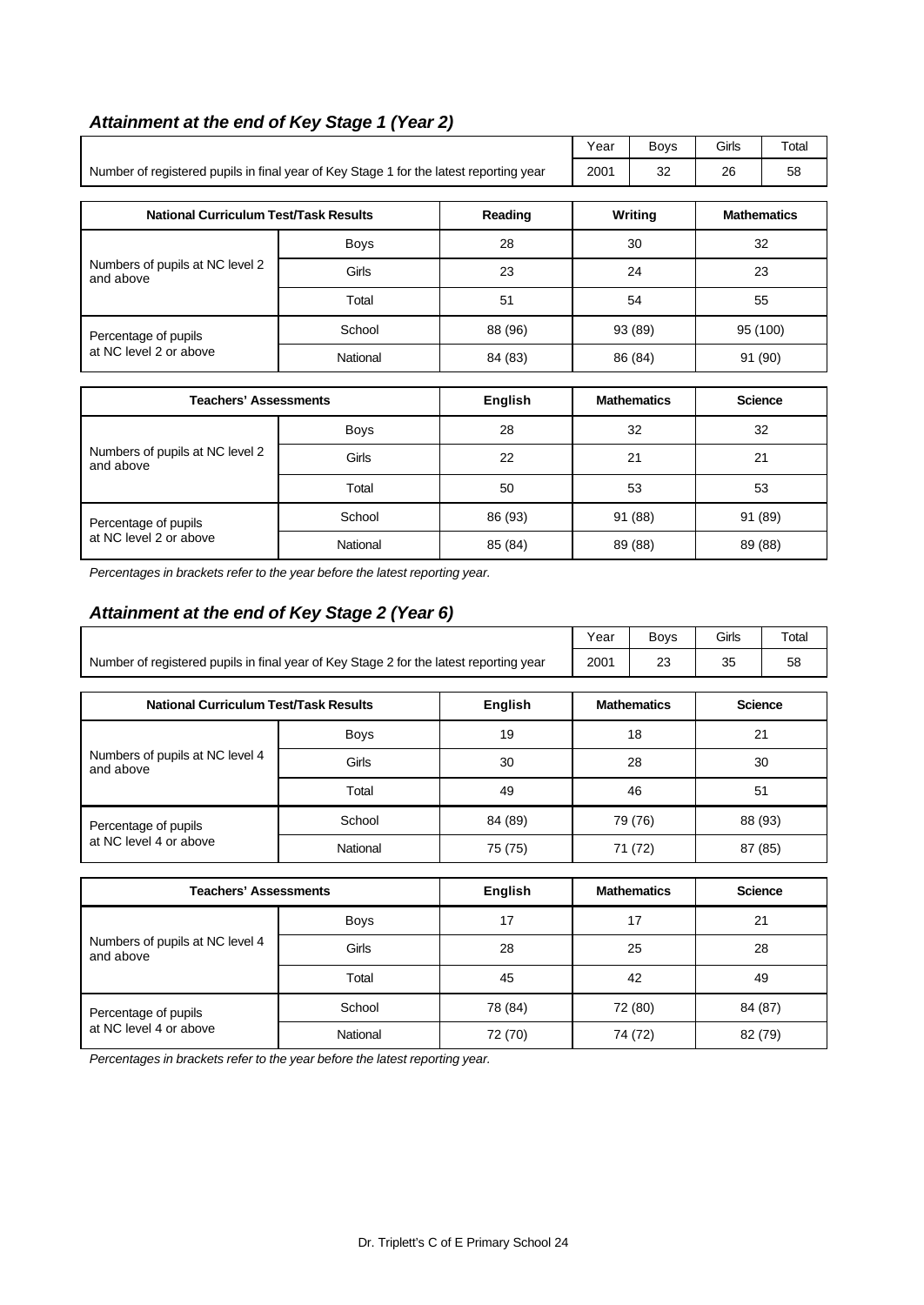### *Attainment at the end of Key Stage 1 (Year 2)*

| | Year | Boys | Girls | Total |
|---|---|---|---|---|
| Number of registered pupils in final year of Key Stage 1 for the latest reporting year | 2001 | 32 | 26 | 58 |

| National Curriculum Test/Task Results | | Reading | Writing | Mathematics |
|---|---|---|---|---|
| Numbers of pupils at NC level 2 and above | Boys | 28 | 30 | 32 |
| | Girls | 23 | 24 | 23 |
| | Total | 51 | 54 | 55 |
| Percentage of pupils at NC level 2 or above | School | 88 (96) | 93 (89) | 95 (100) |
| | National | 84 (83) | 86 (84) | 91 (90) |

| Teachers' Assessments | | English | Mathematics | Science |
|---|---|---|---|---|
| Numbers of pupils at NC level 2 and above | Boys | 28 | 32 | 32 |
| | Girls | 22 | 21 | 21 |
| | Total | 50 | 53 | 53 |
| Percentage of pupils at NC level 2 or above | School | 86 (93) | 91 (88) | 91 (89) |
| | National | 85 (84) | 89 (88) | 89 (88) |

*Percentages in brackets refer to the year before the latest reporting year.*

### *Attainment at the end of Key Stage 2 (Year 6)*

| | Year | Boys | Girls | Total |
|---|---|---|---|---|
| Number of registered pupils in final year of Key Stage 2 for the latest reporting year | 2001 | 23 | 35 | 58 |

| National Curriculum Test/Task Results | | English | Mathematics | Science |
|---|---|---|---|---|
| Numbers of pupils at NC level 4 and above | Boys | 19 | 18 | 21 |
| | Girls | 30 | 28 | 30 |
| | Total | 49 | 46 | 51 |
| Percentage of pupils at NC level 4 or above | School | 84 (89) | 79 (76) | 88 (93) |
| | National | 75 (75) | 71 (72) | 87 (85) |

| Teachers' Assessments | | English | Mathematics | Science |
|---|---|---|---|---|
| Numbers of pupils at NC level 4 and above | Boys | 17 | 17 | 21 |
| | Girls | 28 | 25 | 28 |
| | Total | 45 | 42 | 49 |
| Percentage of pupils at NC level 4 or above | School | 78 (84) | 72 (80) | 84 (87) |
| | National | 72 (70) | 74 (72) | 82 (79) |

*Percentages in brackets refer to the year before the latest reporting year.*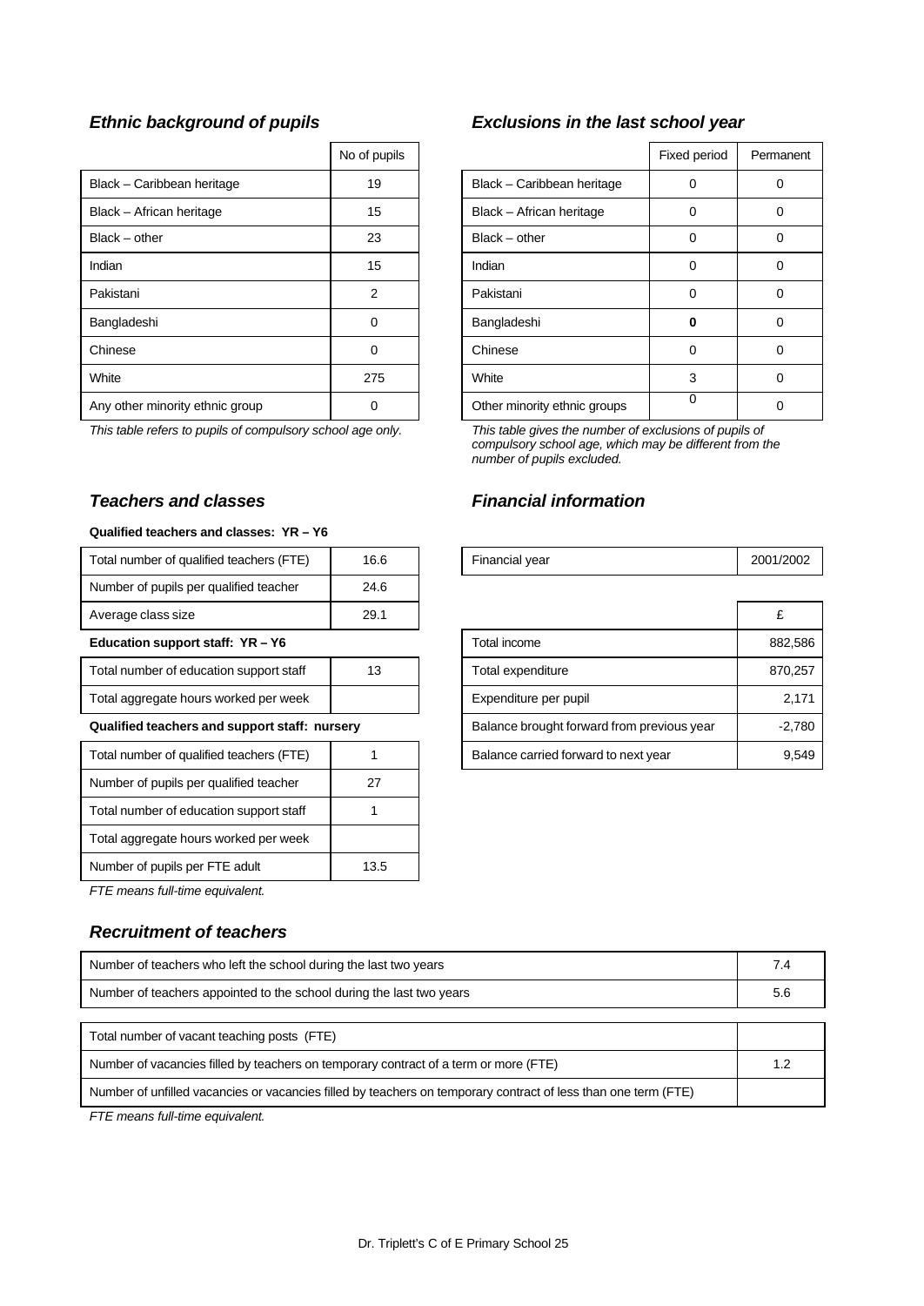### *Ethnic background of pupils*

| | No of pupils |
|---|---|
| Black – Caribbean heritage | 19 |
| Black – African heritage | 15 |
| Black – other | 23 |
| Indian | 15 |
| Pakistani | 2 |
| Bangladeshi | 0 |
| Chinese | 0 |
| White | 275 |
| Any other minority ethnic group | 0 |

*This table refers to pupils of compulsory school age only.*

### *Exclusions in the last school year*

| | Fixed period | Permanent |
|---|---|---|
| Black – Caribbean heritage | 0 | 0 |
| Black – African heritage | 0 | 0 |
| Black – other | 0 | 0 |
| Indian | 0 | 0 |
| Pakistani | 0 | 0 |
| Bangladeshi | **0** | 0 |
| Chinese | 0 | 0 |
| White | 3 | 0 |
| Other minority ethnic groups | 0 | 0 |

*This table gives the number of exclusions of pupils of compulsory school age, which may be different from the number of pupils excluded.*

### *Teachers and classes*

**Qualified teachers and classes: YR – Y6**

| | |
|---|---|
| Total number of qualified teachers (FTE) | 16.6 |
| Number of pupils per qualified teacher | 24.6 |
| Average class size | 29.1 |

**Education support staff: YR – Y6**

| | |
|---|---|
| Total number of education support staff | 13 |
| Total aggregate hours worked per week | |

**Qualified teachers and support staff: nursery**

| | |
|---|---|
| Total number of qualified teachers (FTE) | 1 |
| Number of pupils per qualified teacher | 27 |
| Total number of education support staff | 1 |
| Total aggregate hours worked per week | |
| Number of pupils per FTE adult | 13.5 |

*FTE means full-time equivalent.*

### *Financial information*

| Financial year | 2001/2002 |
|---|---|

| | £ |
|---|---|
| Total income | 882,586 |
| Total expenditure | 870,257 |
| Expenditure per pupil | 2,171 |
| Balance brought forward from previous year | -2,780 |
| Balance carried forward to next year | 9,549 |

### *Recruitment of teachers*

| | |
|---|---|
| Number of teachers who left the school during the last two years | 7.4 |
| Number of teachers appointed to the school during the last two years | 5.6 |

| | |
|---|---|
| Total number of vacant teaching posts (FTE) | |
| Number of vacancies filled by teachers on temporary contract of a term or more (FTE) | 1.2 |
| Number of unfilled vacancies or vacancies filled by teachers on temporary contract of less than one term (FTE) | |

*FTE means full-time equivalent.*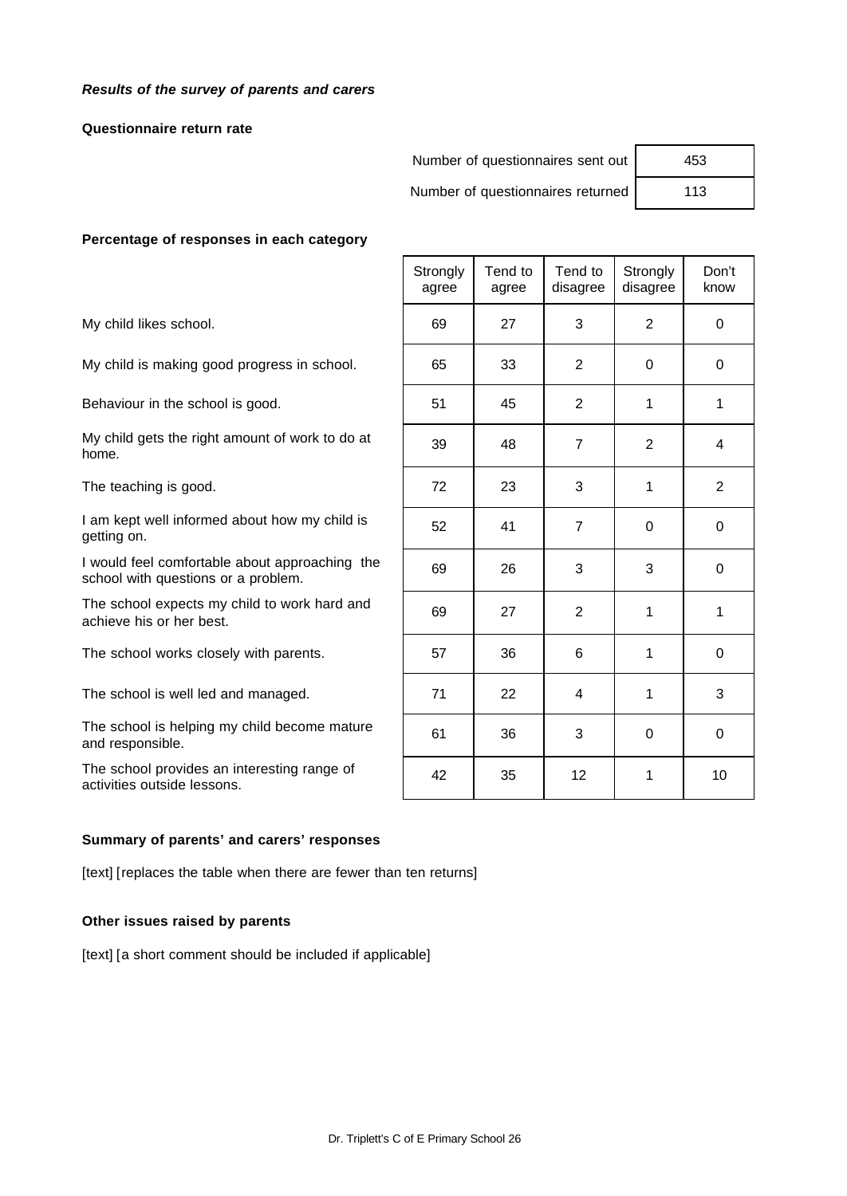***Results of the survey of parents and carers***

**Questionnaire return rate**

| | |
|---|---|
| Number of questionnaires sent out | 453 |
| Number of questionnaires returned | 113 |

**Percentage of responses in each category**

| | Strongly agree | Tend to agree | Tend to disagree | Strongly disagree | Don't know |
|---|---|---|---|---|---|
| My child likes school. | 69 | 27 | 3 | 2 | 0 |
| My child is making good progress in school. | 65 | 33 | 2 | 0 | 0 |
| Behaviour in the school is good. | 51 | 45 | 2 | 1 | 1 |
| My child gets the right amount of work to do at home. | 39 | 48 | 7 | 2 | 4 |
| The teaching is good. | 72 | 23 | 3 | 1 | 2 |
| I am kept well informed about how my child is getting on. | 52 | 41 | 7 | 0 | 0 |
| I would feel comfortable about approaching the school with questions or a problem. | 69 | 26 | 3 | 3 | 0 |
| The school expects my child to work hard and achieve his or her best. | 69 | 27 | 2 | 1 | 1 |
| The school works closely with parents. | 57 | 36 | 6 | 1 | 0 |
| The school is well led and managed. | 71 | 22 | 4 | 1 | 3 |
| The school is helping my child become mature and responsible. | 61 | 36 | 3 | 0 | 0 |
| The school provides an interesting range of activities outside lessons. | 42 | 35 | 12 | 1 | 10 |

**Summary of parents' and carers' responses**

[text] [replaces the table when there are fewer than ten returns]

**Other issues raised by parents**

[text] [a short comment should be included if applicable]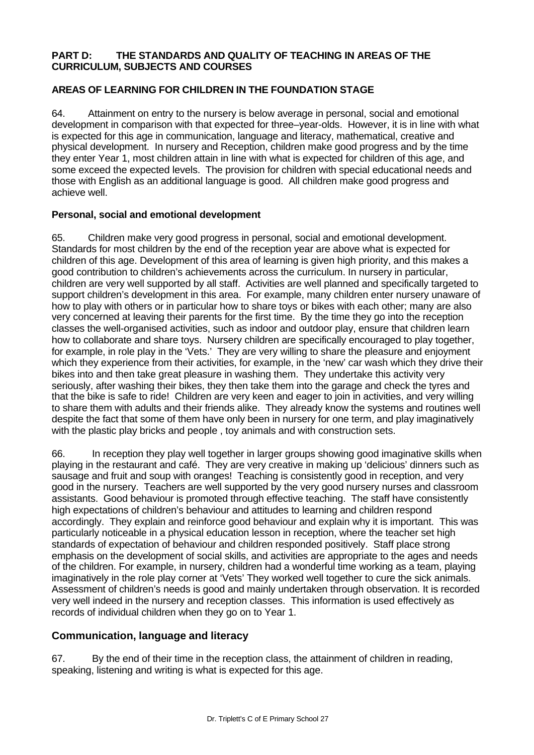## PART D: THE STANDARDS AND QUALITY OF TEACHING IN AREAS OF THE CURRICULUM, SUBJECTS AND COURSES

### AREAS OF LEARNING FOR CHILDREN IN THE FOUNDATION STAGE

64. Attainment on entry to the nursery is below average in personal, social and emotional development in comparison with that expected for three–year-olds. However, it is in line with what is expected for this age in communication, language and literacy, mathematical, creative and physical development. In nursery and Reception, children make good progress and by the time they enter Year 1, most children attain in line with what is expected for children of this age, and some exceed the expected levels. The provision for children with special educational needs and those with English as an additional language is good. All children make good progress and achieve well.

### Personal, social and emotional development

65. Children make very good progress in personal, social and emotional development. Standards for most children by the end of the reception year are above what is expected for children of this age. Development of this area of learning is given high priority, and this makes a good contribution to children's achievements across the curriculum. In nursery in particular, children are very well supported by all staff. Activities are well planned and specifically targeted to support children's development in this area. For example, many children enter nursery unaware of how to play with others or in particular how to share toys or bikes with each other; many are also very concerned at leaving their parents for the first time. By the time they go into the reception classes the well-organised activities, such as indoor and outdoor play, ensure that children learn how to collaborate and share toys. Nursery children are specifically encouraged to play together, for example, in role play in the 'Vets.' They are very willing to share the pleasure and enjoyment which they experience from their activities, for example, in the 'new' car wash which they drive their bikes into and then take great pleasure in washing them. They undertake this activity very seriously, after washing their bikes, they then take them into the garage and check the tyres and that the bike is safe to ride! Children are very keen and eager to join in activities, and very willing to share them with adults and their friends alike. They already know the systems and routines well despite the fact that some of them have only been in nursery for one term, and play imaginatively with the plastic play bricks and people , toy animals and with construction sets.

66. In reception they play well together in larger groups showing good imaginative skills when playing in the restaurant and café. They are very creative in making up 'delicious' dinners such as sausage and fruit and soup with oranges! Teaching is consistently good in reception, and very good in the nursery. Teachers are well supported by the very good nursery nurses and classroom assistants. Good behaviour is promoted through effective teaching. The staff have consistently high expectations of children's behaviour and attitudes to learning and children respond accordingly. They explain and reinforce good behaviour and explain why it is important. This was particularly noticeable in a physical education lesson in reception, where the teacher set high standards of expectation of behaviour and children responded positively. Staff place strong emphasis on the development of social skills, and activities are appropriate to the ages and needs of the children. For example, in nursery, children had a wonderful time working as a team, playing imaginatively in the role play corner at 'Vets' They worked well together to cure the sick animals. Assessment of children's needs is good and mainly undertaken through observation. It is recorded very well indeed in the nursery and reception classes. This information is used effectively as records of individual children when they go on to Year 1.

### Communication, language and literacy

67. By the end of their time in the reception class, the attainment of children in reading, speaking, listening and writing is what is expected for this age.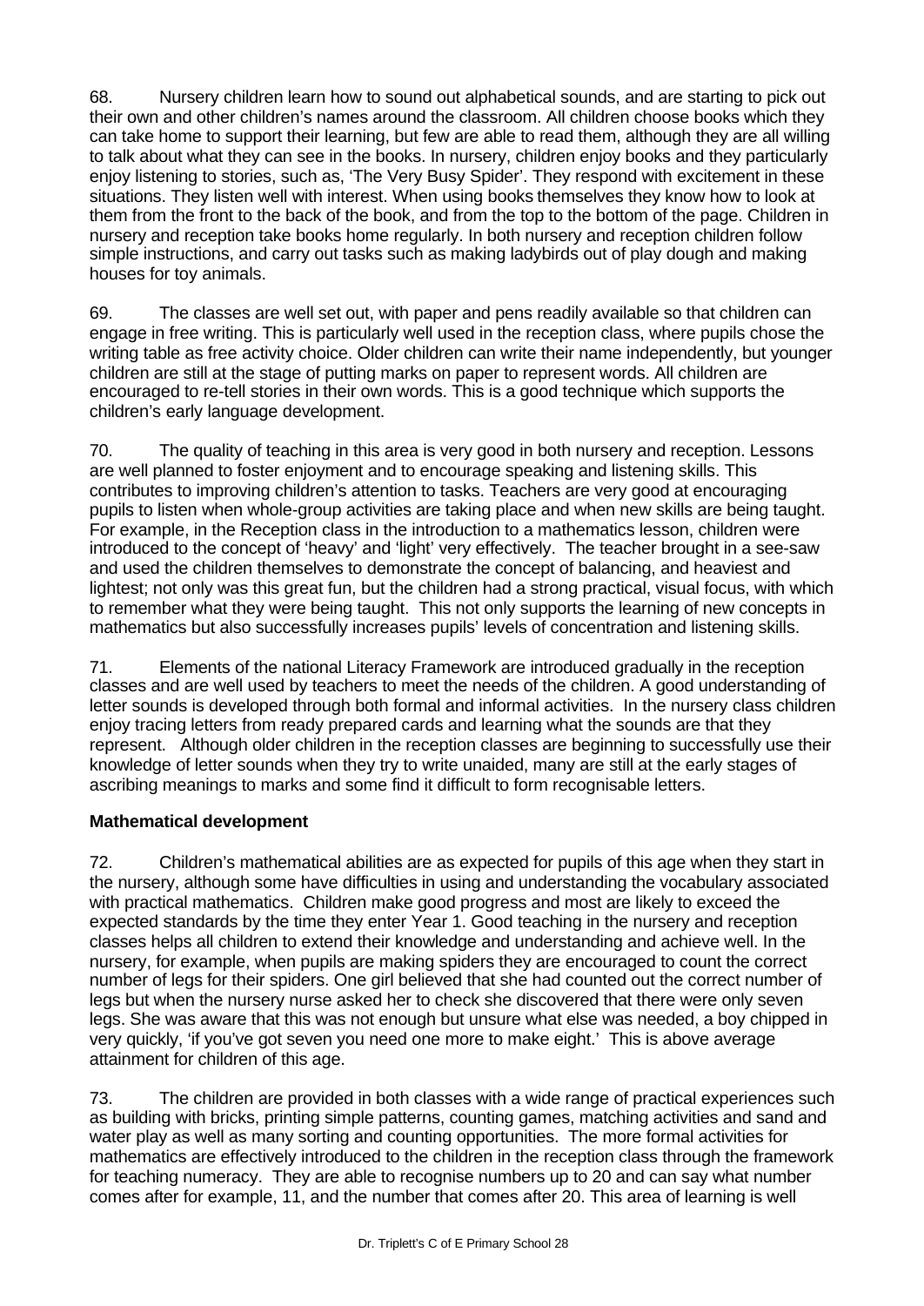68. Nursery children learn how to sound out alphabetical sounds, and are starting to pick out their own and other children's names around the classroom. All children choose books which they can take home to support their learning, but few are able to read them, although they are all willing to talk about what they can see in the books. In nursery, children enjoy books and they particularly enjoy listening to stories, such as, 'The Very Busy Spider'. They respond with excitement in these situations. They listen well with interest. When using books themselves they know how to look at them from the front to the back of the book, and from the top to the bottom of the page. Children in nursery and reception take books home regularly. In both nursery and reception children follow simple instructions, and carry out tasks such as making ladybirds out of play dough and making houses for toy animals.

69. The classes are well set out, with paper and pens readily available so that children can engage in free writing. This is particularly well used in the reception class, where pupils chose the writing table as free activity choice. Older children can write their name independently, but younger children are still at the stage of putting marks on paper to represent words. All children are encouraged to re-tell stories in their own words. This is a good technique which supports the children's early language development.

70. The quality of teaching in this area is very good in both nursery and reception. Lessons are well planned to foster enjoyment and to encourage speaking and listening skills. This contributes to improving children's attention to tasks. Teachers are very good at encouraging pupils to listen when whole-group activities are taking place and when new skills are being taught. For example, in the Reception class in the introduction to a mathematics lesson, children were introduced to the concept of 'heavy' and 'light' very effectively. The teacher brought in a see-saw and used the children themselves to demonstrate the concept of balancing, and heaviest and lightest; not only was this great fun, but the children had a strong practical, visual focus, with which to remember what they were being taught. This not only supports the learning of new concepts in mathematics but also successfully increases pupils' levels of concentration and listening skills.

71. Elements of the national Literacy Framework are introduced gradually in the reception classes and are well used by teachers to meet the needs of the children. A good understanding of letter sounds is developed through both formal and informal activities. In the nursery class children enjoy tracing letters from ready prepared cards and learning what the sounds are that they represent. Although older children in the reception classes are beginning to successfully use their knowledge of letter sounds when they try to write unaided, many are still at the early stages of ascribing meanings to marks and some find it difficult to form recognisable letters.

**Mathematical development**

72. Children's mathematical abilities are as expected for pupils of this age when they start in the nursery, although some have difficulties in using and understanding the vocabulary associated with practical mathematics. Children make good progress and most are likely to exceed the expected standards by the time they enter Year 1. Good teaching in the nursery and reception classes helps all children to extend their knowledge and understanding and achieve well. In the nursery, for example, when pupils are making spiders they are encouraged to count the correct number of legs for their spiders. One girl believed that she had counted out the correct number of legs but when the nursery nurse asked her to check she discovered that there were only seven legs. She was aware that this was not enough but unsure what else was needed, a boy chipped in very quickly, 'if you've got seven you need one more to make eight.' This is above average attainment for children of this age.

73. The children are provided in both classes with a wide range of practical experiences such as building with bricks, printing simple patterns, counting games, matching activities and sand and water play as well as many sorting and counting opportunities. The more formal activities for mathematics are effectively introduced to the children in the reception class through the framework for teaching numeracy. They are able to recognise numbers up to 20 and can say what number comes after for example, 11, and the number that comes after 20. This area of learning is well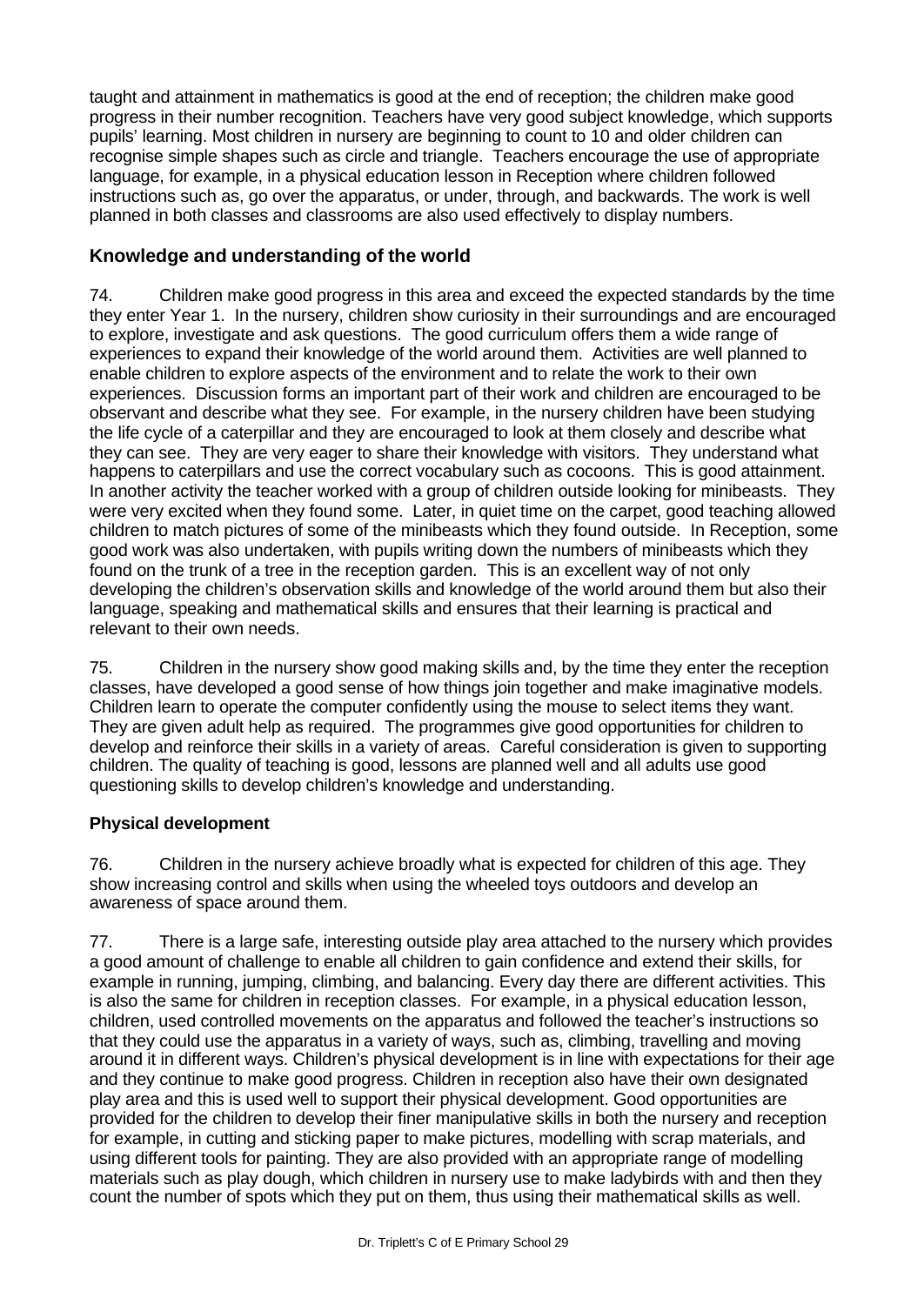taught and attainment in mathematics is good at the end of reception; the children make good progress in their number recognition. Teachers have very good subject knowledge, which supports pupils' learning. Most children in nursery are beginning to count to 10 and older children can recognise simple shapes such as circle and triangle. Teachers encourage the use of appropriate language, for example, in a physical education lesson in Reception where children followed instructions such as, go over the apparatus, or under, through, and backwards. The work is well planned in both classes and classrooms are also used effectively to display numbers.

## Knowledge and understanding of the world

74. Children make good progress in this area and exceed the expected standards by the time they enter Year 1. In the nursery, children show curiosity in their surroundings and are encouraged to explore, investigate and ask questions. The good curriculum offers them a wide range of experiences to expand their knowledge of the world around them. Activities are well planned to enable children to explore aspects of the environment and to relate the work to their own experiences. Discussion forms an important part of their work and children are encouraged to be observant and describe what they see. For example, in the nursery children have been studying the life cycle of a caterpillar and they are encouraged to look at them closely and describe what they can see. They are very eager to share their knowledge with visitors. They understand what happens to caterpillars and use the correct vocabulary such as cocoons. This is good attainment. In another activity the teacher worked with a group of children outside looking for minibeasts. They were very excited when they found some. Later, in quiet time on the carpet, good teaching allowed children to match pictures of some of the minibeasts which they found outside. In Reception, some good work was also undertaken, with pupils writing down the numbers of minibeasts which they found on the trunk of a tree in the reception garden. This is an excellent way of not only developing the children's observation skills and knowledge of the world around them but also their language, speaking and mathematical skills and ensures that their learning is practical and relevant to their own needs.

75. Children in the nursery show good making skills and, by the time they enter the reception classes, have developed a good sense of how things join together and make imaginative models. Children learn to operate the computer confidently using the mouse to select items they want. They are given adult help as required. The programmes give good opportunities for children to develop and reinforce their skills in a variety of areas. Careful consideration is given to supporting children. The quality of teaching is good, lessons are planned well and all adults use good questioning skills to develop children's knowledge and understanding.

### Physical development

76. Children in the nursery achieve broadly what is expected for children of this age. They show increasing control and skills when using the wheeled toys outdoors and develop an awareness of space around them.

77. There is a large safe, interesting outside play area attached to the nursery which provides a good amount of challenge to enable all children to gain confidence and extend their skills, for example in running, jumping, climbing, and balancing. Every day there are different activities. This is also the same for children in reception classes. For example, in a physical education lesson, children, used controlled movements on the apparatus and followed the teacher's instructions so that they could use the apparatus in a variety of ways, such as, climbing, travelling and moving around it in different ways. Children's physical development is in line with expectations for their age and they continue to make good progress. Children in reception also have their own designated play area and this is used well to support their physical development. Good opportunities are provided for the children to develop their finer manipulative skills in both the nursery and reception for example, in cutting and sticking paper to make pictures, modelling with scrap materials, and using different tools for painting. They are also provided with an appropriate range of modelling materials such as play dough, which children in nursery use to make ladybirds with and then they count the number of spots which they put on them, thus using their mathematical skills as well.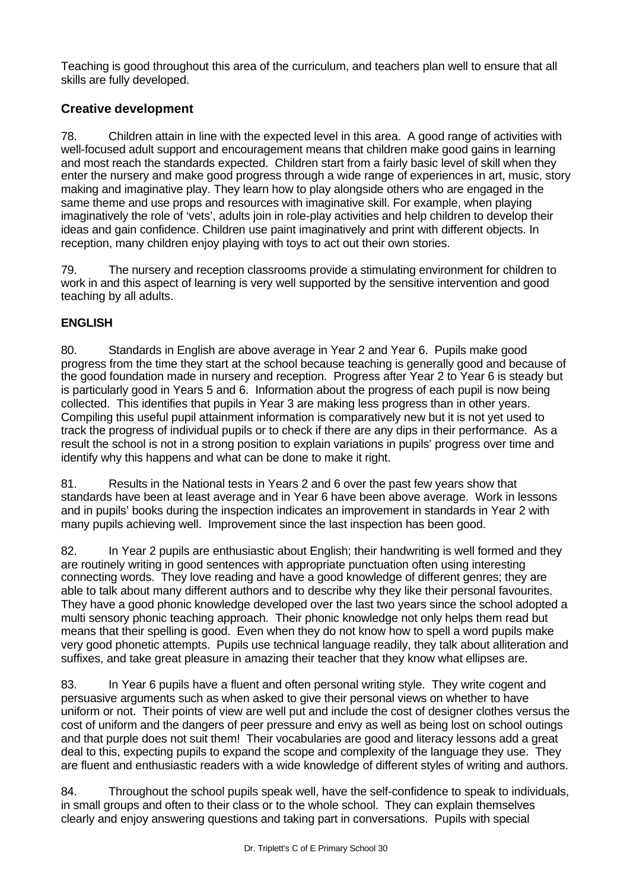Teaching is good throughout this area of the curriculum, and teachers plan well to ensure that all skills are fully developed.

### Creative development

78. Children attain in line with the expected level in this area. A good range of activities with well-focused adult support and encouragement means that children make good gains in learning and most reach the standards expected. Children start from a fairly basic level of skill when they enter the nursery and make good progress through a wide range of experiences in art, music, story making and imaginative play. They learn how to play alongside others who are engaged in the same theme and use props and resources with imaginative skill. For example, when playing imaginatively the role of 'vets', adults join in role-play activities and help children to develop their ideas and gain confidence. Children use paint imaginatively and print with different objects. In reception, many children enjoy playing with toys to act out their own stories.

79. The nursery and reception classrooms provide a stimulating environment for children to work in and this aspect of learning is very well supported by the sensitive intervention and good teaching by all adults.

### ENGLISH

80. Standards in English are above average in Year 2 and Year 6. Pupils make good progress from the time they start at the school because teaching is generally good and because of the good foundation made in nursery and reception. Progress after Year 2 to Year 6 is steady but is particularly good in Years 5 and 6. Information about the progress of each pupil is now being collected. This identifies that pupils in Year 3 are making less progress than in other years. Compiling this useful pupil attainment information is comparatively new but it is not yet used to track the progress of individual pupils or to check if there are any dips in their performance. As a result the school is not in a strong position to explain variations in pupils' progress over time and identify why this happens and what can be done to make it right.

81. Results in the National tests in Years 2 and 6 over the past few years show that standards have been at least average and in Year 6 have been above average. Work in lessons and in pupils' books during the inspection indicates an improvement in standards in Year 2 with many pupils achieving well. Improvement since the last inspection has been good.

82. In Year 2 pupils are enthusiastic about English; their handwriting is well formed and they are routinely writing in good sentences with appropriate punctuation often using interesting connecting words. They love reading and have a good knowledge of different genres; they are able to talk about many different authors and to describe why they like their personal favourites. They have a good phonic knowledge developed over the last two years since the school adopted a multi sensory phonic teaching approach. Their phonic knowledge not only helps them read but means that their spelling is good. Even when they do not know how to spell a word pupils make very good phonetic attempts. Pupils use technical language readily, they talk about alliteration and suffixes, and take great pleasure in amazing their teacher that they know what ellipses are.

83. In Year 6 pupils have a fluent and often personal writing style. They write cogent and persuasive arguments such as when asked to give their personal views on whether to have uniform or not. Their points of view are well put and include the cost of designer clothes versus the cost of uniform and the dangers of peer pressure and envy as well as being lost on school outings and that purple does not suit them! Their vocabularies are good and literacy lessons add a great deal to this, expecting pupils to expand the scope and complexity of the language they use. They are fluent and enthusiastic readers with a wide knowledge of different styles of writing and authors.

84. Throughout the school pupils speak well, have the self-confidence to speak to individuals, in small groups and often to their class or to the whole school. They can explain themselves clearly and enjoy answering questions and taking part in conversations. Pupils with special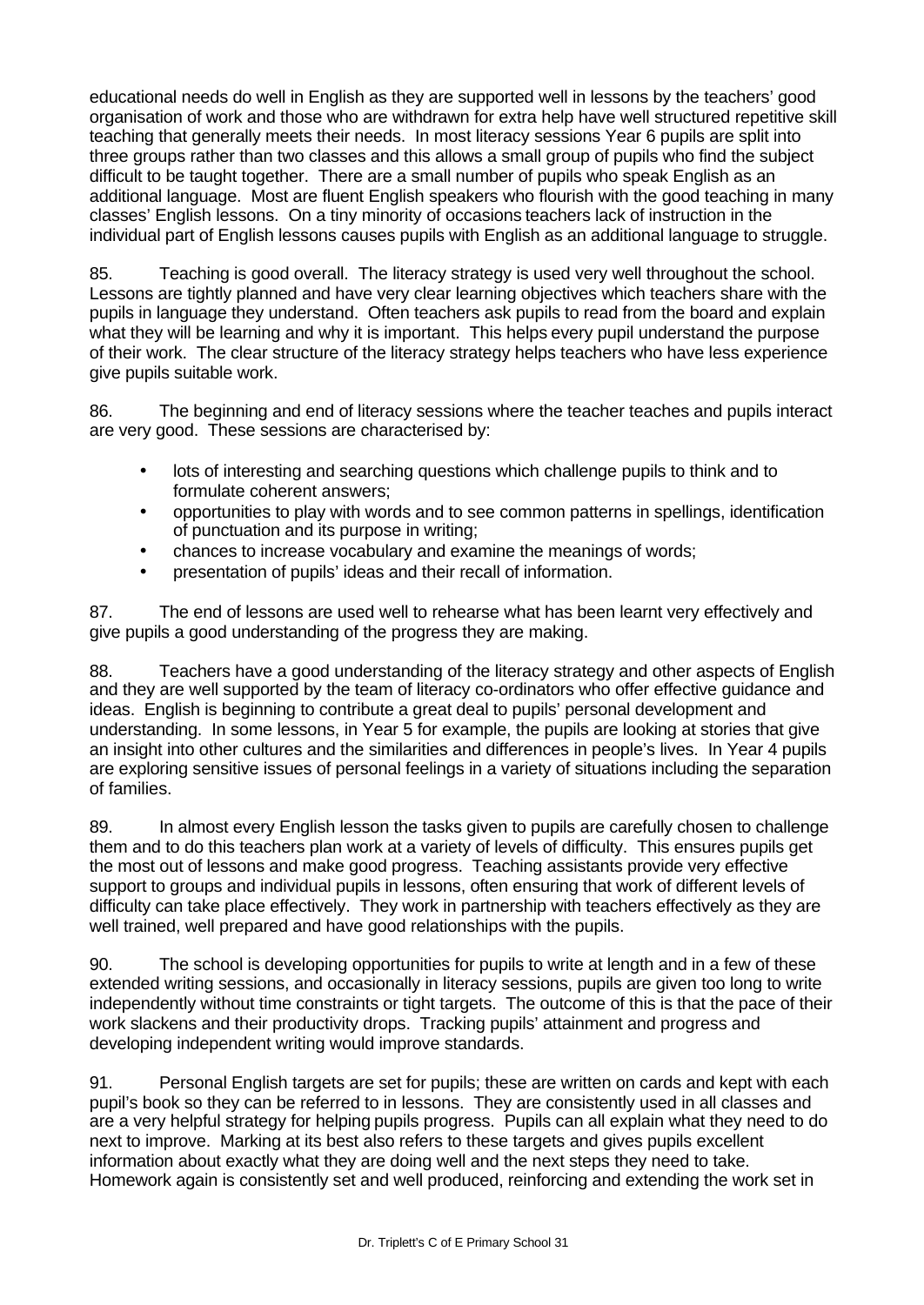educational needs do well in English as they are supported well in lessons by the teachers' good organisation of work and those who are withdrawn for extra help have well structured repetitive skill teaching that generally meets their needs. In most literacy sessions Year 6 pupils are split into three groups rather than two classes and this allows a small group of pupils who find the subject difficult to be taught together. There are a small number of pupils who speak English as an additional language. Most are fluent English speakers who flourish with the good teaching in many classes' English lessons. On a tiny minority of occasions teachers lack of instruction in the individual part of English lessons causes pupils with English as an additional language to struggle.

85. Teaching is good overall. The literacy strategy is used very well throughout the school. Lessons are tightly planned and have very clear learning objectives which teachers share with the pupils in language they understand. Often teachers ask pupils to read from the board and explain what they will be learning and why it is important. This helps every pupil understand the purpose of their work. The clear structure of the literacy strategy helps teachers who have less experience give pupils suitable work.

86. The beginning and end of literacy sessions where the teacher teaches and pupils interact are very good. These sessions are characterised by:

- lots of interesting and searching questions which challenge pupils to think and to formulate coherent answers;
- opportunities to play with words and to see common patterns in spellings, identification of punctuation and its purpose in writing;
- chances to increase vocabulary and examine the meanings of words;
- presentation of pupils' ideas and their recall of information.

87. The end of lessons are used well to rehearse what has been learnt very effectively and give pupils a good understanding of the progress they are making.

88. Teachers have a good understanding of the literacy strategy and other aspects of English and they are well supported by the team of literacy co-ordinators who offer effective guidance and ideas. English is beginning to contribute a great deal to pupils' personal development and understanding. In some lessons, in Year 5 for example, the pupils are looking at stories that give an insight into other cultures and the similarities and differences in people's lives. In Year 4 pupils are exploring sensitive issues of personal feelings in a variety of situations including the separation of families.

89. In almost every English lesson the tasks given to pupils are carefully chosen to challenge them and to do this teachers plan work at a variety of levels of difficulty. This ensures pupils get the most out of lessons and make good progress. Teaching assistants provide very effective support to groups and individual pupils in lessons, often ensuring that work of different levels of difficulty can take place effectively. They work in partnership with teachers effectively as they are well trained, well prepared and have good relationships with the pupils.

90. The school is developing opportunities for pupils to write at length and in a few of these extended writing sessions, and occasionally in literacy sessions, pupils are given too long to write independently without time constraints or tight targets. The outcome of this is that the pace of their work slackens and their productivity drops. Tracking pupils' attainment and progress and developing independent writing would improve standards.

91. Personal English targets are set for pupils; these are written on cards and kept with each pupil's book so they can be referred to in lessons. They are consistently used in all classes and are a very helpful strategy for helping pupils progress. Pupils can all explain what they need to do next to improve. Marking at its best also refers to these targets and gives pupils excellent information about exactly what they are doing well and the next steps they need to take. Homework again is consistently set and well produced, reinforcing and extending the work set in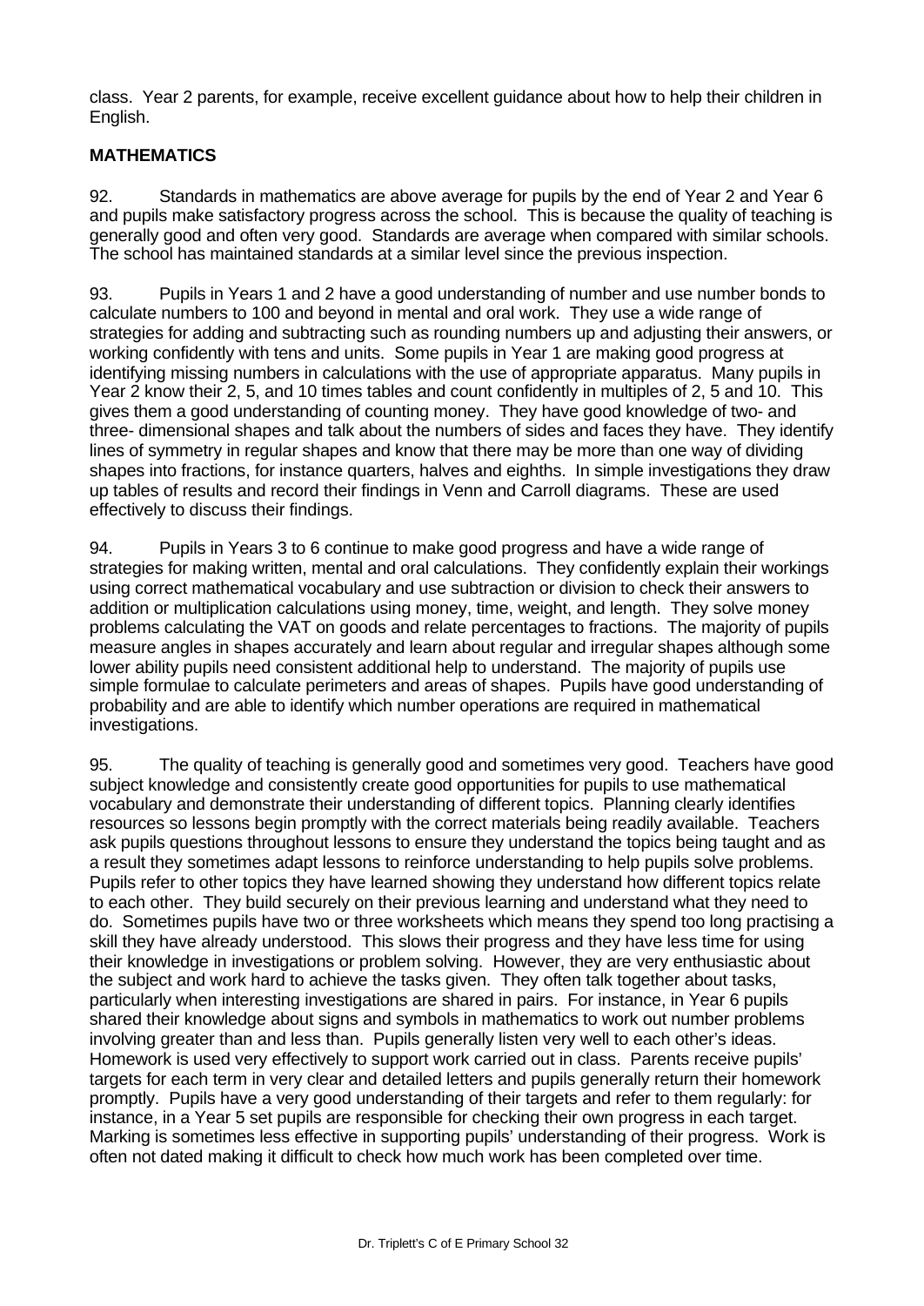class. Year 2 parents, for example, receive excellent guidance about how to help their children in English.

## MATHEMATICS

92. Standards in mathematics are above average for pupils by the end of Year 2 and Year 6 and pupils make satisfactory progress across the school. This is because the quality of teaching is generally good and often very good. Standards are average when compared with similar schools. The school has maintained standards at a similar level since the previous inspection.

93. Pupils in Years 1 and 2 have a good understanding of number and use number bonds to calculate numbers to 100 and beyond in mental and oral work. They use a wide range of strategies for adding and subtracting such as rounding numbers up and adjusting their answers, or working confidently with tens and units. Some pupils in Year 1 are making good progress at identifying missing numbers in calculations with the use of appropriate apparatus. Many pupils in Year 2 know their 2, 5, and 10 times tables and count confidently in multiples of 2, 5 and 10. This gives them a good understanding of counting money. They have good knowledge of two- and three- dimensional shapes and talk about the numbers of sides and faces they have. They identify lines of symmetry in regular shapes and know that there may be more than one way of dividing shapes into fractions, for instance quarters, halves and eighths. In simple investigations they draw up tables of results and record their findings in Venn and Carroll diagrams. These are used effectively to discuss their findings.

94. Pupils in Years 3 to 6 continue to make good progress and have a wide range of strategies for making written, mental and oral calculations. They confidently explain their workings using correct mathematical vocabulary and use subtraction or division to check their answers to addition or multiplication calculations using money, time, weight, and length. They solve money problems calculating the VAT on goods and relate percentages to fractions. The majority of pupils measure angles in shapes accurately and learn about regular and irregular shapes although some lower ability pupils need consistent additional help to understand. The majority of pupils use simple formulae to calculate perimeters and areas of shapes. Pupils have good understanding of probability and are able to identify which number operations are required in mathematical investigations.

95. The quality of teaching is generally good and sometimes very good. Teachers have good subject knowledge and consistently create good opportunities for pupils to use mathematical vocabulary and demonstrate their understanding of different topics. Planning clearly identifies resources so lessons begin promptly with the correct materials being readily available. Teachers ask pupils questions throughout lessons to ensure they understand the topics being taught and as a result they sometimes adapt lessons to reinforce understanding to help pupils solve problems. Pupils refer to other topics they have learned showing they understand how different topics relate to each other. They build securely on their previous learning and understand what they need to do. Sometimes pupils have two or three worksheets which means they spend too long practising a skill they have already understood. This slows their progress and they have less time for using their knowledge in investigations or problem solving. However, they are very enthusiastic about the subject and work hard to achieve the tasks given. They often talk together about tasks, particularly when interesting investigations are shared in pairs. For instance, in Year 6 pupils shared their knowledge about signs and symbols in mathematics to work out number problems involving greater than and less than. Pupils generally listen very well to each other's ideas. Homework is used very effectively to support work carried out in class. Parents receive pupils' targets for each term in very clear and detailed letters and pupils generally return their homework promptly. Pupils have a very good understanding of their targets and refer to them regularly: for instance, in a Year 5 set pupils are responsible for checking their own progress in each target. Marking is sometimes less effective in supporting pupils' understanding of their progress. Work is often not dated making it difficult to check how much work has been completed over time.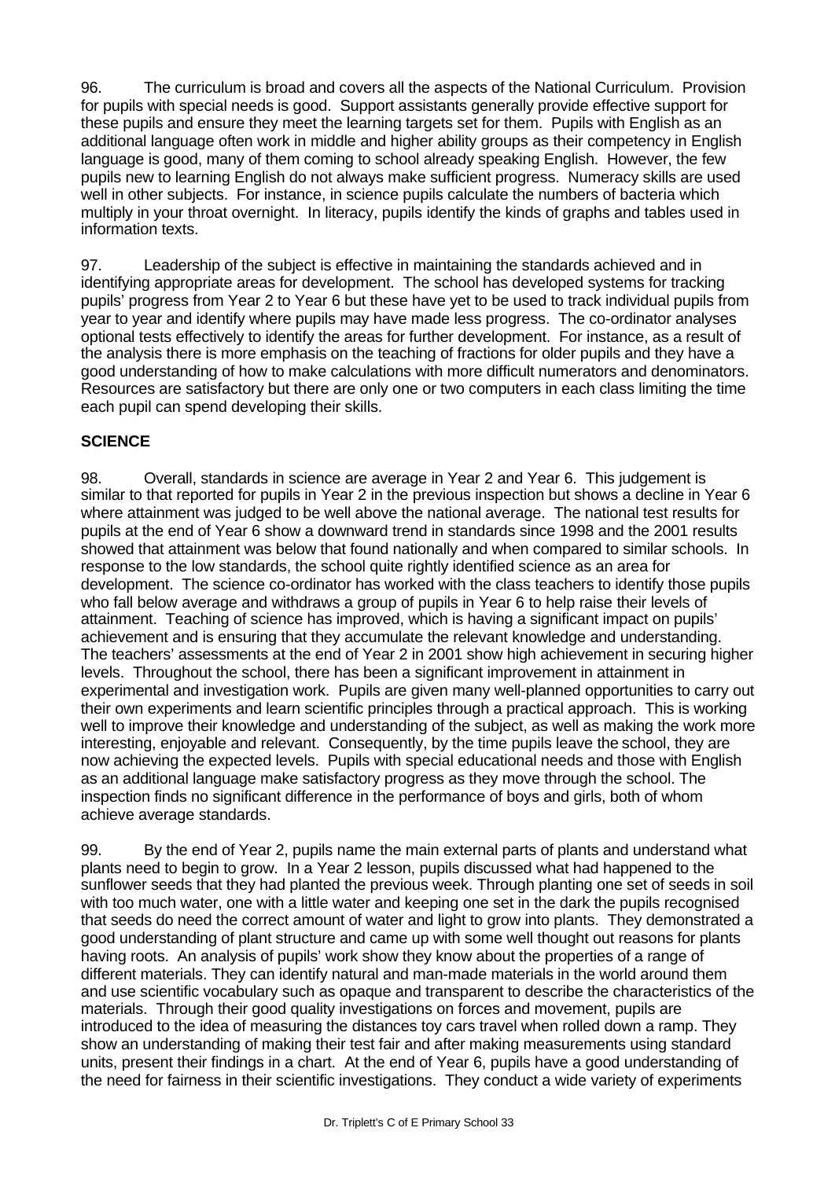96. The curriculum is broad and covers all the aspects of the National Curriculum. Provision for pupils with special needs is good. Support assistants generally provide effective support for these pupils and ensure they meet the learning targets set for them. Pupils with English as an additional language often work in middle and higher ability groups as their competency in English language is good, many of them coming to school already speaking English. However, the few pupils new to learning English do not always make sufficient progress. Numeracy skills are used well in other subjects. For instance, in science pupils calculate the numbers of bacteria which multiply in your throat overnight. In literacy, pupils identify the kinds of graphs and tables used in information texts.

97. Leadership of the subject is effective in maintaining the standards achieved and in identifying appropriate areas for development. The school has developed systems for tracking pupils' progress from Year 2 to Year 6 but these have yet to be used to track individual pupils from year to year and identify where pupils may have made less progress. The co-ordinator analyses optional tests effectively to identify the areas for further development. For instance, as a result of the analysis there is more emphasis on the teaching of fractions for older pupils and they have a good understanding of how to make calculations with more difficult numerators and denominators. Resources are satisfactory but there are only one or two computers in each class limiting the time each pupil can spend developing their skills.

## SCIENCE

98. Overall, standards in science are average in Year 2 and Year 6. This judgement is similar to that reported for pupils in Year 2 in the previous inspection but shows a decline in Year 6 where attainment was judged to be well above the national average. The national test results for pupils at the end of Year 6 show a downward trend in standards since 1998 and the 2001 results showed that attainment was below that found nationally and when compared to similar schools. In response to the low standards, the school quite rightly identified science as an area for development. The science co-ordinator has worked with the class teachers to identify those pupils who fall below average and withdraws a group of pupils in Year 6 to help raise their levels of attainment. Teaching of science has improved, which is having a significant impact on pupils' achievement and is ensuring that they accumulate the relevant knowledge and understanding. The teachers' assessments at the end of Year 2 in 2001 show high achievement in securing higher levels. Throughout the school, there has been a significant improvement in attainment in experimental and investigation work. Pupils are given many well-planned opportunities to carry out their own experiments and learn scientific principles through a practical approach. This is working well to improve their knowledge and understanding of the subject, as well as making the work more interesting, enjoyable and relevant. Consequently, by the time pupils leave the school, they are now achieving the expected levels. Pupils with special educational needs and those with English as an additional language make satisfactory progress as they move through the school. The inspection finds no significant difference in the performance of boys and girls, both of whom achieve average standards.

99. By the end of Year 2, pupils name the main external parts of plants and understand what plants need to begin to grow. In a Year 2 lesson, pupils discussed what had happened to the sunflower seeds that they had planted the previous week. Through planting one set of seeds in soil with too much water, one with a little water and keeping one set in the dark the pupils recognised that seeds do need the correct amount of water and light to grow into plants. They demonstrated a good understanding of plant structure and came up with some well thought out reasons for plants having roots. An analysis of pupils' work show they know about the properties of a range of different materials. They can identify natural and man-made materials in the world around them and use scientific vocabulary such as opaque and transparent to describe the characteristics of the materials. Through their good quality investigations on forces and movement, pupils are introduced to the idea of measuring the distances toy cars travel when rolled down a ramp. They show an understanding of making their test fair and after making measurements using standard units, present their findings in a chart. At the end of Year 6, pupils have a good understanding of the need for fairness in their scientific investigations. They conduct a wide variety of experiments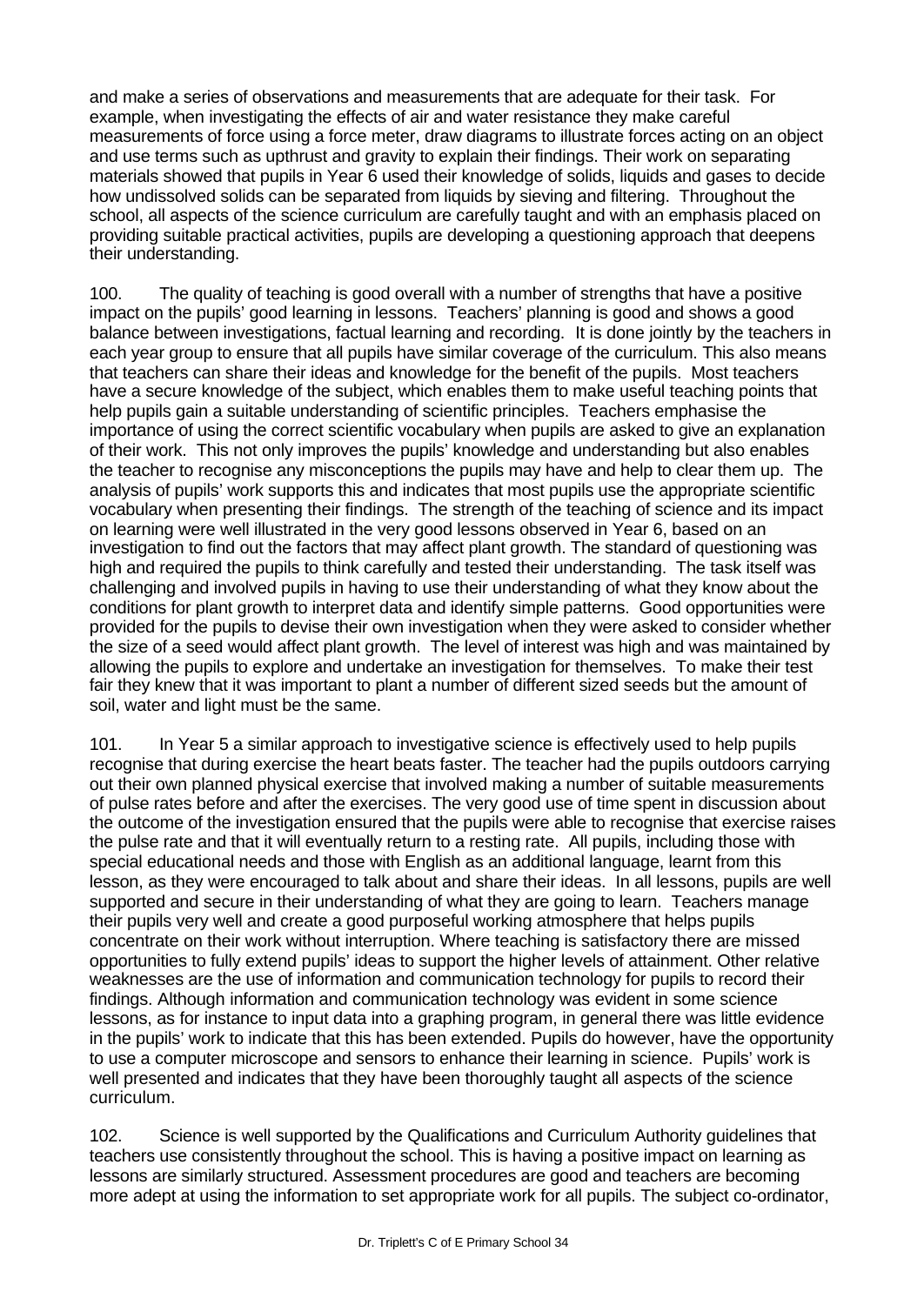and make a series of observations and measurements that are adequate for their task. For example, when investigating the effects of air and water resistance they make careful measurements of force using a force meter, draw diagrams to illustrate forces acting on an object and use terms such as upthrust and gravity to explain their findings. Their work on separating materials showed that pupils in Year 6 used their knowledge of solids, liquids and gases to decide how undissolved solids can be separated from liquids by sieving and filtering. Throughout the school, all aspects of the science curriculum are carefully taught and with an emphasis placed on providing suitable practical activities, pupils are developing a questioning approach that deepens their understanding.

100. The quality of teaching is good overall with a number of strengths that have a positive impact on the pupils' good learning in lessons. Teachers' planning is good and shows a good balance between investigations, factual learning and recording. It is done jointly by the teachers in each year group to ensure that all pupils have similar coverage of the curriculum. This also means that teachers can share their ideas and knowledge for the benefit of the pupils. Most teachers have a secure knowledge of the subject, which enables them to make useful teaching points that help pupils gain a suitable understanding of scientific principles. Teachers emphasise the importance of using the correct scientific vocabulary when pupils are asked to give an explanation of their work. This not only improves the pupils' knowledge and understanding but also enables the teacher to recognise any misconceptions the pupils may have and help to clear them up. The analysis of pupils' work supports this and indicates that most pupils use the appropriate scientific vocabulary when presenting their findings. The strength of the teaching of science and its impact on learning were well illustrated in the very good lessons observed in Year 6, based on an investigation to find out the factors that may affect plant growth. The standard of questioning was high and required the pupils to think carefully and tested their understanding. The task itself was challenging and involved pupils in having to use their understanding of what they know about the conditions for plant growth to interpret data and identify simple patterns. Good opportunities were provided for the pupils to devise their own investigation when they were asked to consider whether the size of a seed would affect plant growth. The level of interest was high and was maintained by allowing the pupils to explore and undertake an investigation for themselves. To make their test fair they knew that it was important to plant a number of different sized seeds but the amount of soil, water and light must be the same.

101. In Year 5 a similar approach to investigative science is effectively used to help pupils recognise that during exercise the heart beats faster. The teacher had the pupils outdoors carrying out their own planned physical exercise that involved making a number of suitable measurements of pulse rates before and after the exercises. The very good use of time spent in discussion about the outcome of the investigation ensured that the pupils were able to recognise that exercise raises the pulse rate and that it will eventually return to a resting rate. All pupils, including those with special educational needs and those with English as an additional language, learnt from this lesson, as they were encouraged to talk about and share their ideas. In all lessons, pupils are well supported and secure in their understanding of what they are going to learn. Teachers manage their pupils very well and create a good purposeful working atmosphere that helps pupils concentrate on their work without interruption. Where teaching is satisfactory there are missed opportunities to fully extend pupils' ideas to support the higher levels of attainment. Other relative weaknesses are the use of information and communication technology for pupils to record their findings. Although information and communication technology was evident in some science lessons, as for instance to input data into a graphing program, in general there was little evidence in the pupils' work to indicate that this has been extended. Pupils do however, have the opportunity to use a computer microscope and sensors to enhance their learning in science. Pupils' work is well presented and indicates that they have been thoroughly taught all aspects of the science curriculum.

102. Science is well supported by the Qualifications and Curriculum Authority guidelines that teachers use consistently throughout the school. This is having a positive impact on learning as lessons are similarly structured. Assessment procedures are good and teachers are becoming more adept at using the information to set appropriate work for all pupils. The subject co-ordinator,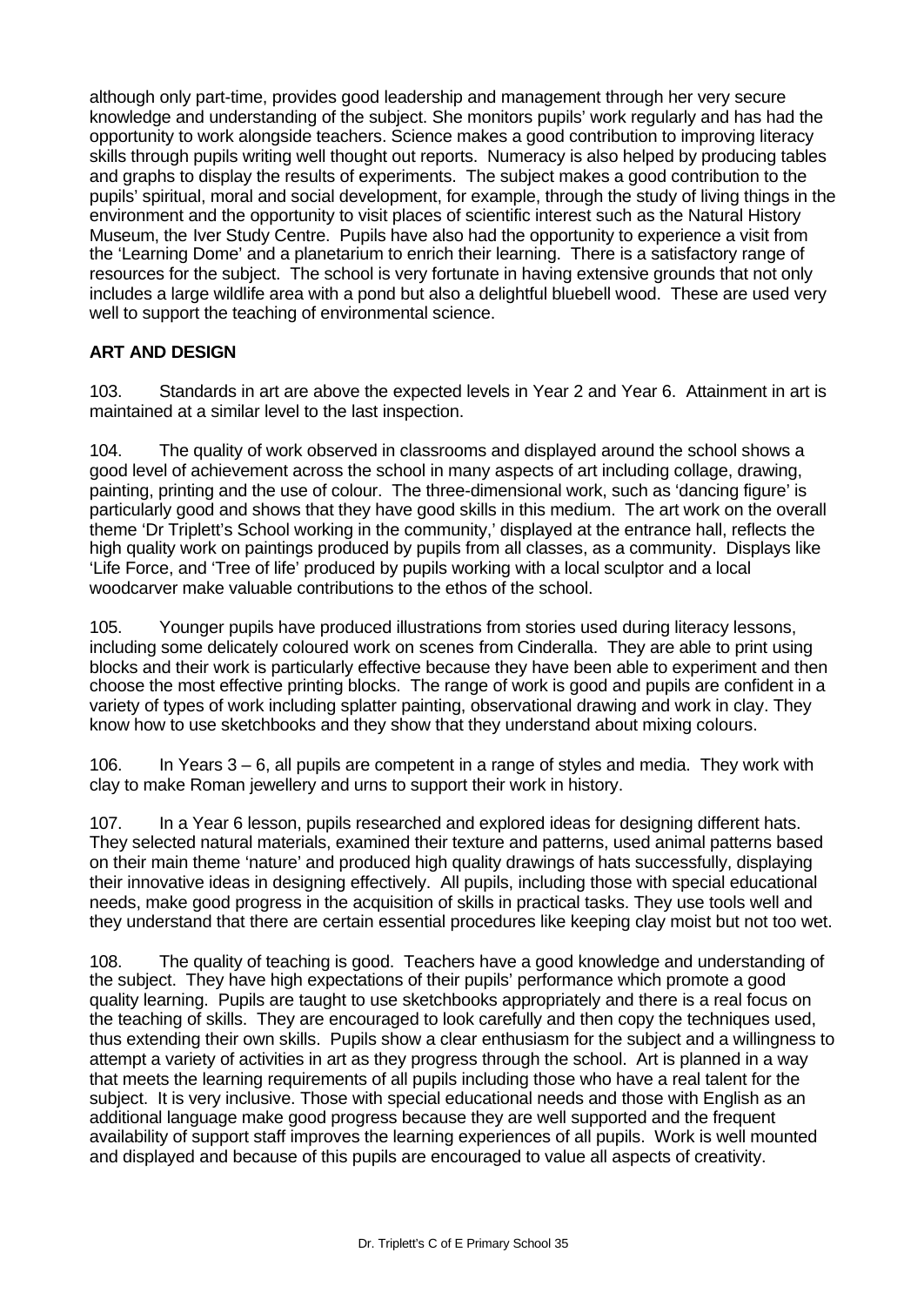although only part-time, provides good leadership and management through her very secure knowledge and understanding of the subject. She monitors pupils' work regularly and has had the opportunity to work alongside teachers. Science makes a good contribution to improving literacy skills through pupils writing well thought out reports. Numeracy is also helped by producing tables and graphs to display the results of experiments. The subject makes a good contribution to the pupils' spiritual, moral and social development, for example, through the study of living things in the environment and the opportunity to visit places of scientific interest such as the Natural History Museum, the Iver Study Centre. Pupils have also had the opportunity to experience a visit from the 'Learning Dome' and a planetarium to enrich their learning. There is a satisfactory range of resources for the subject. The school is very fortunate in having extensive grounds that not only includes a large wildlife area with a pond but also a delightful bluebell wood. These are used very well to support the teaching of environmental science.

## ART AND DESIGN

103. Standards in art are above the expected levels in Year 2 and Year 6. Attainment in art is maintained at a similar level to the last inspection.

104. The quality of work observed in classrooms and displayed around the school shows a good level of achievement across the school in many aspects of art including collage, drawing, painting, printing and the use of colour. The three-dimensional work, such as 'dancing figure' is particularly good and shows that they have good skills in this medium. The art work on the overall theme 'Dr Triplett's School working in the community,' displayed at the entrance hall, reflects the high quality work on paintings produced by pupils from all classes, as a community. Displays like 'Life Force, and 'Tree of life' produced by pupils working with a local sculptor and a local woodcarver make valuable contributions to the ethos of the school.

105. Younger pupils have produced illustrations from stories used during literacy lessons, including some delicately coloured work on scenes from Cinderalla. They are able to print using blocks and their work is particularly effective because they have been able to experiment and then choose the most effective printing blocks. The range of work is good and pupils are confident in a variety of types of work including splatter painting, observational drawing and work in clay. They know how to use sketchbooks and they show that they understand about mixing colours.

106. In Years 3 – 6, all pupils are competent in a range of styles and media. They work with clay to make Roman jewellery and urns to support their work in history.

107. In a Year 6 lesson, pupils researched and explored ideas for designing different hats. They selected natural materials, examined their texture and patterns, used animal patterns based on their main theme 'nature' and produced high quality drawings of hats successfully, displaying their innovative ideas in designing effectively. All pupils, including those with special educational needs, make good progress in the acquisition of skills in practical tasks. They use tools well and they understand that there are certain essential procedures like keeping clay moist but not too wet.

108. The quality of teaching is good. Teachers have a good knowledge and understanding of the subject. They have high expectations of their pupils' performance which promote a good quality learning. Pupils are taught to use sketchbooks appropriately and there is a real focus on the teaching of skills. They are encouraged to look carefully and then copy the techniques used, thus extending their own skills. Pupils show a clear enthusiasm for the subject and a willingness to attempt a variety of activities in art as they progress through the school. Art is planned in a way that meets the learning requirements of all pupils including those who have a real talent for the subject. It is very inclusive. Those with special educational needs and those with English as an additional language make good progress because they are well supported and the frequent availability of support staff improves the learning experiences of all pupils. Work is well mounted and displayed and because of this pupils are encouraged to value all aspects of creativity.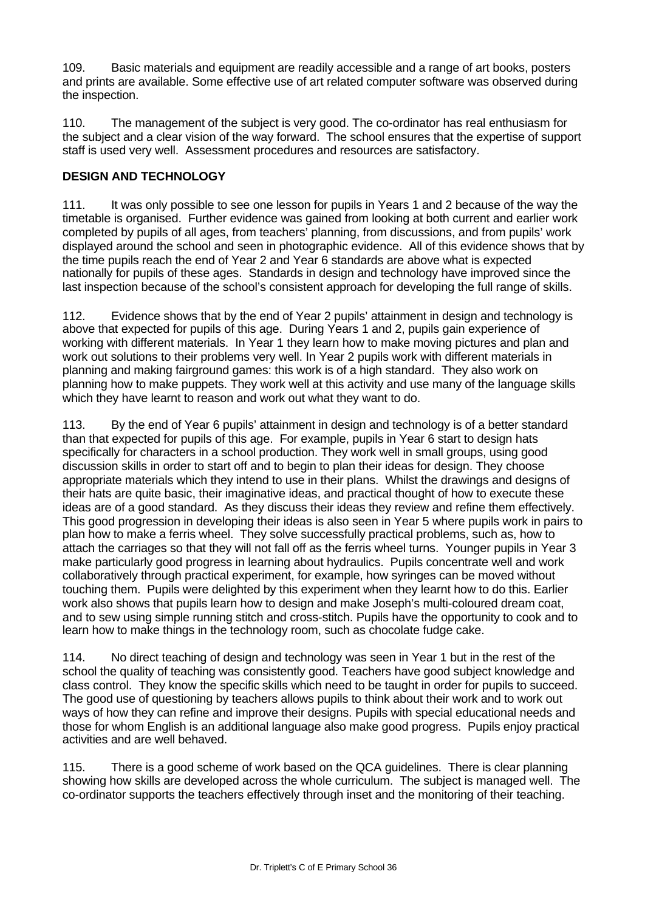109. Basic materials and equipment are readily accessible and a range of art books, posters and prints are available. Some effective use of art related computer software was observed during the inspection.

110. The management of the subject is very good. The co-ordinator has real enthusiasm for the subject and a clear vision of the way forward. The school ensures that the expertise of support staff is used very well. Assessment procedures and resources are satisfactory.

## DESIGN AND TECHNOLOGY

111. It was only possible to see one lesson for pupils in Years 1 and 2 because of the way the timetable is organised. Further evidence was gained from looking at both current and earlier work completed by pupils of all ages, from teachers' planning, from discussions, and from pupils' work displayed around the school and seen in photographic evidence. All of this evidence shows that by the time pupils reach the end of Year 2 and Year 6 standards are above what is expected nationally for pupils of these ages. Standards in design and technology have improved since the last inspection because of the school's consistent approach for developing the full range of skills.

112. Evidence shows that by the end of Year 2 pupils' attainment in design and technology is above that expected for pupils of this age. During Years 1 and 2, pupils gain experience of working with different materials. In Year 1 they learn how to make moving pictures and plan and work out solutions to their problems very well. In Year 2 pupils work with different materials in planning and making fairground games: this work is of a high standard. They also work on planning how to make puppets. They work well at this activity and use many of the language skills which they have learnt to reason and work out what they want to do.

113. By the end of Year 6 pupils' attainment in design and technology is of a better standard than that expected for pupils of this age. For example, pupils in Year 6 start to design hats specifically for characters in a school production. They work well in small groups, using good discussion skills in order to start off and to begin to plan their ideas for design. They choose appropriate materials which they intend to use in their plans. Whilst the drawings and designs of their hats are quite basic, their imaginative ideas, and practical thought of how to execute these ideas are of a good standard. As they discuss their ideas they review and refine them effectively. This good progression in developing their ideas is also seen in Year 5 where pupils work in pairs to plan how to make a ferris wheel. They solve successfully practical problems, such as, how to attach the carriages so that they will not fall off as the ferris wheel turns. Younger pupils in Year 3 make particularly good progress in learning about hydraulics. Pupils concentrate well and work collaboratively through practical experiment, for example, how syringes can be moved without touching them. Pupils were delighted by this experiment when they learnt how to do this. Earlier work also shows that pupils learn how to design and make Joseph's multi-coloured dream coat, and to sew using simple running stitch and cross-stitch. Pupils have the opportunity to cook and to learn how to make things in the technology room, such as chocolate fudge cake.

114. No direct teaching of design and technology was seen in Year 1 but in the rest of the school the quality of teaching was consistently good. Teachers have good subject knowledge and class control. They know the specific skills which need to be taught in order for pupils to succeed. The good use of questioning by teachers allows pupils to think about their work and to work out ways of how they can refine and improve their designs. Pupils with special educational needs and those for whom English is an additional language also make good progress. Pupils enjoy practical activities and are well behaved.

115. There is a good scheme of work based on the QCA guidelines. There is clear planning showing how skills are developed across the whole curriculum. The subject is managed well. The co-ordinator supports the teachers effectively through inset and the monitoring of their teaching.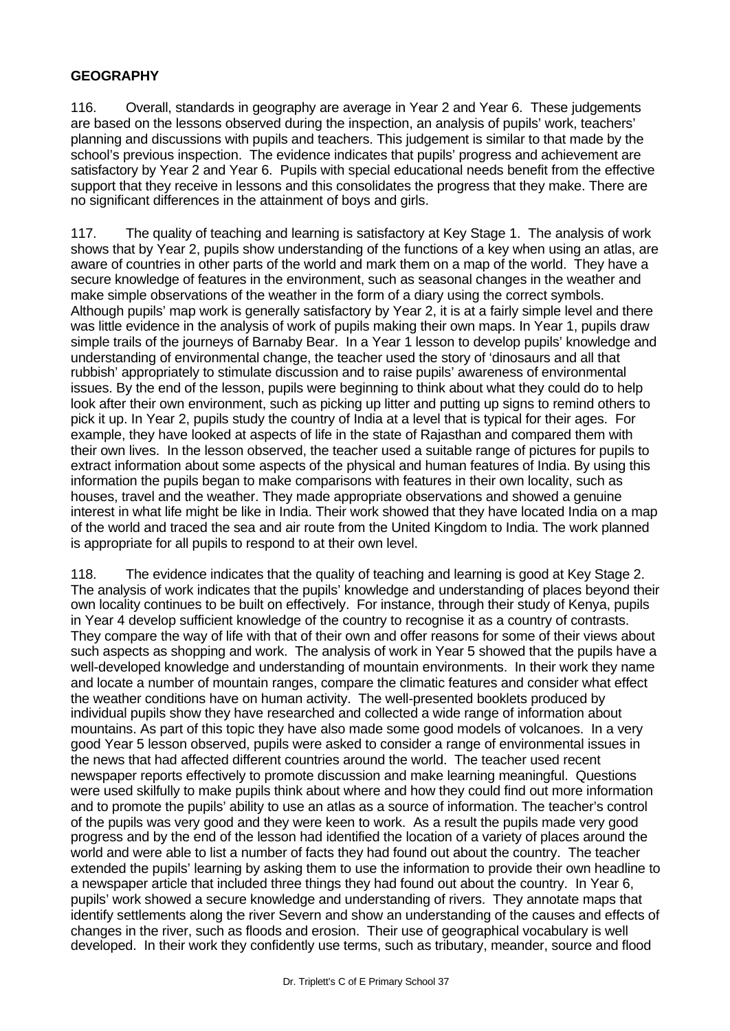**GEOGRAPHY**

116. Overall, standards in geography are average in Year 2 and Year 6. These judgements are based on the lessons observed during the inspection, an analysis of pupils' work, teachers' planning and discussions with pupils and teachers. This judgement is similar to that made by the school's previous inspection. The evidence indicates that pupils' progress and achievement are satisfactory by Year 2 and Year 6. Pupils with special educational needs benefit from the effective support that they receive in lessons and this consolidates the progress that they make. There are no significant differences in the attainment of boys and girls.

117. The quality of teaching and learning is satisfactory at Key Stage 1. The analysis of work shows that by Year 2, pupils show understanding of the functions of a key when using an atlas, are aware of countries in other parts of the world and mark them on a map of the world. They have a secure knowledge of features in the environment, such as seasonal changes in the weather and make simple observations of the weather in the form of a diary using the correct symbols. Although pupils' map work is generally satisfactory by Year 2, it is at a fairly simple level and there was little evidence in the analysis of work of pupils making their own maps. In Year 1, pupils draw simple trails of the journeys of Barnaby Bear. In a Year 1 lesson to develop pupils' knowledge and understanding of environmental change, the teacher used the story of 'dinosaurs and all that rubbish' appropriately to stimulate discussion and to raise pupils' awareness of environmental issues. By the end of the lesson, pupils were beginning to think about what they could do to help look after their own environment, such as picking up litter and putting up signs to remind others to pick it up. In Year 2, pupils study the country of India at a level that is typical for their ages. For example, they have looked at aspects of life in the state of Rajasthan and compared them with their own lives. In the lesson observed, the teacher used a suitable range of pictures for pupils to extract information about some aspects of the physical and human features of India. By using this information the pupils began to make comparisons with features in their own locality, such as houses, travel and the weather. They made appropriate observations and showed a genuine interest in what life might be like in India. Their work showed that they have located India on a map of the world and traced the sea and air route from the United Kingdom to India. The work planned is appropriate for all pupils to respond to at their own level.

118. The evidence indicates that the quality of teaching and learning is good at Key Stage 2. The analysis of work indicates that the pupils' knowledge and understanding of places beyond their own locality continues to be built on effectively. For instance, through their study of Kenya, pupils in Year 4 develop sufficient knowledge of the country to recognise it as a country of contrasts. They compare the way of life with that of their own and offer reasons for some of their views about such aspects as shopping and work. The analysis of work in Year 5 showed that the pupils have a well-developed knowledge and understanding of mountain environments. In their work they name and locate a number of mountain ranges, compare the climatic features and consider what effect the weather conditions have on human activity. The well-presented booklets produced by individual pupils show they have researched and collected a wide range of information about mountains. As part of this topic they have also made some good models of volcanoes. In a very good Year 5 lesson observed, pupils were asked to consider a range of environmental issues in the news that had affected different countries around the world. The teacher used recent newspaper reports effectively to promote discussion and make learning meaningful. Questions were used skilfully to make pupils think about where and how they could find out more information and to promote the pupils' ability to use an atlas as a source of information. The teacher's control of the pupils was very good and they were keen to work. As a result the pupils made very good progress and by the end of the lesson had identified the location of a variety of places around the world and were able to list a number of facts they had found out about the country. The teacher extended the pupils' learning by asking them to use the information to provide their own headline to a newspaper article that included three things they had found out about the country. In Year 6, pupils' work showed a secure knowledge and understanding of rivers. They annotate maps that identify settlements along the river Severn and show an understanding of the causes and effects of changes in the river, such as floods and erosion. Their use of geographical vocabulary is well developed. In their work they confidently use terms, such as tributary, meander, source and flood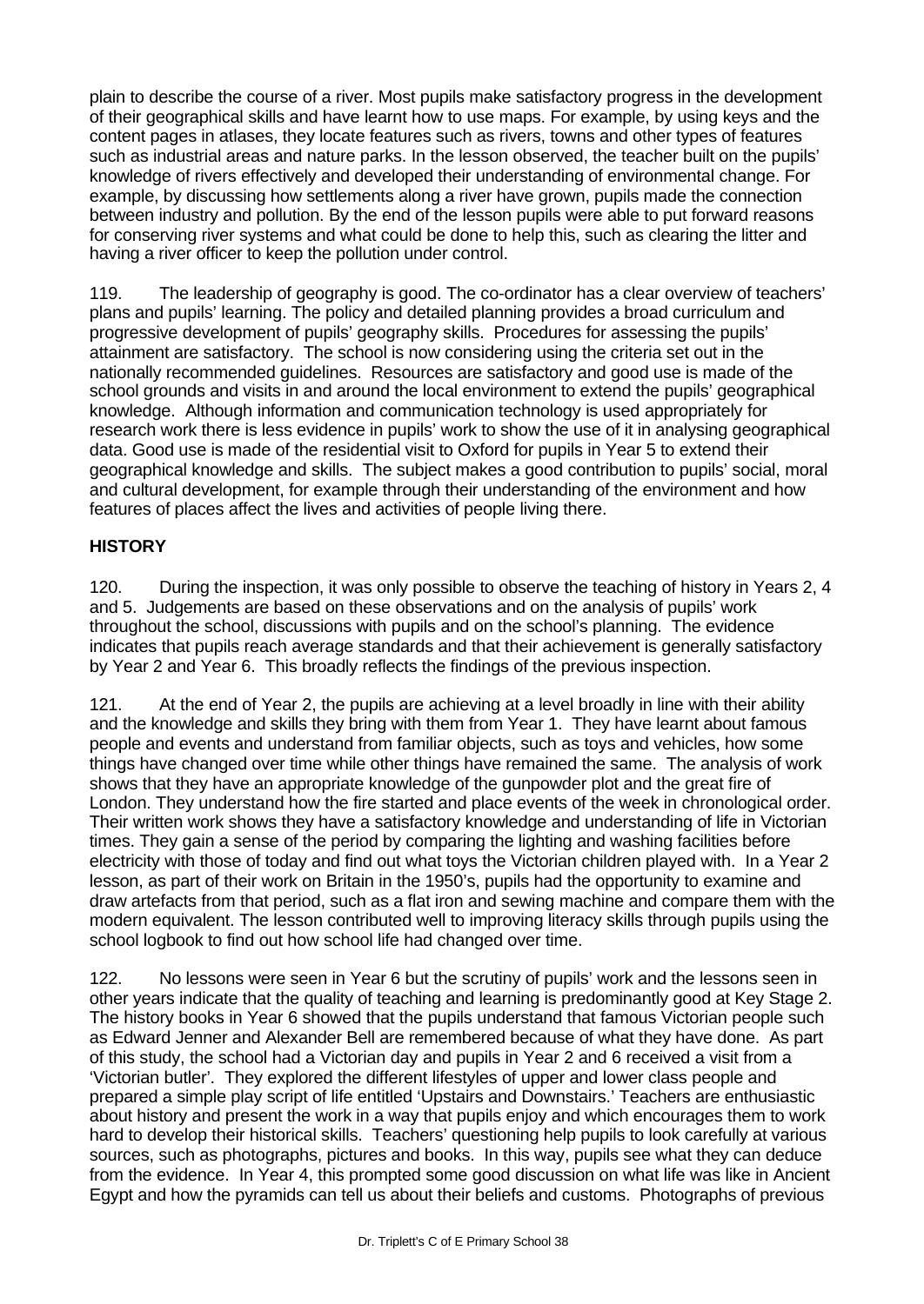plain to describe the course of a river. Most pupils make satisfactory progress in the development of their geographical skills and have learnt how to use maps. For example, by using keys and the content pages in atlases, they locate features such as rivers, towns and other types of features such as industrial areas and nature parks. In the lesson observed, the teacher built on the pupils' knowledge of rivers effectively and developed their understanding of environmental change. For example, by discussing how settlements along a river have grown, pupils made the connection between industry and pollution. By the end of the lesson pupils were able to put forward reasons for conserving river systems and what could be done to help this, such as clearing the litter and having a river officer to keep the pollution under control.

119. The leadership of geography is good. The co-ordinator has a clear overview of teachers' plans and pupils' learning. The policy and detailed planning provides a broad curriculum and progressive development of pupils' geography skills. Procedures for assessing the pupils' attainment are satisfactory. The school is now considering using the criteria set out in the nationally recommended guidelines. Resources are satisfactory and good use is made of the school grounds and visits in and around the local environment to extend the pupils' geographical knowledge. Although information and communication technology is used appropriately for research work there is less evidence in pupils' work to show the use of it in analysing geographical data. Good use is made of the residential visit to Oxford for pupils in Year 5 to extend their geographical knowledge and skills. The subject makes a good contribution to pupils' social, moral and cultural development, for example through their understanding of the environment and how features of places affect the lives and activities of people living there.

## HISTORY

120. During the inspection, it was only possible to observe the teaching of history in Years 2, 4 and 5. Judgements are based on these observations and on the analysis of pupils' work throughout the school, discussions with pupils and on the school's planning. The evidence indicates that pupils reach average standards and that their achievement is generally satisfactory by Year 2 and Year 6. This broadly reflects the findings of the previous inspection.

121. At the end of Year 2, the pupils are achieving at a level broadly in line with their ability and the knowledge and skills they bring with them from Year 1. They have learnt about famous people and events and understand from familiar objects, such as toys and vehicles, how some things have changed over time while other things have remained the same. The analysis of work shows that they have an appropriate knowledge of the gunpowder plot and the great fire of London. They understand how the fire started and place events of the week in chronological order. Their written work shows they have a satisfactory knowledge and understanding of life in Victorian times. They gain a sense of the period by comparing the lighting and washing facilities before electricity with those of today and find out what toys the Victorian children played with. In a Year 2 lesson, as part of their work on Britain in the 1950's, pupils had the opportunity to examine and draw artefacts from that period, such as a flat iron and sewing machine and compare them with the modern equivalent. The lesson contributed well to improving literacy skills through pupils using the school logbook to find out how school life had changed over time.

122. No lessons were seen in Year 6 but the scrutiny of pupils' work and the lessons seen in other years indicate that the quality of teaching and learning is predominantly good at Key Stage 2. The history books in Year 6 showed that the pupils understand that famous Victorian people such as Edward Jenner and Alexander Bell are remembered because of what they have done. As part of this study, the school had a Victorian day and pupils in Year 2 and 6 received a visit from a 'Victorian butler'. They explored the different lifestyles of upper and lower class people and prepared a simple play script of life entitled 'Upstairs and Downstairs.' Teachers are enthusiastic about history and present the work in a way that pupils enjoy and which encourages them to work hard to develop their historical skills. Teachers' questioning help pupils to look carefully at various sources, such as photographs, pictures and books. In this way, pupils see what they can deduce from the evidence. In Year 4, this prompted some good discussion on what life was like in Ancient Egypt and how the pyramids can tell us about their beliefs and customs. Photographs of previous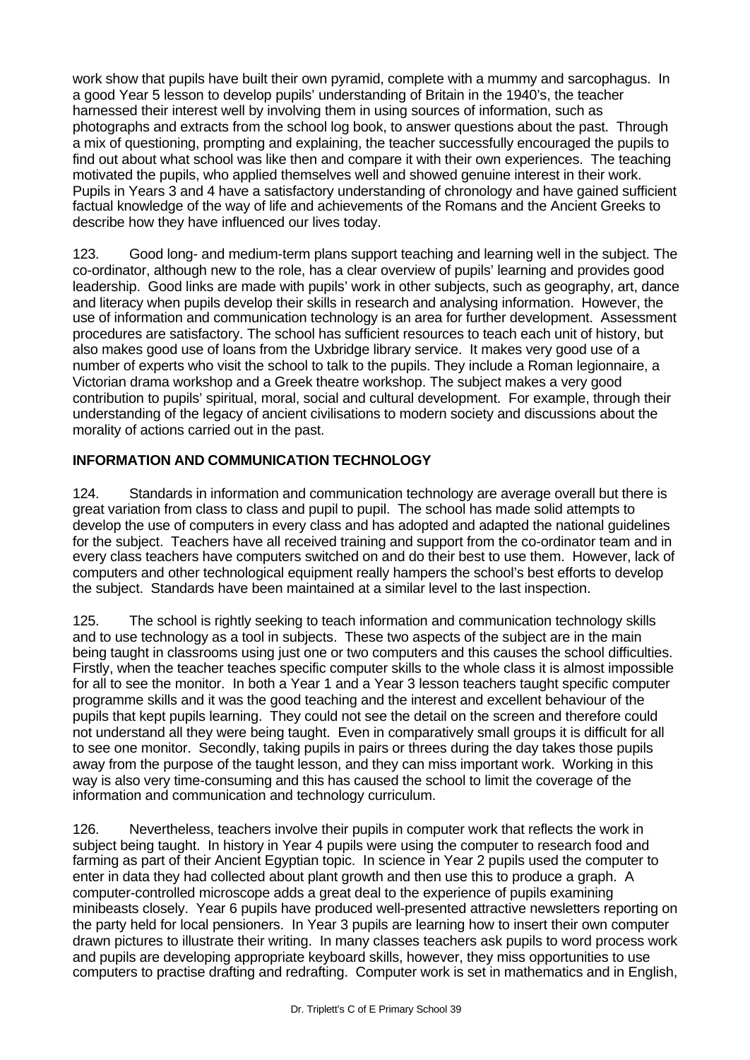work show that pupils have built their own pyramid, complete with a mummy and sarcophagus. In a good Year 5 lesson to develop pupils' understanding of Britain in the 1940's, the teacher harnessed their interest well by involving them in using sources of information, such as photographs and extracts from the school log book, to answer questions about the past. Through a mix of questioning, prompting and explaining, the teacher successfully encouraged the pupils to find out about what school was like then and compare it with their own experiences. The teaching motivated the pupils, who applied themselves well and showed genuine interest in their work. Pupils in Years 3 and 4 have a satisfactory understanding of chronology and have gained sufficient factual knowledge of the way of life and achievements of the Romans and the Ancient Greeks to describe how they have influenced our lives today.

123. Good long- and medium-term plans support teaching and learning well in the subject. The co-ordinator, although new to the role, has a clear overview of pupils' learning and provides good leadership. Good links are made with pupils' work in other subjects, such as geography, art, dance and literacy when pupils develop their skills in research and analysing information. However, the use of information and communication technology is an area for further development. Assessment procedures are satisfactory. The school has sufficient resources to teach each unit of history, but also makes good use of loans from the Uxbridge library service. It makes very good use of a number of experts who visit the school to talk to the pupils. They include a Roman legionnaire, a Victorian drama workshop and a Greek theatre workshop. The subject makes a very good contribution to pupils' spiritual, moral, social and cultural development. For example, through their understanding of the legacy of ancient civilisations to modern society and discussions about the morality of actions carried out in the past.

## INFORMATION AND COMMUNICATION TECHNOLOGY

124. Standards in information and communication technology are average overall but there is great variation from class to class and pupil to pupil. The school has made solid attempts to develop the use of computers in every class and has adopted and adapted the national guidelines for the subject. Teachers have all received training and support from the co-ordinator team and in every class teachers have computers switched on and do their best to use them. However, lack of computers and other technological equipment really hampers the school's best efforts to develop the subject. Standards have been maintained at a similar level to the last inspection.

125. The school is rightly seeking to teach information and communication technology skills and to use technology as a tool in subjects. These two aspects of the subject are in the main being taught in classrooms using just one or two computers and this causes the school difficulties. Firstly, when the teacher teaches specific computer skills to the whole class it is almost impossible for all to see the monitor. In both a Year 1 and a Year 3 lesson teachers taught specific computer programme skills and it was the good teaching and the interest and excellent behaviour of the pupils that kept pupils learning. They could not see the detail on the screen and therefore could not understand all they were being taught. Even in comparatively small groups it is difficult for all to see one monitor. Secondly, taking pupils in pairs or threes during the day takes those pupils away from the purpose of the taught lesson, and they can miss important work. Working in this way is also very time-consuming and this has caused the school to limit the coverage of the information and communication and technology curriculum.

126. Nevertheless, teachers involve their pupils in computer work that reflects the work in subject being taught. In history in Year 4 pupils were using the computer to research food and farming as part of their Ancient Egyptian topic. In science in Year 2 pupils used the computer to enter in data they had collected about plant growth and then use this to produce a graph. A computer-controlled microscope adds a great deal to the experience of pupils examining minibeasts closely. Year 6 pupils have produced well-presented attractive newsletters reporting on the party held for local pensioners. In Year 3 pupils are learning how to insert their own computer drawn pictures to illustrate their writing. In many classes teachers ask pupils to word process work and pupils are developing appropriate keyboard skills, however, they miss opportunities to use computers to practise drafting and redrafting. Computer work is set in mathematics and in English,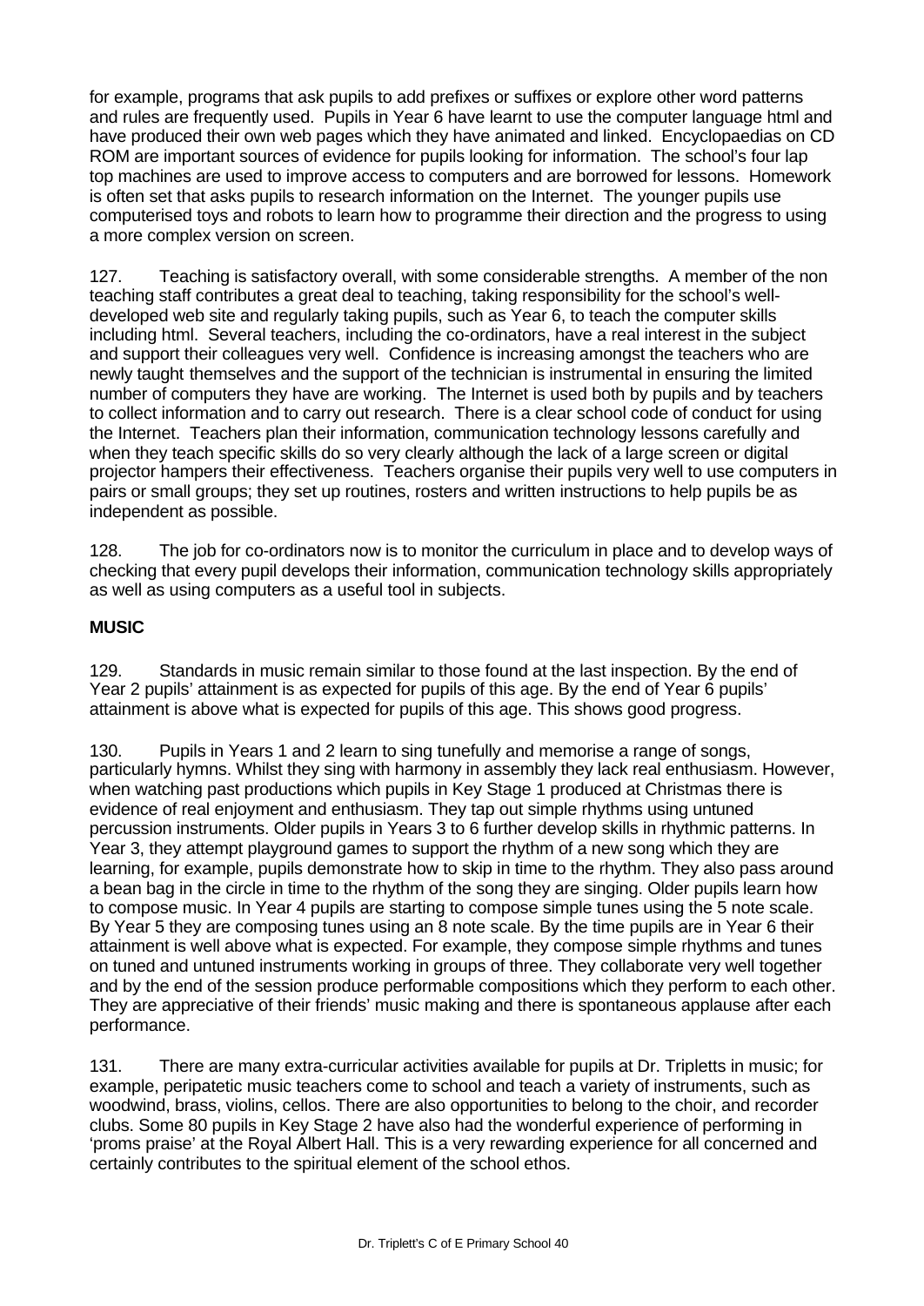for example, programs that ask pupils to add prefixes or suffixes or explore other word patterns and rules are frequently used. Pupils in Year 6 have learnt to use the computer language html and have produced their own web pages which they have animated and linked. Encyclopaedias on CD ROM are important sources of evidence for pupils looking for information. The school's four lap top machines are used to improve access to computers and are borrowed for lessons. Homework is often set that asks pupils to research information on the Internet. The younger pupils use computerised toys and robots to learn how to programme their direction and the progress to using a more complex version on screen.

127. Teaching is satisfactory overall, with some considerable strengths. A member of the non teaching staff contributes a great deal to teaching, taking responsibility for the school's well-developed web site and regularly taking pupils, such as Year 6, to teach the computer skills including html. Several teachers, including the co-ordinators, have a real interest in the subject and support their colleagues very well. Confidence is increasing amongst the teachers who are newly taught themselves and the support of the technician is instrumental in ensuring the limited number of computers they have are working. The Internet is used both by pupils and by teachers to collect information and to carry out research. There is a clear school code of conduct for using the Internet. Teachers plan their information, communication technology lessons carefully and when they teach specific skills do so very clearly although the lack of a large screen or digital projector hampers their effectiveness. Teachers organise their pupils very well to use computers in pairs or small groups; they set up routines, rosters and written instructions to help pupils be as independent as possible.

128. The job for co-ordinators now is to monitor the curriculum in place and to develop ways of checking that every pupil develops their information, communication technology skills appropriately as well as using computers as a useful tool in subjects.

**MUSIC**

129. Standards in music remain similar to those found at the last inspection. By the end of Year 2 pupils' attainment is as expected for pupils of this age. By the end of Year 6 pupils' attainment is above what is expected for pupils of this age. This shows good progress.

130. Pupils in Years 1 and 2 learn to sing tunefully and memorise a range of songs, particularly hymns. Whilst they sing with harmony in assembly they lack real enthusiasm. However, when watching past productions which pupils in Key Stage 1 produced at Christmas there is evidence of real enjoyment and enthusiasm. They tap out simple rhythms using untuned percussion instruments. Older pupils in Years 3 to 6 further develop skills in rhythmic patterns. In Year 3, they attempt playground games to support the rhythm of a new song which they are learning, for example, pupils demonstrate how to skip in time to the rhythm. They also pass around a bean bag in the circle in time to the rhythm of the song they are singing. Older pupils learn how to compose music. In Year 4 pupils are starting to compose simple tunes using the 5 note scale. By Year 5 they are composing tunes using an 8 note scale. By the time pupils are in Year 6 their attainment is well above what is expected. For example, they compose simple rhythms and tunes on tuned and untuned instruments working in groups of three. They collaborate very well together and by the end of the session produce performable compositions which they perform to each other. They are appreciative of their friends' music making and there is spontaneous applause after each performance.

131. There are many extra-curricular activities available for pupils at Dr. Tripletts in music; for example, peripatetic music teachers come to school and teach a variety of instruments, such as woodwind, brass, violins, cellos. There are also opportunities to belong to the choir, and recorder clubs. Some 80 pupils in Key Stage 2 have also had the wonderful experience of performing in 'proms praise' at the Royal Albert Hall. This is a very rewarding experience for all concerned and certainly contributes to the spiritual element of the school ethos.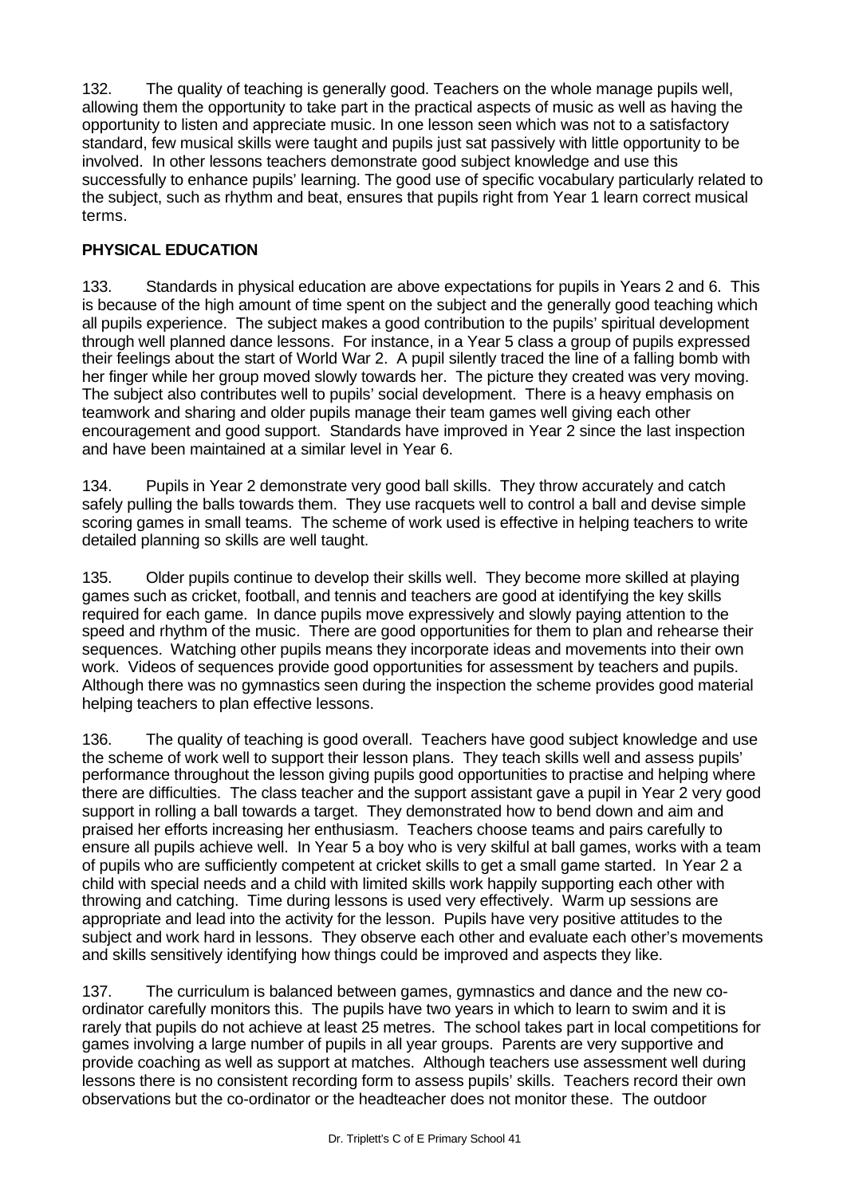132. The quality of teaching is generally good. Teachers on the whole manage pupils well, allowing them the opportunity to take part in the practical aspects of music as well as having the opportunity to listen and appreciate music. In one lesson seen which was not to a satisfactory standard, few musical skills were taught and pupils just sat passively with little opportunity to be involved. In other lessons teachers demonstrate good subject knowledge and use this successfully to enhance pupils' learning. The good use of specific vocabulary particularly related to the subject, such as rhythm and beat, ensures that pupils right from Year 1 learn correct musical terms.

## PHYSICAL EDUCATION

133. Standards in physical education are above expectations for pupils in Years 2 and 6. This is because of the high amount of time spent on the subject and the generally good teaching which all pupils experience. The subject makes a good contribution to the pupils' spiritual development through well planned dance lessons. For instance, in a Year 5 class a group of pupils expressed their feelings about the start of World War 2. A pupil silently traced the line of a falling bomb with her finger while her group moved slowly towards her. The picture they created was very moving. The subject also contributes well to pupils' social development. There is a heavy emphasis on teamwork and sharing and older pupils manage their team games well giving each other encouragement and good support. Standards have improved in Year 2 since the last inspection and have been maintained at a similar level in Year 6.

134. Pupils in Year 2 demonstrate very good ball skills. They throw accurately and catch safely pulling the balls towards them. They use racquets well to control a ball and devise simple scoring games in small teams. The scheme of work used is effective in helping teachers to write detailed planning so skills are well taught.

135. Older pupils continue to develop their skills well. They become more skilled at playing games such as cricket, football, and tennis and teachers are good at identifying the key skills required for each game. In dance pupils move expressively and slowly paying attention to the speed and rhythm of the music. There are good opportunities for them to plan and rehearse their sequences. Watching other pupils means they incorporate ideas and movements into their own work. Videos of sequences provide good opportunities for assessment by teachers and pupils. Although there was no gymnastics seen during the inspection the scheme provides good material helping teachers to plan effective lessons.

136. The quality of teaching is good overall. Teachers have good subject knowledge and use the scheme of work well to support their lesson plans. They teach skills well and assess pupils' performance throughout the lesson giving pupils good opportunities to practise and helping where there are difficulties. The class teacher and the support assistant gave a pupil in Year 2 very good support in rolling a ball towards a target. They demonstrated how to bend down and aim and praised her efforts increasing her enthusiasm. Teachers choose teams and pairs carefully to ensure all pupils achieve well. In Year 5 a boy who is very skilful at ball games, works with a team of pupils who are sufficiently competent at cricket skills to get a small game started. In Year 2 a child with special needs and a child with limited skills work happily supporting each other with throwing and catching. Time during lessons is used very effectively. Warm up sessions are appropriate and lead into the activity for the lesson. Pupils have very positive attitudes to the subject and work hard in lessons. They observe each other and evaluate each other's movements and skills sensitively identifying how things could be improved and aspects they like.

137. The curriculum is balanced between games, gymnastics and dance and the new co-ordinator carefully monitors this. The pupils have two years in which to learn to swim and it is rarely that pupils do not achieve at least 25 metres. The school takes part in local competitions for games involving a large number of pupils in all year groups. Parents are very supportive and provide coaching as well as support at matches. Although teachers use assessment well during lessons there is no consistent recording form to assess pupils' skills. Teachers record their own observations but the co-ordinator or the headteacher does not monitor these. The outdoor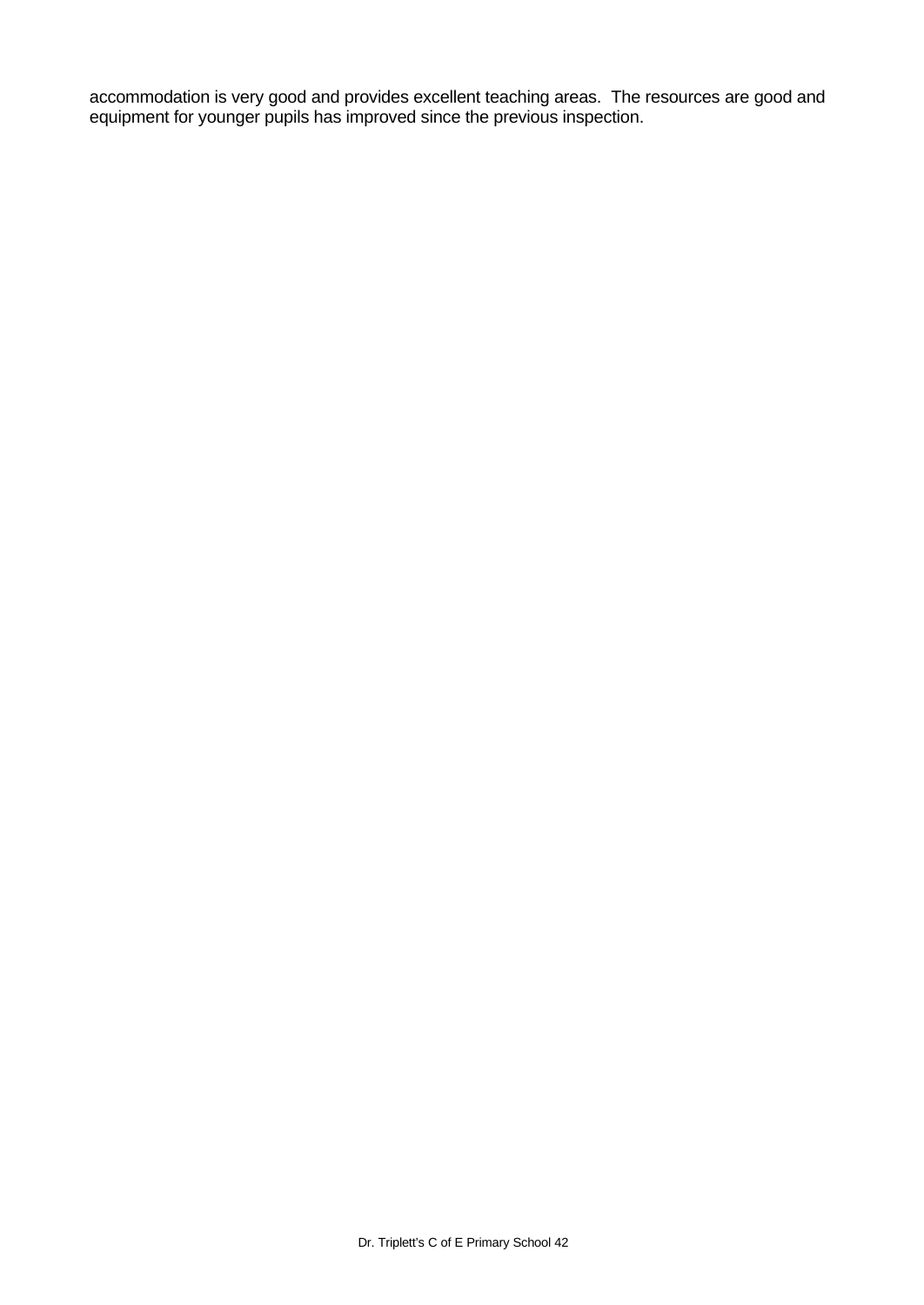accommodation is very good and provides excellent teaching areas. The resources are good and equipment for younger pupils has improved since the previous inspection.